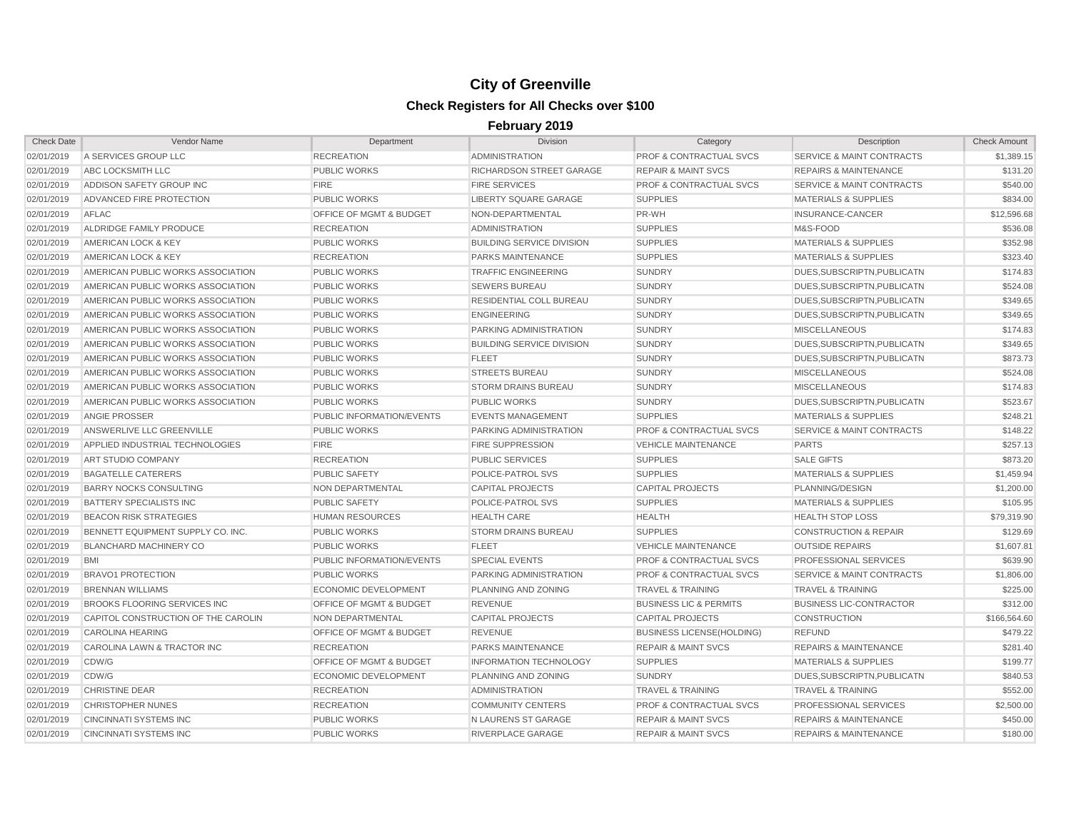# City of Greenville

## Check Registers for All Checks over $100

### February 2019

| Check Date | Vendor Name | Department | Division | Category | Description | Check Amount |
|---|---|---|---|---|---|---|
| 02/01/2019 | A SERVICES GROUP LLC | RECREATION | ADMINISTRATION | PROF & CONTRACTUAL SVCS | SERVICE & MAINT CONTRACTS | $1,389.15 |
| 02/01/2019 | ABC LOCKSMITH LLC | PUBLIC WORKS | RICHARDSON STREET GARAGE | REPAIR & MAINT SVCS | REPAIRS & MAINTENANCE | $131.20 |
| 02/01/2019 | ADDISON SAFETY GROUP INC | FIRE | FIRE SERVICES | PROF & CONTRACTUAL SVCS | SERVICE & MAINT CONTRACTS | $540.00 |
| 02/01/2019 | ADVANCED FIRE PROTECTION | PUBLIC WORKS | LIBERTY SQUARE GARAGE | SUPPLIES | MATERIALS & SUPPLIES | $834.00 |
| 02/01/2019 | AFLAC | OFFICE OF MGMT & BUDGET | NON-DEPARTMENTAL | PR-WH | INSURANCE-CANCER | $12,596.68 |
| 02/01/2019 | ALDRIDGE FAMILY PRODUCE | RECREATION | ADMINISTRATION | SUPPLIES | M&S-FOOD | $536.08 |
| 02/01/2019 | AMERICAN LOCK & KEY | PUBLIC WORKS | BUILDING SERVICE DIVISION | SUPPLIES | MATERIALS & SUPPLIES | $352.98 |
| 02/01/2019 | AMERICAN LOCK & KEY | RECREATION | PARKS MAINTENANCE | SUPPLIES | MATERIALS & SUPPLIES | $323.40 |
| 02/01/2019 | AMERICAN PUBLIC WORKS ASSOCIATION | PUBLIC WORKS | TRAFFIC ENGINEERING | SUNDRY | DUES,SUBSCRIPTN,PUBLICATN | $174.83 |
| 02/01/2019 | AMERICAN PUBLIC WORKS ASSOCIATION | PUBLIC WORKS | SEWERS BUREAU | SUNDRY | DUES,SUBSCRIPTN,PUBLICATN | $524.08 |
| 02/01/2019 | AMERICAN PUBLIC WORKS ASSOCIATION | PUBLIC WORKS | RESIDENTIAL COLL BUREAU | SUNDRY | DUES,SUBSCRIPTN,PUBLICATN | $349.65 |
| 02/01/2019 | AMERICAN PUBLIC WORKS ASSOCIATION | PUBLIC WORKS | ENGINEERING | SUNDRY | DUES,SUBSCRIPTN,PUBLICATN | $349.65 |
| 02/01/2019 | AMERICAN PUBLIC WORKS ASSOCIATION | PUBLIC WORKS | PARKING ADMINISTRATION | SUNDRY | MISCELLANEOUS | $174.83 |
| 02/01/2019 | AMERICAN PUBLIC WORKS ASSOCIATION | PUBLIC WORKS | BUILDING SERVICE DIVISION | SUNDRY | DUES,SUBSCRIPTN,PUBLICATN | $349.65 |
| 02/01/2019 | AMERICAN PUBLIC WORKS ASSOCIATION | PUBLIC WORKS | FLEET | SUNDRY | DUES,SUBSCRIPTN,PUBLICATN | $873.73 |
| 02/01/2019 | AMERICAN PUBLIC WORKS ASSOCIATION | PUBLIC WORKS | STREETS BUREAU | SUNDRY | MISCELLANEOUS | $524.08 |
| 02/01/2019 | AMERICAN PUBLIC WORKS ASSOCIATION | PUBLIC WORKS | STORM DRAINS BUREAU | SUNDRY | MISCELLANEOUS | $174.83 |
| 02/01/2019 | AMERICAN PUBLIC WORKS ASSOCIATION | PUBLIC WORKS | PUBLIC WORKS | SUNDRY | DUES,SUBSCRIPTN,PUBLICATN | $523.67 |
| 02/01/2019 | ANGIE PROSSER | PUBLIC INFORMATION/EVENTS | EVENTS MANAGEMENT | SUPPLIES | MATERIALS & SUPPLIES | $248.21 |
| 02/01/2019 | ANSWERLIVE LLC GREENVILLE | PUBLIC WORKS | PARKING ADMINISTRATION | PROF & CONTRACTUAL SVCS | SERVICE & MAINT CONTRACTS | $148.22 |
| 02/01/2019 | APPLIED INDUSTRIAL TECHNOLOGIES | FIRE | FIRE SUPPRESSION | VEHICLE MAINTENANCE | PARTS | $257.13 |
| 02/01/2019 | ART STUDIO COMPANY | RECREATION | PUBLIC SERVICES | SUPPLIES | SALE GIFTS | $873.20 |
| 02/01/2019 | BAGATELLE CATERERS | PUBLIC SAFETY | POLICE-PATROL SVS | SUPPLIES | MATERIALS & SUPPLIES | $1,459.94 |
| 02/01/2019 | BARRY NOCKS CONSULTING | NON DEPARTMENTAL | CAPITAL PROJECTS | CAPITAL PROJECTS | PLANNING/DESIGN | $1,200.00 |
| 02/01/2019 | BATTERY SPECIALISTS INC | PUBLIC SAFETY | POLICE-PATROL SVS | SUPPLIES | MATERIALS & SUPPLIES | $105.95 |
| 02/01/2019 | BEACON RISK STRATEGIES | HUMAN RESOURCES | HEALTH CARE | HEALTH | HEALTH STOP LOSS | $79,319.90 |
| 02/01/2019 | BENNETT EQUIPMENT SUPPLY CO. INC. | PUBLIC WORKS | STORM DRAINS BUREAU | SUPPLIES | CONSTRUCTION & REPAIR | $129.69 |
| 02/01/2019 | BLANCHARD MACHINERY CO | PUBLIC WORKS | FLEET | VEHICLE MAINTENANCE | OUTSIDE REPAIRS | $1,607.81 |
| 02/01/2019 | BMI | PUBLIC INFORMATION/EVENTS | SPECIAL EVENTS | PROF & CONTRACTUAL SVCS | PROFESSIONAL SERVICES | $639.90 |
| 02/01/2019 | BRAVO1 PROTECTION | PUBLIC WORKS | PARKING ADMINISTRATION | PROF & CONTRACTUAL SVCS | SERVICE & MAINT CONTRACTS | $1,806.00 |
| 02/01/2019 | BRENNAN WILLIAMS | ECONOMIC DEVELOPMENT | PLANNING AND ZONING | TRAVEL & TRAINING | TRAVEL & TRAINING | $225.00 |
| 02/01/2019 | BROOKS FLOORING SERVICES INC | OFFICE OF MGMT & BUDGET | REVENUE | BUSINESS LIC & PERMITS | BUSINESS LIC-CONTRACTOR | $312.00 |
| 02/01/2019 | CAPITOL CONSTRUCTION OF THE CAROLIN | NON DEPARTMENTAL | CAPITAL PROJECTS | CAPITAL PROJECTS | CONSTRUCTION | $166,564.60 |
| 02/01/2019 | CAROLINA HEARING | OFFICE OF MGMT & BUDGET | REVENUE | BUSINESS LICENSE(HOLDING) | REFUND | $479.22 |
| 02/01/2019 | CAROLINA LAWN & TRACTOR INC | RECREATION | PARKS MAINTENANCE | REPAIR & MAINT SVCS | REPAIRS & MAINTENANCE | $281.40 |
| 02/01/2019 | CDW/G | OFFICE OF MGMT & BUDGET | INFORMATION TECHNOLOGY | SUPPLIES | MATERIALS & SUPPLIES | $199.77 |
| 02/01/2019 | CDW/G | ECONOMIC DEVELOPMENT | PLANNING AND ZONING | SUNDRY | DUES,SUBSCRIPTN,PUBLICATN | $840.53 |
| 02/01/2019 | CHRISTINE DEAR | RECREATION | ADMINISTRATION | TRAVEL & TRAINING | TRAVEL & TRAINING | $552.00 |
| 02/01/2019 | CHRISTOPHER NUNES | RECREATION | COMMUNITY CENTERS | PROF & CONTRACTUAL SVCS | PROFESSIONAL SERVICES | $2,500.00 |
| 02/01/2019 | CINCINNATI SYSTEMS INC | PUBLIC WORKS | N LAURENS ST GARAGE | REPAIR & MAINT SVCS | REPAIRS & MAINTENANCE | $450.00 |
| 02/01/2019 | CINCINNATI SYSTEMS INC | PUBLIC WORKS | RIVERPLACE GARAGE | REPAIR & MAINT SVCS | REPAIRS & MAINTENANCE | $180.00 |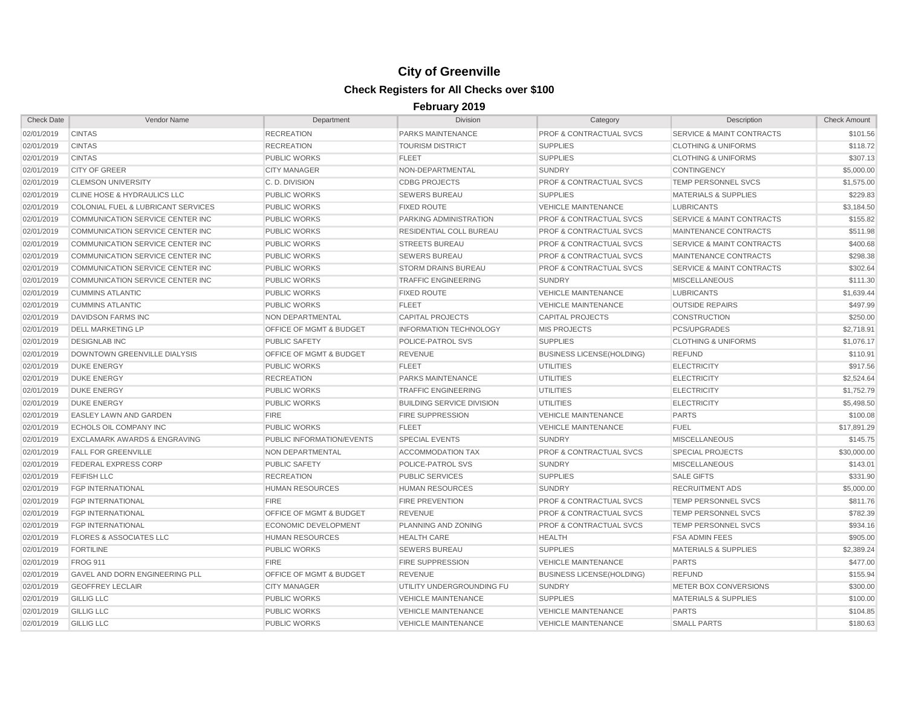# City of Greenville

## Check Registers for All Checks over $100

### February 2019

| Check Date | Vendor Name | Department | Division | Category | Description | Check Amount |
|---|---|---|---|---|---|---|
| 02/01/2019 | CINTAS | RECREATION | PARKS MAINTENANCE | PROF & CONTRACTUAL SVCS | SERVICE & MAINT CONTRACTS | $101.56 |
| 02/01/2019 | CINTAS | RECREATION | TOURISM DISTRICT | SUPPLIES | CLOTHING & UNIFORMS | $118.72 |
| 02/01/2019 | CINTAS | PUBLIC WORKS | FLEET | SUPPLIES | CLOTHING & UNIFORMS | $307.13 |
| 02/01/2019 | CITY OF GREER | CITY MANAGER | NON-DEPARTMENTAL | SUNDRY | CONTINGENCY | $5,000.00 |
| 02/01/2019 | CLEMSON UNIVERSITY | C. D. DIVISION | CDBG PROJECTS | PROF & CONTRACTUAL SVCS | TEMP PERSONNEL SVCS | $1,575.00 |
| 02/01/2019 | CLINE HOSE & HYDRAULICS LLC | PUBLIC WORKS | SEWERS BUREAU | SUPPLIES | MATERIALS & SUPPLIES | $229.83 |
| 02/01/2019 | COLONIAL FUEL & LUBRICANT SERVICES | PUBLIC WORKS | FIXED ROUTE | VEHICLE MAINTENANCE | LUBRICANTS | $3,184.50 |
| 02/01/2019 | COMMUNICATION SERVICE CENTER INC | PUBLIC WORKS | PARKING ADMINISTRATION | PROF & CONTRACTUAL SVCS | SERVICE & MAINT CONTRACTS | $155.82 |
| 02/01/2019 | COMMUNICATION SERVICE CENTER INC | PUBLIC WORKS | RESIDENTIAL COLL BUREAU | PROF & CONTRACTUAL SVCS | MAINTENANCE CONTRACTS | $511.98 |
| 02/01/2019 | COMMUNICATION SERVICE CENTER INC | PUBLIC WORKS | STREETS BUREAU | PROF & CONTRACTUAL SVCS | SERVICE & MAINT CONTRACTS | $400.68 |
| 02/01/2019 | COMMUNICATION SERVICE CENTER INC | PUBLIC WORKS | SEWERS BUREAU | PROF & CONTRACTUAL SVCS | MAINTENANCE CONTRACTS | $298.38 |
| 02/01/2019 | COMMUNICATION SERVICE CENTER INC | PUBLIC WORKS | STORM DRAINS BUREAU | PROF & CONTRACTUAL SVCS | SERVICE & MAINT CONTRACTS | $302.64 |
| 02/01/2019 | COMMUNICATION SERVICE CENTER INC | PUBLIC WORKS | TRAFFIC ENGINEERING | SUNDRY | MISCELLANEOUS | $111.30 |
| 02/01/2019 | CUMMINS ATLANTIC | PUBLIC WORKS | FIXED ROUTE | VEHICLE MAINTENANCE | LUBRICANTS | $1,639.44 |
| 02/01/2019 | CUMMINS ATLANTIC | PUBLIC WORKS | FLEET | VEHICLE MAINTENANCE | OUTSIDE REPAIRS | $497.99 |
| 02/01/2019 | DAVIDSON FARMS INC | NON DEPARTMENTAL | CAPITAL PROJECTS | CAPITAL PROJECTS | CONSTRUCTION | $250.00 |
| 02/01/2019 | DELL MARKETING LP | OFFICE OF MGMT & BUDGET | INFORMATION TECHNOLOGY | MIS PROJECTS | PCS/UPGRADES | $2,718.91 |
| 02/01/2019 | DESIGNLAB INC | PUBLIC SAFETY | POLICE-PATROL SVS | SUPPLIES | CLOTHING & UNIFORMS | $1,076.17 |
| 02/01/2019 | DOWNTOWN GREENVILLE DIALYSIS | OFFICE OF MGMT & BUDGET | REVENUE | BUSINESS LICENSE(HOLDING) | REFUND | $110.91 |
| 02/01/2019 | DUKE ENERGY | PUBLIC WORKS | FLEET | UTILITIES | ELECTRICITY | $917.56 |
| 02/01/2019 | DUKE ENERGY | RECREATION | PARKS MAINTENANCE | UTILITIES | ELECTRICITY | $2,524.64 |
| 02/01/2019 | DUKE ENERGY | PUBLIC WORKS | TRAFFIC ENGINEERING | UTILITIES | ELECTRICITY | $1,752.79 |
| 02/01/2019 | DUKE ENERGY | PUBLIC WORKS | BUILDING SERVICE DIVISION | UTILITIES | ELECTRICITY | $5,498.50 |
| 02/01/2019 | EASLEY LAWN AND GARDEN | FIRE | FIRE SUPPRESSION | VEHICLE MAINTENANCE | PARTS | $100.08 |
| 02/01/2019 | ECHOLS OIL COMPANY INC | PUBLIC WORKS | FLEET | VEHICLE MAINTENANCE | FUEL | $17,891.29 |
| 02/01/2019 | EXCLAMARK AWARDS & ENGRAVING | PUBLIC INFORMATION/EVENTS | SPECIAL EVENTS | SUNDRY | MISCELLANEOUS | $145.75 |
| 02/01/2019 | FALL FOR GREENVILLE | NON DEPARTMENTAL | ACCOMMODATION TAX | PROF & CONTRACTUAL SVCS | SPECIAL PROJECTS | $30,000.00 |
| 02/01/2019 | FEDERAL EXPRESS CORP | PUBLIC SAFETY | POLICE-PATROL SVS | SUNDRY | MISCELLANEOUS | $143.01 |
| 02/01/2019 | FEIFISH LLC | RECREATION | PUBLIC SERVICES | SUPPLIES | SALE GIFTS | $331.90 |
| 02/01/2019 | FGP INTERNATIONAL | HUMAN RESOURCES | HUMAN RESOURCES | SUNDRY | RECRUITMENT ADS | $5,000.00 |
| 02/01/2019 | FGP INTERNATIONAL | FIRE | FIRE PREVENTION | PROF & CONTRACTUAL SVCS | TEMP PERSONNEL SVCS | $811.76 |
| 02/01/2019 | FGP INTERNATIONAL | OFFICE OF MGMT & BUDGET | REVENUE | PROF & CONTRACTUAL SVCS | TEMP PERSONNEL SVCS | $782.39 |
| 02/01/2019 | FGP INTERNATIONAL | ECONOMIC DEVELOPMENT | PLANNING AND ZONING | PROF & CONTRACTUAL SVCS | TEMP PERSONNEL SVCS | $934.16 |
| 02/01/2019 | FLORES & ASSOCIATES LLC | HUMAN RESOURCES | HEALTH CARE | HEALTH | FSA ADMIN FEES | $905.00 |
| 02/01/2019 | FORTILINE | PUBLIC WORKS | SEWERS BUREAU | SUPPLIES | MATERIALS & SUPPLIES | $2,389.24 |
| 02/01/2019 | FROG 911 | FIRE | FIRE SUPPRESSION | VEHICLE MAINTENANCE | PARTS | $477.00 |
| 02/01/2019 | GAVEL AND DORN ENGINEERING PLL | OFFICE OF MGMT & BUDGET | REVENUE | BUSINESS LICENSE(HOLDING) | REFUND | $155.94 |
| 02/01/2019 | GEOFFREY LECLAIR | CITY MANAGER | UTILITY UNDERGROUNDING FU | SUNDRY | METER BOX CONVERSIONS | $300.00 |
| 02/01/2019 | GILLIG LLC | PUBLIC WORKS | VEHICLE MAINTENANCE | SUPPLIES | MATERIALS & SUPPLIES | $100.00 |
| 02/01/2019 | GILLIG LLC | PUBLIC WORKS | VEHICLE MAINTENANCE | VEHICLE MAINTENANCE | PARTS | $104.85 |
| 02/01/2019 | GILLIG LLC | PUBLIC WORKS | VEHICLE MAINTENANCE | VEHICLE MAINTENANCE | SMALL PARTS | $180.63 |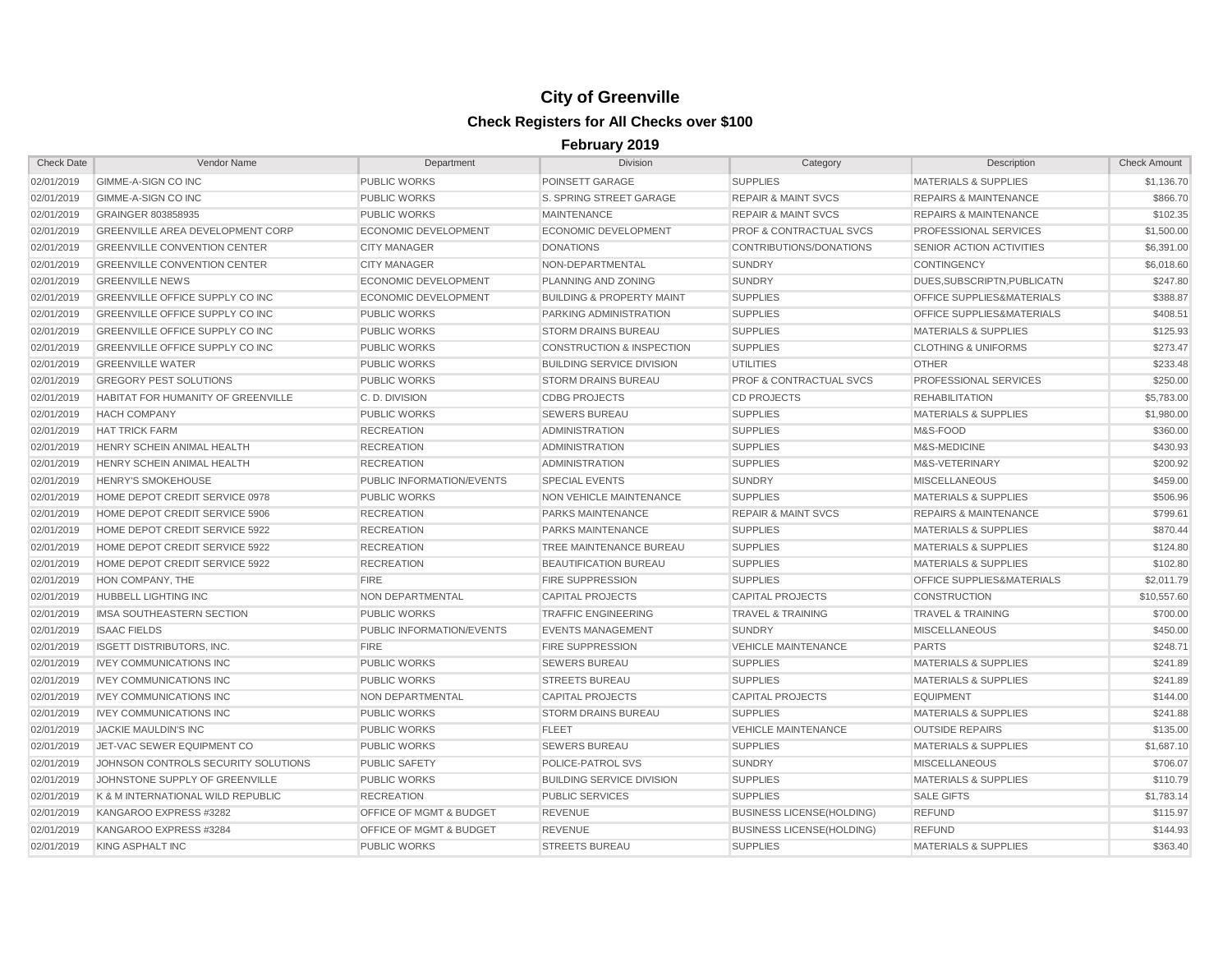# City of Greenville

## Check Registers for All Checks over $100

### February 2019

| Check Date | Vendor Name | Department | Division | Category | Description | Check Amount |
|---|---|---|---|---|---|---|
| 02/01/2019 | GIMME-A-SIGN CO INC | PUBLIC WORKS | POINSETT GARAGE | SUPPLIES | MATERIALS & SUPPLIES | $1,136.70 |
| 02/01/2019 | GIMME-A-SIGN CO INC | PUBLIC WORKS | S. SPRING STREET GARAGE | REPAIR & MAINT SVCS | REPAIRS & MAINTENANCE | $866.70 |
| 02/01/2019 | GRAINGER 803858935 | PUBLIC WORKS | MAINTENANCE | REPAIR & MAINT SVCS | REPAIRS & MAINTENANCE | $102.35 |
| 02/01/2019 | GREENVILLE AREA DEVELOPMENT CORP | ECONOMIC DEVELOPMENT | ECONOMIC DEVELOPMENT | PROF & CONTRACTUAL SVCS | PROFESSIONAL SERVICES | $1,500.00 |
| 02/01/2019 | GREENVILLE CONVENTION CENTER | CITY MANAGER | DONATIONS | CONTRIBUTIONS/DONATIONS | SENIOR ACTION ACTIVITIES | $6,391.00 |
| 02/01/2019 | GREENVILLE CONVENTION CENTER | CITY MANAGER | NON-DEPARTMENTAL | SUNDRY | CONTINGENCY | $6,018.60 |
| 02/01/2019 | GREENVILLE NEWS | ECONOMIC DEVELOPMENT | PLANNING AND ZONING | SUNDRY | DUES,SUBSCRIPTN,PUBLICATN | $247.80 |
| 02/01/2019 | GREENVILLE OFFICE SUPPLY CO INC | ECONOMIC DEVELOPMENT | BUILDING & PROPERTY MAINT | SUPPLIES | OFFICE SUPPLIES&MATERIALS | $388.87 |
| 02/01/2019 | GREENVILLE OFFICE SUPPLY CO INC | PUBLIC WORKS | PARKING ADMINISTRATION | SUPPLIES | OFFICE SUPPLIES&MATERIALS | $408.51 |
| 02/01/2019 | GREENVILLE OFFICE SUPPLY CO INC | PUBLIC WORKS | STORM DRAINS BUREAU | SUPPLIES | MATERIALS & SUPPLIES | $125.93 |
| 02/01/2019 | GREENVILLE OFFICE SUPPLY CO INC | PUBLIC WORKS | CONSTRUCTION & INSPECTION | SUPPLIES | CLOTHING & UNIFORMS | $273.47 |
| 02/01/2019 | GREENVILLE WATER | PUBLIC WORKS | BUILDING SERVICE DIVISION | UTILITIES | OTHER | $233.48 |
| 02/01/2019 | GREGORY PEST SOLUTIONS | PUBLIC WORKS | STORM DRAINS BUREAU | PROF & CONTRACTUAL SVCS | PROFESSIONAL SERVICES | $250.00 |
| 02/01/2019 | HABITAT FOR HUMANITY OF GREENVILLE | C. D. DIVISION | CDBG PROJECTS | CD PROJECTS | REHABILITATION | $5,783.00 |
| 02/01/2019 | HACH COMPANY | PUBLIC WORKS | SEWERS BUREAU | SUPPLIES | MATERIALS & SUPPLIES | $1,980.00 |
| 02/01/2019 | HAT TRICK FARM | RECREATION | ADMINISTRATION | SUPPLIES | M&S-FOOD | $360.00 |
| 02/01/2019 | HENRY SCHEIN ANIMAL HEALTH | RECREATION | ADMINISTRATION | SUPPLIES | M&S-MEDICINE | $430.93 |
| 02/01/2019 | HENRY SCHEIN ANIMAL HEALTH | RECREATION | ADMINISTRATION | SUPPLIES | M&S-VETERINARY | $200.92 |
| 02/01/2019 | HENRY'S SMOKEHOUSE | PUBLIC INFORMATION/EVENTS | SPECIAL EVENTS | SUNDRY | MISCELLANEOUS | $459.00 |
| 02/01/2019 | HOME DEPOT CREDIT SERVICE 0978 | PUBLIC WORKS | NON VEHICLE MAINTENANCE | SUPPLIES | MATERIALS & SUPPLIES | $506.96 |
| 02/01/2019 | HOME DEPOT CREDIT SERVICE 5906 | RECREATION | PARKS MAINTENANCE | REPAIR & MAINT SVCS | REPAIRS & MAINTENANCE | $799.61 |
| 02/01/2019 | HOME DEPOT CREDIT SERVICE 5922 | RECREATION | PARKS MAINTENANCE | SUPPLIES | MATERIALS & SUPPLIES | $870.44 |
| 02/01/2019 | HOME DEPOT CREDIT SERVICE 5922 | RECREATION | TREE MAINTENANCE BUREAU | SUPPLIES | MATERIALS & SUPPLIES | $124.80 |
| 02/01/2019 | HOME DEPOT CREDIT SERVICE 5922 | RECREATION | BEAUTIFICATION BUREAU | SUPPLIES | MATERIALS & SUPPLIES | $102.80 |
| 02/01/2019 | HON COMPANY, THE | FIRE | FIRE SUPPRESSION | SUPPLIES | OFFICE SUPPLIES&MATERIALS | $2,011.79 |
| 02/01/2019 | HUBBELL LIGHTING INC | NON DEPARTMENTAL | CAPITAL PROJECTS | CAPITAL PROJECTS | CONSTRUCTION | $10,557.60 |
| 02/01/2019 | IMSA SOUTHEASTERN SECTION | PUBLIC WORKS | TRAFFIC ENGINEERING | TRAVEL & TRAINING | TRAVEL & TRAINING | $700.00 |
| 02/01/2019 | ISAAC FIELDS | PUBLIC INFORMATION/EVENTS | EVENTS MANAGEMENT | SUNDRY | MISCELLANEOUS | $450.00 |
| 02/01/2019 | ISGETT DISTRIBUTORS, INC. | FIRE | FIRE SUPPRESSION | VEHICLE MAINTENANCE | PARTS | $248.71 |
| 02/01/2019 | IVEY COMMUNICATIONS INC | PUBLIC WORKS | SEWERS BUREAU | SUPPLIES | MATERIALS & SUPPLIES | $241.89 |
| 02/01/2019 | IVEY COMMUNICATIONS INC | PUBLIC WORKS | STREETS BUREAU | SUPPLIES | MATERIALS & SUPPLIES | $241.89 |
| 02/01/2019 | IVEY COMMUNICATIONS INC | NON DEPARTMENTAL | CAPITAL PROJECTS | CAPITAL PROJECTS | EQUIPMENT | $144.00 |
| 02/01/2019 | IVEY COMMUNICATIONS INC | PUBLIC WORKS | STORM DRAINS BUREAU | SUPPLIES | MATERIALS & SUPPLIES | $241.88 |
| 02/01/2019 | JACKIE MAULDIN'S INC | PUBLIC WORKS | FLEET | VEHICLE MAINTENANCE | OUTSIDE REPAIRS | $135.00 |
| 02/01/2019 | JET-VAC SEWER EQUIPMENT CO | PUBLIC WORKS | SEWERS BUREAU | SUPPLIES | MATERIALS & SUPPLIES | $1,687.10 |
| 02/01/2019 | JOHNSON CONTROLS SECURITY SOLUTIONS | PUBLIC SAFETY | POLICE-PATROL SVS | SUNDRY | MISCELLANEOUS | $706.07 |
| 02/01/2019 | JOHNSTONE SUPPLY OF GREENVILLE | PUBLIC WORKS | BUILDING SERVICE DIVISION | SUPPLIES | MATERIALS & SUPPLIES | $110.79 |
| 02/01/2019 | K & M INTERNATIONAL WILD REPUBLIC | RECREATION | PUBLIC SERVICES | SUPPLIES | SALE GIFTS | $1,783.14 |
| 02/01/2019 | KANGAROO EXPRESS #3282 | OFFICE OF MGMT & BUDGET | REVENUE | BUSINESS LICENSE(HOLDING) | REFUND | $115.97 |
| 02/01/2019 | KANGAROO EXPRESS #3284 | OFFICE OF MGMT & BUDGET | REVENUE | BUSINESS LICENSE(HOLDING) | REFUND | $144.93 |
| 02/01/2019 | KING ASPHALT INC | PUBLIC WORKS | STREETS BUREAU | SUPPLIES | MATERIALS & SUPPLIES | $363.40 |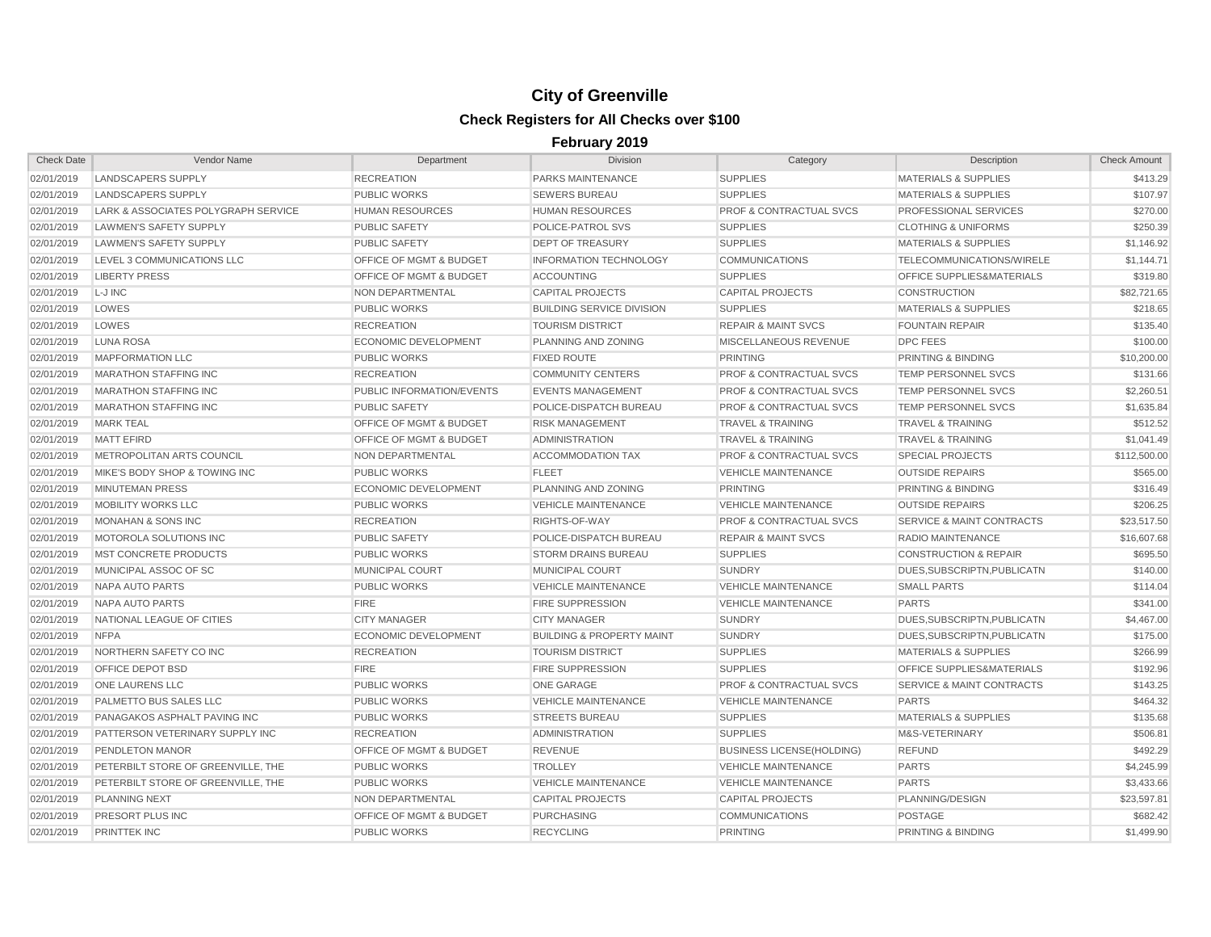# City of Greenville

## Check Registers for All Checks over $100

### February 2019

| Check Date | Vendor Name | Department | Division | Category | Description | Check Amount |
|---|---|---|---|---|---|---|
| 02/01/2019 | LANDSCAPERS SUPPLY | RECREATION | PARKS MAINTENANCE | SUPPLIES | MATERIALS & SUPPLIES | $413.29 |
| 02/01/2019 | LANDSCAPERS SUPPLY | PUBLIC WORKS | SEWERS BUREAU | SUPPLIES | MATERIALS & SUPPLIES | $107.97 |
| 02/01/2019 | LARK & ASSOCIATES POLYGRAPH SERVICE | HUMAN RESOURCES | HUMAN RESOURCES | PROF & CONTRACTUAL SVCS | PROFESSIONAL SERVICES | $270.00 |
| 02/01/2019 | LAWMEN'S SAFETY SUPPLY | PUBLIC SAFETY | POLICE-PATROL SVS | SUPPLIES | CLOTHING & UNIFORMS | $250.39 |
| 02/01/2019 | LAWMEN'S SAFETY SUPPLY | PUBLIC SAFETY | DEPT OF TREASURY | SUPPLIES | MATERIALS & SUPPLIES | $1,146.92 |
| 02/01/2019 | LEVEL 3 COMMUNICATIONS LLC | OFFICE OF MGMT & BUDGET | INFORMATION TECHNOLOGY | COMMUNICATIONS | TELECOMMUNICATIONS/WIRELE | $1,144.71 |
| 02/01/2019 | LIBERTY PRESS | OFFICE OF MGMT & BUDGET | ACCOUNTING | SUPPLIES | OFFICE SUPPLIES&MATERIALS | $319.80 |
| 02/01/2019 | L-J INC | NON DEPARTMENTAL | CAPITAL PROJECTS | CAPITAL PROJECTS | CONSTRUCTION | $82,721.65 |
| 02/01/2019 | LOWES | PUBLIC WORKS | BUILDING SERVICE DIVISION | SUPPLIES | MATERIALS & SUPPLIES | $218.65 |
| 02/01/2019 | LOWES | RECREATION | TOURISM DISTRICT | REPAIR & MAINT SVCS | FOUNTAIN REPAIR | $135.40 |
| 02/01/2019 | LUNA ROSA | ECONOMIC DEVELOPMENT | PLANNING AND ZONING | MISCELLANEOUS REVENUE | DPC FEES | $100.00 |
| 02/01/2019 | MAPFORMATION LLC | PUBLIC WORKS | FIXED ROUTE | PRINTING | PRINTING & BINDING | $10,200.00 |
| 02/01/2019 | MARATHON STAFFING INC | RECREATION | COMMUNITY CENTERS | PROF & CONTRACTUAL SVCS | TEMP PERSONNEL SVCS | $131.66 |
| 02/01/2019 | MARATHON STAFFING INC | PUBLIC INFORMATION/EVENTS | EVENTS MANAGEMENT | PROF & CONTRACTUAL SVCS | TEMP PERSONNEL SVCS | $2,260.51 |
| 02/01/2019 | MARATHON STAFFING INC | PUBLIC SAFETY | POLICE-DISPATCH BUREAU | PROF & CONTRACTUAL SVCS | TEMP PERSONNEL SVCS | $1,635.84 |
| 02/01/2019 | MARK TEAL | OFFICE OF MGMT & BUDGET | RISK MANAGEMENT | TRAVEL & TRAINING | TRAVEL & TRAINING | $512.52 |
| 02/01/2019 | MATT EFIRD | OFFICE OF MGMT & BUDGET | ADMINISTRATION | TRAVEL & TRAINING | TRAVEL & TRAINING | $1,041.49 |
| 02/01/2019 | METROPOLITAN ARTS COUNCIL | NON DEPARTMENTAL | ACCOMMODATION TAX | PROF & CONTRACTUAL SVCS | SPECIAL PROJECTS | $112,500.00 |
| 02/01/2019 | MIKE'S BODY SHOP & TOWING INC | PUBLIC WORKS | FLEET | VEHICLE MAINTENANCE | OUTSIDE REPAIRS | $565.00 |
| 02/01/2019 | MINUTEMAN PRESS | ECONOMIC DEVELOPMENT | PLANNING AND ZONING | PRINTING | PRINTING & BINDING | $316.49 |
| 02/01/2019 | MOBILITY WORKS LLC | PUBLIC WORKS | VEHICLE MAINTENANCE | VEHICLE MAINTENANCE | OUTSIDE REPAIRS | $206.25 |
| 02/01/2019 | MONAHAN & SONS INC | RECREATION | RIGHTS-OF-WAY | PROF & CONTRACTUAL SVCS | SERVICE & MAINT CONTRACTS | $23,517.50 |
| 02/01/2019 | MOTOROLA SOLUTIONS INC | PUBLIC SAFETY | POLICE-DISPATCH BUREAU | REPAIR & MAINT SVCS | RADIO MAINTENANCE | $16,607.68 |
| 02/01/2019 | MST CONCRETE PRODUCTS | PUBLIC WORKS | STORM DRAINS BUREAU | SUPPLIES | CONSTRUCTION & REPAIR | $695.50 |
| 02/01/2019 | MUNICIPAL ASSOC OF SC | MUNICIPAL COURT | MUNICIPAL COURT | SUNDRY | DUES,SUBSCRIPTN,PUBLICATN | $140.00 |
| 02/01/2019 | NAPA AUTO PARTS | PUBLIC WORKS | VEHICLE MAINTENANCE | VEHICLE MAINTENANCE | SMALL PARTS | $114.04 |
| 02/01/2019 | NAPA AUTO PARTS | FIRE | FIRE SUPPRESSION | VEHICLE MAINTENANCE | PARTS | $341.00 |
| 02/01/2019 | NATIONAL LEAGUE OF CITIES | CITY MANAGER | CITY MANAGER | SUNDRY | DUES,SUBSCRIPTN,PUBLICATN | $4,467.00 |
| 02/01/2019 | NFPA | ECONOMIC DEVELOPMENT | BUILDING & PROPERTY MAINT | SUNDRY | DUES,SUBSCRIPTN,PUBLICATN | $175.00 |
| 02/01/2019 | NORTHERN SAFETY CO INC | RECREATION | TOURISM DISTRICT | SUPPLIES | MATERIALS & SUPPLIES | $266.99 |
| 02/01/2019 | OFFICE DEPOT BSD | FIRE | FIRE SUPPRESSION | SUPPLIES | OFFICE SUPPLIES&MATERIALS | $192.96 |
| 02/01/2019 | ONE LAURENS LLC | PUBLIC WORKS | ONE GARAGE | PROF & CONTRACTUAL SVCS | SERVICE & MAINT CONTRACTS | $143.25 |
| 02/01/2019 | PALMETTO BUS SALES LLC | PUBLIC WORKS | VEHICLE MAINTENANCE | VEHICLE MAINTENANCE | PARTS | $464.32 |
| 02/01/2019 | PANAGAKOS ASPHALT PAVING INC | PUBLIC WORKS | STREETS BUREAU | SUPPLIES | MATERIALS & SUPPLIES | $135.68 |
| 02/01/2019 | PATTERSON VETERINARY SUPPLY INC | RECREATION | ADMINISTRATION | SUPPLIES | M&S-VETERINARY | $506.81 |
| 02/01/2019 | PENDLETON MANOR | OFFICE OF MGMT & BUDGET | REVENUE | BUSINESS LICENSE(HOLDING) | REFUND | $492.29 |
| 02/01/2019 | PETERBILT STORE OF GREENVILLE, THE | PUBLIC WORKS | TROLLEY | VEHICLE MAINTENANCE | PARTS | $4,245.99 |
| 02/01/2019 | PETERBILT STORE OF GREENVILLE, THE | PUBLIC WORKS | VEHICLE MAINTENANCE | VEHICLE MAINTENANCE | PARTS | $3,433.66 |
| 02/01/2019 | PLANNING NEXT | NON DEPARTMENTAL | CAPITAL PROJECTS | CAPITAL PROJECTS | PLANNING/DESIGN | $23,597.81 |
| 02/01/2019 | PRESORT PLUS INC | OFFICE OF MGMT & BUDGET | PURCHASING | COMMUNICATIONS | POSTAGE | $682.42 |
| 02/01/2019 | PRINTTEK INC | PUBLIC WORKS | RECYCLING | PRINTING | PRINTING & BINDING | $1,499.90 |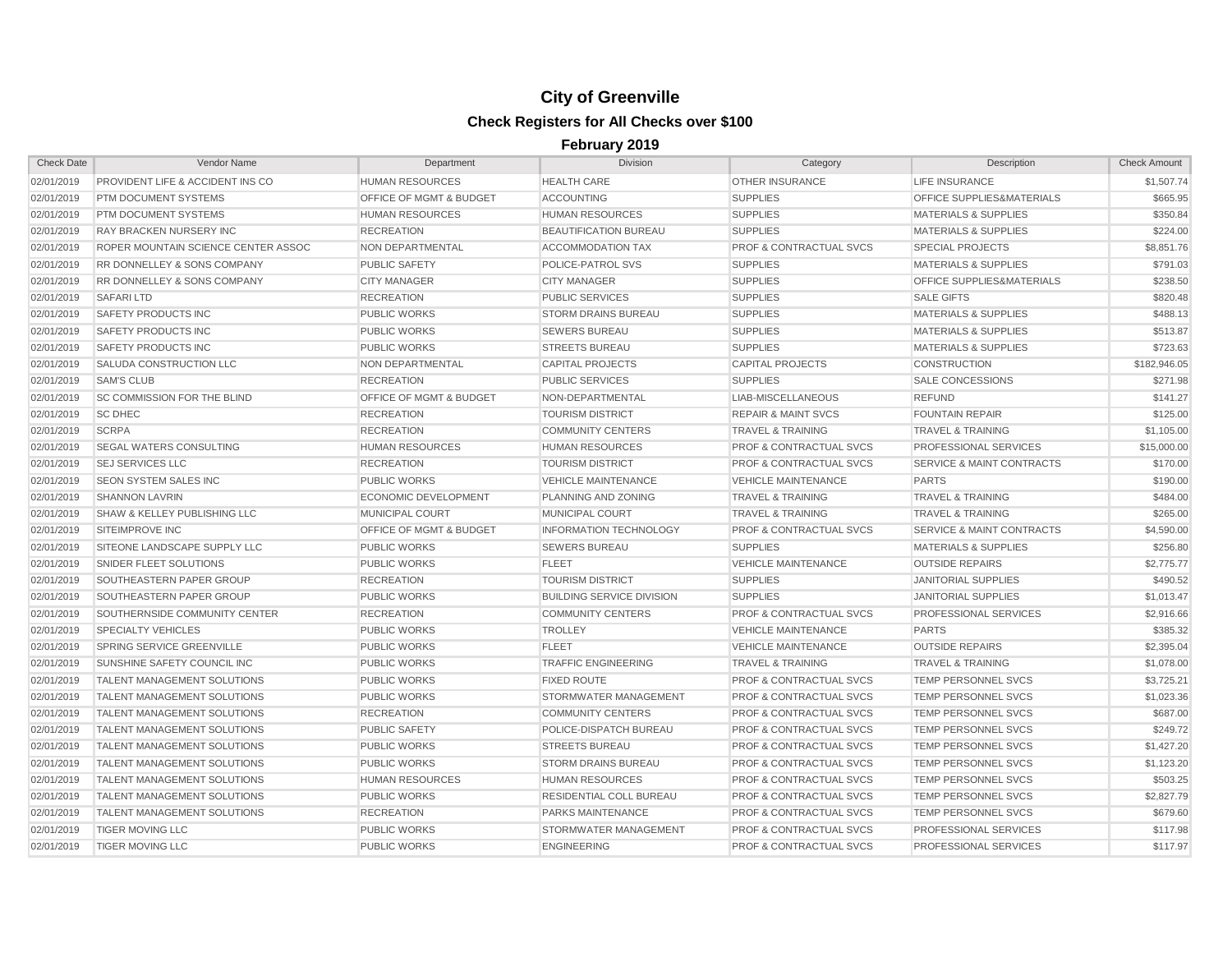# City of Greenville

## Check Registers for All Checks over $100

### February 2019

| Check Date | Vendor Name | Department | Division | Category | Description | Check Amount |
|---|---|---|---|---|---|---|
| 02/01/2019 | PROVIDENT LIFE & ACCIDENT INS CO | HUMAN RESOURCES | HEALTH CARE | OTHER INSURANCE | LIFE INSURANCE | $1,507.74 |
| 02/01/2019 | PTM DOCUMENT SYSTEMS | OFFICE OF MGMT & BUDGET | ACCOUNTING | SUPPLIES | OFFICE SUPPLIES&MATERIALS | $665.95 |
| 02/01/2019 | PTM DOCUMENT SYSTEMS | HUMAN RESOURCES | HUMAN RESOURCES | SUPPLIES | MATERIALS & SUPPLIES | $350.84 |
| 02/01/2019 | RAY BRACKEN NURSERY INC | RECREATION | BEAUTIFICATION BUREAU | SUPPLIES | MATERIALS & SUPPLIES | $224.00 |
| 02/01/2019 | ROPER MOUNTAIN SCIENCE CENTER ASSOC | NON DEPARTMENTAL | ACCOMMODATION TAX | PROF & CONTRACTUAL SVCS | SPECIAL PROJECTS | $8,851.76 |
| 02/01/2019 | RR DONNELLEY & SONS COMPANY | PUBLIC SAFETY | POLICE-PATROL SVS | SUPPLIES | MATERIALS & SUPPLIES | $791.03 |
| 02/01/2019 | RR DONNELLEY & SONS COMPANY | CITY MANAGER | CITY MANAGER | SUPPLIES | OFFICE SUPPLIES&MATERIALS | $238.50 |
| 02/01/2019 | SAFARI LTD | RECREATION | PUBLIC SERVICES | SUPPLIES | SALE GIFTS | $820.48 |
| 02/01/2019 | SAFETY PRODUCTS INC | PUBLIC WORKS | STORM DRAINS BUREAU | SUPPLIES | MATERIALS & SUPPLIES | $488.13 |
| 02/01/2019 | SAFETY PRODUCTS INC | PUBLIC WORKS | SEWERS BUREAU | SUPPLIES | MATERIALS & SUPPLIES | $513.87 |
| 02/01/2019 | SAFETY PRODUCTS INC | PUBLIC WORKS | STREETS BUREAU | SUPPLIES | MATERIALS & SUPPLIES | $723.63 |
| 02/01/2019 | SALUDA CONSTRUCTION LLC | NON DEPARTMENTAL | CAPITAL PROJECTS | CAPITAL PROJECTS | CONSTRUCTION | $182,946.05 |
| 02/01/2019 | SAM'S CLUB | RECREATION | PUBLIC SERVICES | SUPPLIES | SALE CONCESSIONS | $271.98 |
| 02/01/2019 | SC COMMISSION FOR THE BLIND | OFFICE OF MGMT & BUDGET | NON-DEPARTMENTAL | LIAB-MISCELLANEOUS | REFUND | $141.27 |
| 02/01/2019 | SC DHEC | RECREATION | TOURISM DISTRICT | REPAIR & MAINT SVCS | FOUNTAIN REPAIR | $125.00 |
| 02/01/2019 | SCRPA | RECREATION | COMMUNITY CENTERS | TRAVEL & TRAINING | TRAVEL & TRAINING | $1,105.00 |
| 02/01/2019 | SEGAL WATERS CONSULTING | HUMAN RESOURCES | HUMAN RESOURCES | PROF & CONTRACTUAL SVCS | PROFESSIONAL SERVICES | $15,000.00 |
| 02/01/2019 | SEJ SERVICES LLC | RECREATION | TOURISM DISTRICT | PROF & CONTRACTUAL SVCS | SERVICE & MAINT CONTRACTS | $170.00 |
| 02/01/2019 | SEON SYSTEM SALES INC | PUBLIC WORKS | VEHICLE MAINTENANCE | VEHICLE MAINTENANCE | PARTS | $190.00 |
| 02/01/2019 | SHANNON LAVRIN | ECONOMIC DEVELOPMENT | PLANNING AND ZONING | TRAVEL & TRAINING | TRAVEL & TRAINING | $484.00 |
| 02/01/2019 | SHAW & KELLEY PUBLISHING LLC | MUNICIPAL COURT | MUNICIPAL COURT | TRAVEL & TRAINING | TRAVEL & TRAINING | $265.00 |
| 02/01/2019 | SITEIMPROVE INC | OFFICE OF MGMT & BUDGET | INFORMATION TECHNOLOGY | PROF & CONTRACTUAL SVCS | SERVICE & MAINT CONTRACTS | $4,590.00 |
| 02/01/2019 | SITEONE LANDSCAPE SUPPLY LLC | PUBLIC WORKS | SEWERS BUREAU | SUPPLIES | MATERIALS & SUPPLIES | $256.80 |
| 02/01/2019 | SNIDER FLEET SOLUTIONS | PUBLIC WORKS | FLEET | VEHICLE MAINTENANCE | OUTSIDE REPAIRS | $2,775.77 |
| 02/01/2019 | SOUTHEASTERN PAPER GROUP | RECREATION | TOURISM DISTRICT | SUPPLIES | JANITORIAL SUPPLIES | $490.52 |
| 02/01/2019 | SOUTHEASTERN PAPER GROUP | PUBLIC WORKS | BUILDING SERVICE DIVISION | SUPPLIES | JANITORIAL SUPPLIES | $1,013.47 |
| 02/01/2019 | SOUTHERNSIDE COMMUNITY CENTER | RECREATION | COMMUNITY CENTERS | PROF & CONTRACTUAL SVCS | PROFESSIONAL SERVICES | $2,916.66 |
| 02/01/2019 | SPECIALTY VEHICLES | PUBLIC WORKS | TROLLEY | VEHICLE MAINTENANCE | PARTS | $385.32 |
| 02/01/2019 | SPRING SERVICE GREENVILLE | PUBLIC WORKS | FLEET | VEHICLE MAINTENANCE | OUTSIDE REPAIRS | $2,395.04 |
| 02/01/2019 | SUNSHINE SAFETY COUNCIL INC | PUBLIC WORKS | TRAFFIC ENGINEERING | TRAVEL & TRAINING | TRAVEL & TRAINING | $1,078.00 |
| 02/01/2019 | TALENT MANAGEMENT SOLUTIONS | PUBLIC WORKS | FIXED ROUTE | PROF & CONTRACTUAL SVCS | TEMP PERSONNEL SVCS | $3,725.21 |
| 02/01/2019 | TALENT MANAGEMENT SOLUTIONS | PUBLIC WORKS | STORMWATER MANAGEMENT | PROF & CONTRACTUAL SVCS | TEMP PERSONNEL SVCS | $1,023.36 |
| 02/01/2019 | TALENT MANAGEMENT SOLUTIONS | RECREATION | COMMUNITY CENTERS | PROF & CONTRACTUAL SVCS | TEMP PERSONNEL SVCS | $687.00 |
| 02/01/2019 | TALENT MANAGEMENT SOLUTIONS | PUBLIC SAFETY | POLICE-DISPATCH BUREAU | PROF & CONTRACTUAL SVCS | TEMP PERSONNEL SVCS | $249.72 |
| 02/01/2019 | TALENT MANAGEMENT SOLUTIONS | PUBLIC WORKS | STREETS BUREAU | PROF & CONTRACTUAL SVCS | TEMP PERSONNEL SVCS | $1,427.20 |
| 02/01/2019 | TALENT MANAGEMENT SOLUTIONS | PUBLIC WORKS | STORM DRAINS BUREAU | PROF & CONTRACTUAL SVCS | TEMP PERSONNEL SVCS | $1,123.20 |
| 02/01/2019 | TALENT MANAGEMENT SOLUTIONS | HUMAN RESOURCES | HUMAN RESOURCES | PROF & CONTRACTUAL SVCS | TEMP PERSONNEL SVCS | $503.25 |
| 02/01/2019 | TALENT MANAGEMENT SOLUTIONS | PUBLIC WORKS | RESIDENTIAL COLL BUREAU | PROF & CONTRACTUAL SVCS | TEMP PERSONNEL SVCS | $2,827.79 |
| 02/01/2019 | TALENT MANAGEMENT SOLUTIONS | RECREATION | PARKS MAINTENANCE | PROF & CONTRACTUAL SVCS | TEMP PERSONNEL SVCS | $679.60 |
| 02/01/2019 | TIGER MOVING LLC | PUBLIC WORKS | STORMWATER MANAGEMENT | PROF & CONTRACTUAL SVCS | PROFESSIONAL SERVICES | $117.98 |
| 02/01/2019 | TIGER MOVING LLC | PUBLIC WORKS | ENGINEERING | PROF & CONTRACTUAL SVCS | PROFESSIONAL SERVICES | $117.97 |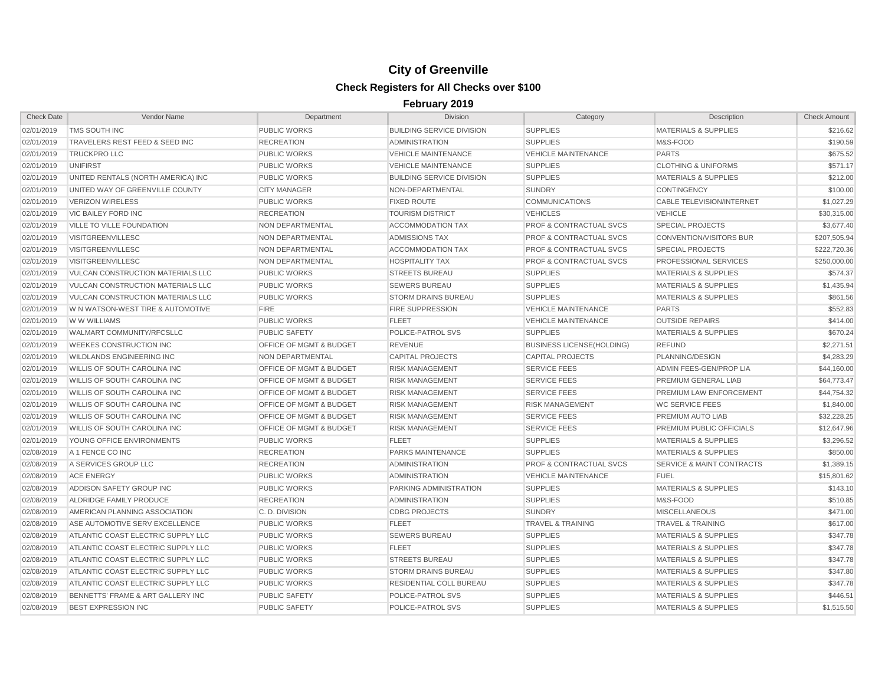# City of Greenville

## Check Registers for All Checks over $100

### February 2019

| Check Date | Vendor Name | Department | Division | Category | Description | Check Amount |
|---|---|---|---|---|---|---|
| 02/01/2019 | TMS SOUTH INC | PUBLIC WORKS | BUILDING SERVICE DIVISION | SUPPLIES | MATERIALS & SUPPLIES | $216.62 |
| 02/01/2019 | TRAVELERS REST FEED & SEED INC | RECREATION | ADMINISTRATION | SUPPLIES | M&S-FOOD | $190.59 |
| 02/01/2019 | TRUCKPRO LLC | PUBLIC WORKS | VEHICLE MAINTENANCE | VEHICLE MAINTENANCE | PARTS | $675.52 |
| 02/01/2019 | UNIFIRST | PUBLIC WORKS | VEHICLE MAINTENANCE | SUPPLIES | CLOTHING & UNIFORMS | $571.17 |
| 02/01/2019 | UNITED RENTALS (NORTH AMERICA) INC | PUBLIC WORKS | BUILDING SERVICE DIVISION | SUPPLIES | MATERIALS & SUPPLIES | $212.00 |
| 02/01/2019 | UNITED WAY OF GREENVILLE COUNTY | CITY MANAGER | NON-DEPARTMENTAL | SUNDRY | CONTINGENCY | $100.00 |
| 02/01/2019 | VERIZON WIRELESS | PUBLIC WORKS | FIXED ROUTE | COMMUNICATIONS | CABLE TELEVISION/INTERNET | $1,027.29 |
| 02/01/2019 | VIC BAILEY FORD INC | RECREATION | TOURISM DISTRICT | VEHICLES | VEHICLE | $30,315.00 |
| 02/01/2019 | VILLE TO VILLE FOUNDATION | NON DEPARTMENTAL | ACCOMMODATION TAX | PROF & CONTRACTUAL SVCS | SPECIAL PROJECTS | $3,677.40 |
| 02/01/2019 | VISITGREENVILLESC | NON DEPARTMENTAL | ADMISSIONS TAX | PROF & CONTRACTUAL SVCS | CONVENTION/VISITORS BUR | $207,505.94 |
| 02/01/2019 | VISITGREENVILLESC | NON DEPARTMENTAL | ACCOMMODATION TAX | PROF & CONTRACTUAL SVCS | SPECIAL PROJECTS | $222,720.36 |
| 02/01/2019 | VISITGREENVILLESC | NON DEPARTMENTAL | HOSPITALITY TAX | PROF & CONTRACTUAL SVCS | PROFESSIONAL SERVICES | $250,000.00 |
| 02/01/2019 | VULCAN CONSTRUCTION MATERIALS LLC | PUBLIC WORKS | STREETS BUREAU | SUPPLIES | MATERIALS & SUPPLIES | $574.37 |
| 02/01/2019 | VULCAN CONSTRUCTION MATERIALS LLC | PUBLIC WORKS | SEWERS BUREAU | SUPPLIES | MATERIALS & SUPPLIES | $1,435.94 |
| 02/01/2019 | VULCAN CONSTRUCTION MATERIALS LLC | PUBLIC WORKS | STORM DRAINS BUREAU | SUPPLIES | MATERIALS & SUPPLIES | $861.56 |
| 02/01/2019 | W N WATSON-WEST TIRE & AUTOMOTIVE | FIRE | FIRE SUPPRESSION | VEHICLE MAINTENANCE | PARTS | $552.83 |
| 02/01/2019 | W W WILLIAMS | PUBLIC WORKS | FLEET | VEHICLE MAINTENANCE | OUTSIDE REPAIRS | $414.00 |
| 02/01/2019 | WALMART COMMUNITY/RFCSLLC | PUBLIC SAFETY | POLICE-PATROL SVS | SUPPLIES | MATERIALS & SUPPLIES | $670.24 |
| 02/01/2019 | WEEKES CONSTRUCTION INC | OFFICE OF MGMT & BUDGET | REVENUE | BUSINESS LICENSE(HOLDING) | REFUND | $2,271.51 |
| 02/01/2019 | WILDLANDS ENGINEERING INC | NON DEPARTMENTAL | CAPITAL PROJECTS | CAPITAL PROJECTS | PLANNING/DESIGN | $4,283.29 |
| 02/01/2019 | WILLIS OF SOUTH CAROLINA INC | OFFICE OF MGMT & BUDGET | RISK MANAGEMENT | SERVICE FEES | ADMIN FEES-GEN/PROP LIA | $44,160.00 |
| 02/01/2019 | WILLIS OF SOUTH CAROLINA INC | OFFICE OF MGMT & BUDGET | RISK MANAGEMENT | SERVICE FEES | PREMIUM GENERAL LIAB | $64,773.47 |
| 02/01/2019 | WILLIS OF SOUTH CAROLINA INC | OFFICE OF MGMT & BUDGET | RISK MANAGEMENT | SERVICE FEES | PREMIUM LAW ENFORCEMENT | $44,754.32 |
| 02/01/2019 | WILLIS OF SOUTH CAROLINA INC | OFFICE OF MGMT & BUDGET | RISK MANAGEMENT | RISK MANAGEMENT | WC SERVICE FEES | $1,840.00 |
| 02/01/2019 | WILLIS OF SOUTH CAROLINA INC | OFFICE OF MGMT & BUDGET | RISK MANAGEMENT | SERVICE FEES | PREMIUM AUTO LIAB | $32,228.25 |
| 02/01/2019 | WILLIS OF SOUTH CAROLINA INC | OFFICE OF MGMT & BUDGET | RISK MANAGEMENT | SERVICE FEES | PREMIUM PUBLIC OFFICIALS | $12,647.96 |
| 02/01/2019 | YOUNG OFFICE ENVIRONMENTS | PUBLIC WORKS | FLEET | SUPPLIES | MATERIALS & SUPPLIES | $3,296.52 |
| 02/08/2019 | A 1 FENCE CO INC | RECREATION | PARKS MAINTENANCE | SUPPLIES | MATERIALS & SUPPLIES | $850.00 |
| 02/08/2019 | A SERVICES GROUP LLC | RECREATION | ADMINISTRATION | PROF & CONTRACTUAL SVCS | SERVICE & MAINT CONTRACTS | $1,389.15 |
| 02/08/2019 | ACE ENERGY | PUBLIC WORKS | ADMINISTRATION | VEHICLE MAINTENANCE | FUEL | $15,801.62 |
| 02/08/2019 | ADDISON SAFETY GROUP INC | PUBLIC WORKS | PARKING ADMINISTRATION | SUPPLIES | MATERIALS & SUPPLIES | $143.10 |
| 02/08/2019 | ALDRIDGE FAMILY PRODUCE | RECREATION | ADMINISTRATION | SUPPLIES | M&S-FOOD | $510.85 |
| 02/08/2019 | AMERICAN PLANNING ASSOCIATION | C. D. DIVISION | CDBG PROJECTS | SUNDRY | MISCELLANEOUS | $471.00 |
| 02/08/2019 | ASE AUTOMOTIVE SERV EXCELLENCE | PUBLIC WORKS | FLEET | TRAVEL & TRAINING | TRAVEL & TRAINING | $617.00 |
| 02/08/2019 | ATLANTIC COAST ELECTRIC SUPPLY LLC | PUBLIC WORKS | SEWERS BUREAU | SUPPLIES | MATERIALS & SUPPLIES | $347.78 |
| 02/08/2019 | ATLANTIC COAST ELECTRIC SUPPLY LLC | PUBLIC WORKS | FLEET | SUPPLIES | MATERIALS & SUPPLIES | $347.78 |
| 02/08/2019 | ATLANTIC COAST ELECTRIC SUPPLY LLC | PUBLIC WORKS | STREETS BUREAU | SUPPLIES | MATERIALS & SUPPLIES | $347.78 |
| 02/08/2019 | ATLANTIC COAST ELECTRIC SUPPLY LLC | PUBLIC WORKS | STORM DRAINS BUREAU | SUPPLIES | MATERIALS & SUPPLIES | $347.80 |
| 02/08/2019 | ATLANTIC COAST ELECTRIC SUPPLY LLC | PUBLIC WORKS | RESIDENTIAL COLL BUREAU | SUPPLIES | MATERIALS & SUPPLIES | $347.78 |
| 02/08/2019 | BENNETTS' FRAME & ART GALLERY INC | PUBLIC SAFETY | POLICE-PATROL SVS | SUPPLIES | MATERIALS & SUPPLIES | $446.51 |
| 02/08/2019 | BEST EXPRESSION INC | PUBLIC SAFETY | POLICE-PATROL SVS | SUPPLIES | MATERIALS & SUPPLIES | $1,515.50 |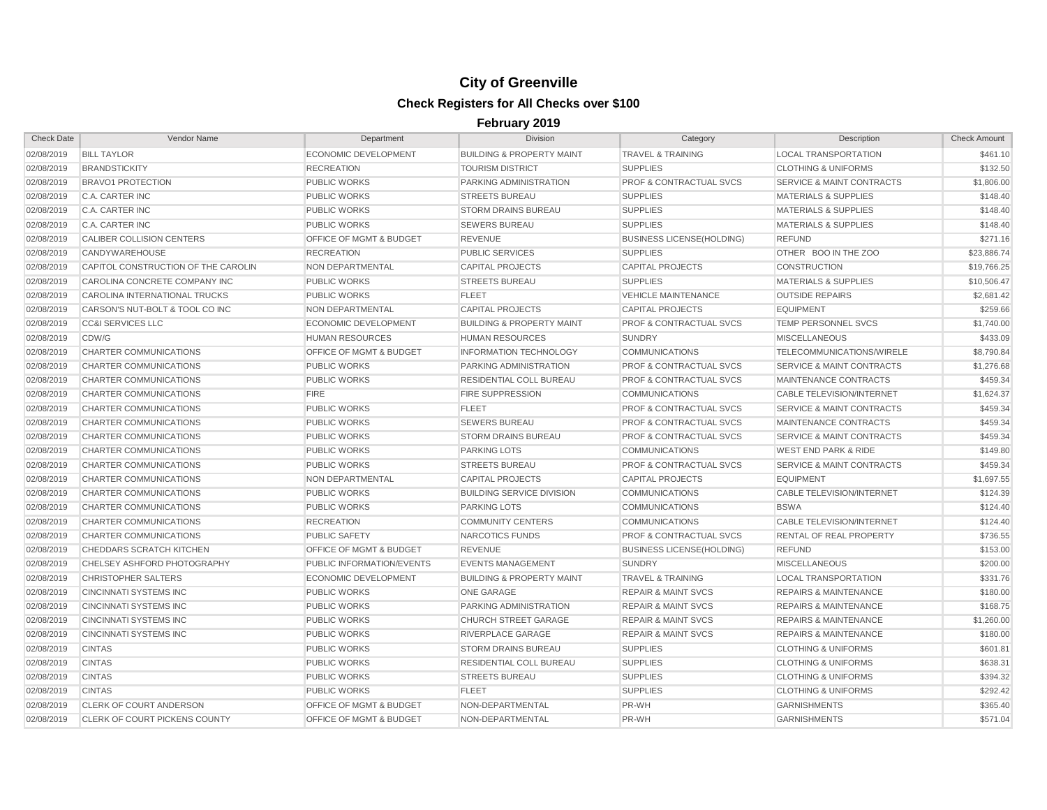# City of Greenville

## Check Registers for All Checks over $100

### February 2019

| Check Date | Vendor Name | Department | Division | Category | Description | Check Amount |
|---|---|---|---|---|---|---|
| 02/08/2019 | BILL TAYLOR | ECONOMIC DEVELOPMENT | BUILDING & PROPERTY MAINT | TRAVEL & TRAINING | LOCAL TRANSPORTATION | $461.10 |
| 02/08/2019 | BRANDSTICKITY | RECREATION | TOURISM DISTRICT | SUPPLIES | CLOTHING & UNIFORMS | $132.50 |
| 02/08/2019 | BRAVO1 PROTECTION | PUBLIC WORKS | PARKING ADMINISTRATION | PROF & CONTRACTUAL SVCS | SERVICE & MAINT CONTRACTS | $1,806.00 |
| 02/08/2019 | C.A. CARTER INC | PUBLIC WORKS | STREETS BUREAU | SUPPLIES | MATERIALS & SUPPLIES | $148.40 |
| 02/08/2019 | C.A. CARTER INC | PUBLIC WORKS | STORM DRAINS BUREAU | SUPPLIES | MATERIALS & SUPPLIES | $148.40 |
| 02/08/2019 | C.A. CARTER INC | PUBLIC WORKS | SEWERS BUREAU | SUPPLIES | MATERIALS & SUPPLIES | $148.40 |
| 02/08/2019 | CALIBER COLLISION CENTERS | OFFICE OF MGMT & BUDGET | REVENUE | BUSINESS LICENSE(HOLDING) | REFUND | $271.16 |
| 02/08/2019 | CANDYWAREHOUSE | RECREATION | PUBLIC SERVICES | SUPPLIES | OTHER BOO IN THE ZOO | $23,886.74 |
| 02/08/2019 | CAPITOL CONSTRUCTION OF THE CAROLIN | NON DEPARTMENTAL | CAPITAL PROJECTS | CAPITAL PROJECTS | CONSTRUCTION | $19,766.25 |
| 02/08/2019 | CAROLINA CONCRETE COMPANY INC | PUBLIC WORKS | STREETS BUREAU | SUPPLIES | MATERIALS & SUPPLIES | $10,506.47 |
| 02/08/2019 | CAROLINA INTERNATIONAL TRUCKS | PUBLIC WORKS | FLEET | VEHICLE MAINTENANCE | OUTSIDE REPAIRS | $2,681.42 |
| 02/08/2019 | CARSON'S NUT-BOLT & TOOL CO INC | NON DEPARTMENTAL | CAPITAL PROJECTS | CAPITAL PROJECTS | EQUIPMENT | $259.66 |
| 02/08/2019 | CC&I SERVICES LLC | ECONOMIC DEVELOPMENT | BUILDING & PROPERTY MAINT | PROF & CONTRACTUAL SVCS | TEMP PERSONNEL SVCS | $1,740.00 |
| 02/08/2019 | CDW/G | HUMAN RESOURCES | HUMAN RESOURCES | SUNDRY | MISCELLANEOUS | $433.09 |
| 02/08/2019 | CHARTER COMMUNICATIONS | OFFICE OF MGMT & BUDGET | INFORMATION TECHNOLOGY | COMMUNICATIONS | TELECOMMUNICATIONS/WIRELE | $8,790.84 |
| 02/08/2019 | CHARTER COMMUNICATIONS | PUBLIC WORKS | PARKING ADMINISTRATION | PROF & CONTRACTUAL SVCS | SERVICE & MAINT CONTRACTS | $1,276.68 |
| 02/08/2019 | CHARTER COMMUNICATIONS | PUBLIC WORKS | RESIDENTIAL COLL BUREAU | PROF & CONTRACTUAL SVCS | MAINTENANCE CONTRACTS | $459.34 |
| 02/08/2019 | CHARTER COMMUNICATIONS | FIRE | FIRE SUPPRESSION | COMMUNICATIONS | CABLE TELEVISION/INTERNET | $1,624.37 |
| 02/08/2019 | CHARTER COMMUNICATIONS | PUBLIC WORKS | FLEET | PROF & CONTRACTUAL SVCS | SERVICE & MAINT CONTRACTS | $459.34 |
| 02/08/2019 | CHARTER COMMUNICATIONS | PUBLIC WORKS | SEWERS BUREAU | PROF & CONTRACTUAL SVCS | MAINTENANCE CONTRACTS | $459.34 |
| 02/08/2019 | CHARTER COMMUNICATIONS | PUBLIC WORKS | STORM DRAINS BUREAU | PROF & CONTRACTUAL SVCS | SERVICE & MAINT CONTRACTS | $459.34 |
| 02/08/2019 | CHARTER COMMUNICATIONS | PUBLIC WORKS | PARKING LOTS | COMMUNICATIONS | WEST END PARK & RIDE | $149.80 |
| 02/08/2019 | CHARTER COMMUNICATIONS | PUBLIC WORKS | STREETS BUREAU | PROF & CONTRACTUAL SVCS | SERVICE & MAINT CONTRACTS | $459.34 |
| 02/08/2019 | CHARTER COMMUNICATIONS | NON DEPARTMENTAL | CAPITAL PROJECTS | CAPITAL PROJECTS | EQUIPMENT | $1,697.55 |
| 02/08/2019 | CHARTER COMMUNICATIONS | PUBLIC WORKS | BUILDING SERVICE DIVISION | COMMUNICATIONS | CABLE TELEVISION/INTERNET | $124.39 |
| 02/08/2019 | CHARTER COMMUNICATIONS | PUBLIC WORKS | PARKING LOTS | COMMUNICATIONS | BSWA | $124.40 |
| 02/08/2019 | CHARTER COMMUNICATIONS | RECREATION | COMMUNITY CENTERS | COMMUNICATIONS | CABLE TELEVISION/INTERNET | $124.40 |
| 02/08/2019 | CHARTER COMMUNICATIONS | PUBLIC SAFETY | NARCOTICS FUNDS | PROF & CONTRACTUAL SVCS | RENTAL OF REAL PROPERTY | $736.55 |
| 02/08/2019 | CHEDDARS SCRATCH KITCHEN | OFFICE OF MGMT & BUDGET | REVENUE | BUSINESS LICENSE(HOLDING) | REFUND | $153.00 |
| 02/08/2019 | CHELSEY ASHFORD PHOTOGRAPHY | PUBLIC INFORMATION/EVENTS | EVENTS MANAGEMENT | SUNDRY | MISCELLANEOUS | $200.00 |
| 02/08/2019 | CHRISTOPHER SALTERS | ECONOMIC DEVELOPMENT | BUILDING & PROPERTY MAINT | TRAVEL & TRAINING | LOCAL TRANSPORTATION | $331.76 |
| 02/08/2019 | CINCINNATI SYSTEMS INC | PUBLIC WORKS | ONE GARAGE | REPAIR & MAINT SVCS | REPAIRS & MAINTENANCE | $180.00 |
| 02/08/2019 | CINCINNATI SYSTEMS INC | PUBLIC WORKS | PARKING ADMINISTRATION | REPAIR & MAINT SVCS | REPAIRS & MAINTENANCE | $168.75 |
| 02/08/2019 | CINCINNATI SYSTEMS INC | PUBLIC WORKS | CHURCH STREET GARAGE | REPAIR & MAINT SVCS | REPAIRS & MAINTENANCE | $1,260.00 |
| 02/08/2019 | CINCINNATI SYSTEMS INC | PUBLIC WORKS | RIVERPLACE GARAGE | REPAIR & MAINT SVCS | REPAIRS & MAINTENANCE | $180.00 |
| 02/08/2019 | CINTAS | PUBLIC WORKS | STORM DRAINS BUREAU | SUPPLIES | CLOTHING & UNIFORMS | $601.81 |
| 02/08/2019 | CINTAS | PUBLIC WORKS | RESIDENTIAL COLL BUREAU | SUPPLIES | CLOTHING & UNIFORMS | $638.31 |
| 02/08/2019 | CINTAS | PUBLIC WORKS | STREETS BUREAU | SUPPLIES | CLOTHING & UNIFORMS | $394.32 |
| 02/08/2019 | CINTAS | PUBLIC WORKS | FLEET | SUPPLIES | CLOTHING & UNIFORMS | $292.42 |
| 02/08/2019 | CLERK OF COURT ANDERSON | OFFICE OF MGMT & BUDGET | NON-DEPARTMENTAL | PR-WH | GARNISHMENTS | $365.40 |
| 02/08/2019 | CLERK OF COURT PICKENS COUNTY | OFFICE OF MGMT & BUDGET | NON-DEPARTMENTAL | PR-WH | GARNISHMENTS | $571.04 |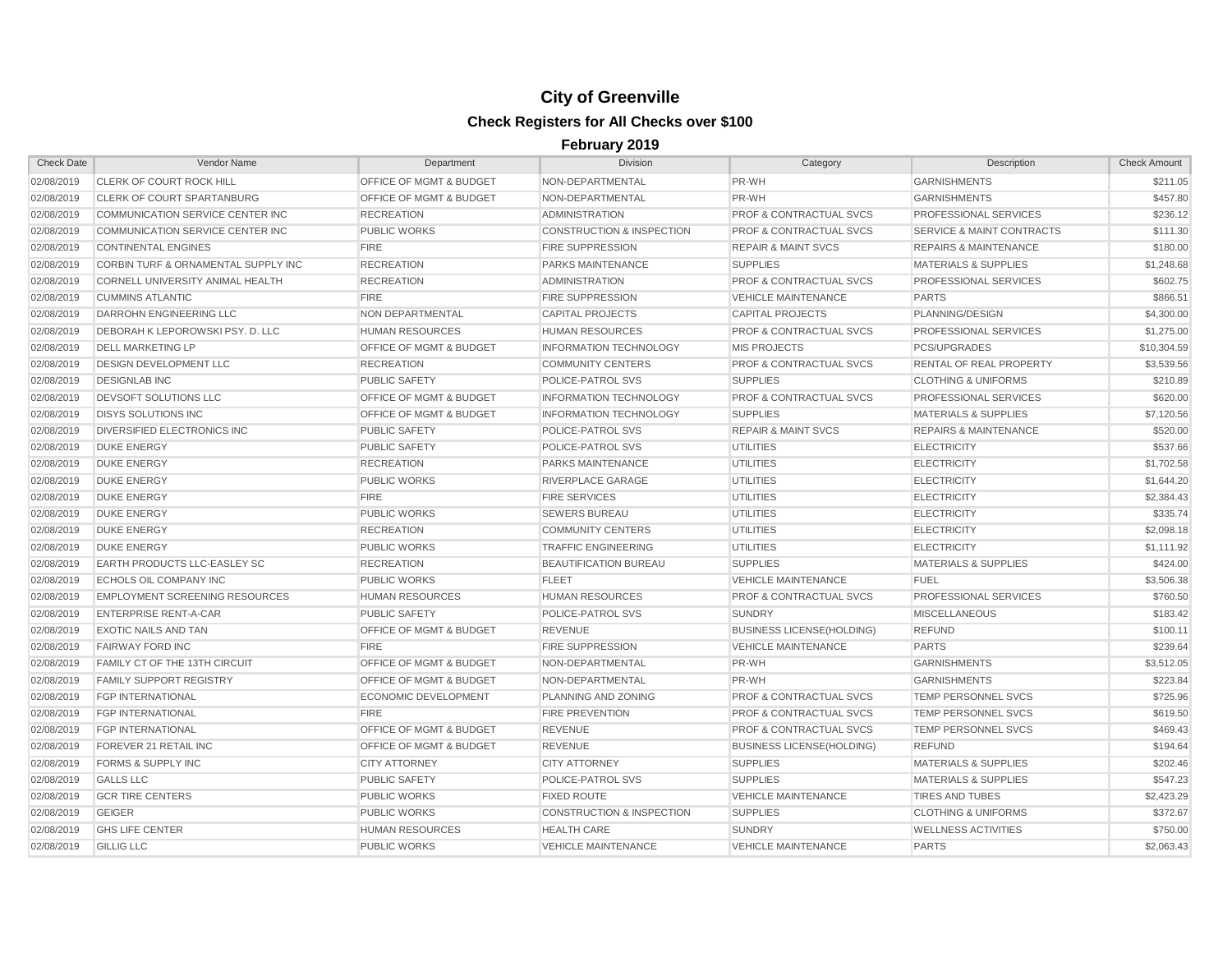# City of Greenville

## Check Registers for All Checks over $100

### February 2019

| Check Date | Vendor Name | Department | Division | Category | Description | Check Amount |
|---|---|---|---|---|---|---|
| 02/08/2019 | CLERK OF COURT ROCK HILL | OFFICE OF MGMT & BUDGET | NON-DEPARTMENTAL | PR-WH | GARNISHMENTS | $211.05 |
| 02/08/2019 | CLERK OF COURT SPARTANBURG | OFFICE OF MGMT & BUDGET | NON-DEPARTMENTAL | PR-WH | GARNISHMENTS | $457.80 |
| 02/08/2019 | COMMUNICATION SERVICE CENTER INC | RECREATION | ADMINISTRATION | PROF & CONTRACTUAL SVCS | PROFESSIONAL SERVICES | $236.12 |
| 02/08/2019 | COMMUNICATION SERVICE CENTER INC | PUBLIC WORKS | CONSTRUCTION & INSPECTION | PROF & CONTRACTUAL SVCS | SERVICE & MAINT CONTRACTS | $111.30 |
| 02/08/2019 | CONTINENTAL ENGINES | FIRE | FIRE SUPPRESSION | REPAIR & MAINT SVCS | REPAIRS & MAINTENANCE | $180.00 |
| 02/08/2019 | CORBIN TURF & ORNAMENTAL SUPPLY INC | RECREATION | PARKS MAINTENANCE | SUPPLIES | MATERIALS & SUPPLIES | $1,248.68 |
| 02/08/2019 | CORNELL UNIVERSITY ANIMAL HEALTH | RECREATION | ADMINISTRATION | PROF & CONTRACTUAL SVCS | PROFESSIONAL SERVICES | $602.75 |
| 02/08/2019 | CUMMINS ATLANTIC | FIRE | FIRE SUPPRESSION | VEHICLE MAINTENANCE | PARTS | $866.51 |
| 02/08/2019 | DARROHN ENGINEERING LLC | NON DEPARTMENTAL | CAPITAL PROJECTS | CAPITAL PROJECTS | PLANNING/DESIGN | $4,300.00 |
| 02/08/2019 | DEBORAH K LEPOROWSKI PSY. D. LLC | HUMAN RESOURCES | HUMAN RESOURCES | PROF & CONTRACTUAL SVCS | PROFESSIONAL SERVICES | $1,275.00 |
| 02/08/2019 | DELL MARKETING LP | OFFICE OF MGMT & BUDGET | INFORMATION TECHNOLOGY | MIS PROJECTS | PCS/UPGRADES | $10,304.59 |
| 02/08/2019 | DESIGN DEVELOPMENT LLC | RECREATION | COMMUNITY CENTERS | PROF & CONTRACTUAL SVCS | RENTAL OF REAL PROPERTY | $3,539.56 |
| 02/08/2019 | DESIGNLAB INC | PUBLIC SAFETY | POLICE-PATROL SVS | SUPPLIES | CLOTHING & UNIFORMS | $210.89 |
| 02/08/2019 | DEVSOFT SOLUTIONS LLC | OFFICE OF MGMT & BUDGET | INFORMATION TECHNOLOGY | PROF & CONTRACTUAL SVCS | PROFESSIONAL SERVICES | $620.00 |
| 02/08/2019 | DISYS SOLUTIONS INC | OFFICE OF MGMT & BUDGET | INFORMATION TECHNOLOGY | SUPPLIES | MATERIALS & SUPPLIES | $7,120.56 |
| 02/08/2019 | DIVERSIFIED ELECTRONICS INC | PUBLIC SAFETY | POLICE-PATROL SVS | REPAIR & MAINT SVCS | REPAIRS & MAINTENANCE | $520.00 |
| 02/08/2019 | DUKE ENERGY | PUBLIC SAFETY | POLICE-PATROL SVS | UTILITIES | ELECTRICITY | $537.66 |
| 02/08/2019 | DUKE ENERGY | RECREATION | PARKS MAINTENANCE | UTILITIES | ELECTRICITY | $1,702.58 |
| 02/08/2019 | DUKE ENERGY | PUBLIC WORKS | RIVERPLACE GARAGE | UTILITIES | ELECTRICITY | $1,644.20 |
| 02/08/2019 | DUKE ENERGY | FIRE | FIRE SERVICES | UTILITIES | ELECTRICITY | $2,384.43 |
| 02/08/2019 | DUKE ENERGY | PUBLIC WORKS | SEWERS BUREAU | UTILITIES | ELECTRICITY | $335.74 |
| 02/08/2019 | DUKE ENERGY | RECREATION | COMMUNITY CENTERS | UTILITIES | ELECTRICITY | $2,098.18 |
| 02/08/2019 | DUKE ENERGY | PUBLIC WORKS | TRAFFIC ENGINEERING | UTILITIES | ELECTRICITY | $1,111.92 |
| 02/08/2019 | EARTH PRODUCTS LLC-EASLEY SC | RECREATION | BEAUTIFICATION BUREAU | SUPPLIES | MATERIALS & SUPPLIES | $424.00 |
| 02/08/2019 | ECHOLS OIL COMPANY INC | PUBLIC WORKS | FLEET | VEHICLE MAINTENANCE | FUEL | $3,506.38 |
| 02/08/2019 | EMPLOYMENT SCREENING RESOURCES | HUMAN RESOURCES | HUMAN RESOURCES | PROF & CONTRACTUAL SVCS | PROFESSIONAL SERVICES | $760.50 |
| 02/08/2019 | ENTERPRISE RENT-A-CAR | PUBLIC SAFETY | POLICE-PATROL SVS | SUNDRY | MISCELLANEOUS | $183.42 |
| 02/08/2019 | EXOTIC NAILS AND TAN | OFFICE OF MGMT & BUDGET | REVENUE | BUSINESS LICENSE(HOLDING) | REFUND | $100.11 |
| 02/08/2019 | FAIRWAY FORD INC | FIRE | FIRE SUPPRESSION | VEHICLE MAINTENANCE | PARTS | $239.64 |
| 02/08/2019 | FAMILY CT OF THE 13TH CIRCUIT | OFFICE OF MGMT & BUDGET | NON-DEPARTMENTAL | PR-WH | GARNISHMENTS | $3,512.05 |
| 02/08/2019 | FAMILY SUPPORT REGISTRY | OFFICE OF MGMT & BUDGET | NON-DEPARTMENTAL | PR-WH | GARNISHMENTS | $223.84 |
| 02/08/2019 | FGP INTERNATIONAL | ECONOMIC DEVELOPMENT | PLANNING AND ZONING | PROF & CONTRACTUAL SVCS | TEMP PERSONNEL SVCS | $725.96 |
| 02/08/2019 | FGP INTERNATIONAL | FIRE | FIRE PREVENTION | PROF & CONTRACTUAL SVCS | TEMP PERSONNEL SVCS | $619.50 |
| 02/08/2019 | FGP INTERNATIONAL | OFFICE OF MGMT & BUDGET | REVENUE | PROF & CONTRACTUAL SVCS | TEMP PERSONNEL SVCS | $469.43 |
| 02/08/2019 | FOREVER 21 RETAIL INC | OFFICE OF MGMT & BUDGET | REVENUE | BUSINESS LICENSE(HOLDING) | REFUND | $194.64 |
| 02/08/2019 | FORMS & SUPPLY INC | CITY ATTORNEY | CITY ATTORNEY | SUPPLIES | MATERIALS & SUPPLIES | $202.46 |
| 02/08/2019 | GALLS LLC | PUBLIC SAFETY | POLICE-PATROL SVS | SUPPLIES | MATERIALS & SUPPLIES | $547.23 |
| 02/08/2019 | GCR TIRE CENTERS | PUBLIC WORKS | FIXED ROUTE | VEHICLE MAINTENANCE | TIRES AND TUBES | $2,423.29 |
| 02/08/2019 | GEIGER | PUBLIC WORKS | CONSTRUCTION & INSPECTION | SUPPLIES | CLOTHING & UNIFORMS | $372.67 |
| 02/08/2019 | GHS LIFE CENTER | HUMAN RESOURCES | HEALTH CARE | SUNDRY | WELLNESS ACTIVITIES | $750.00 |
| 02/08/2019 | GILLIG LLC | PUBLIC WORKS | VEHICLE MAINTENANCE | VEHICLE MAINTENANCE | PARTS | $2,063.43 |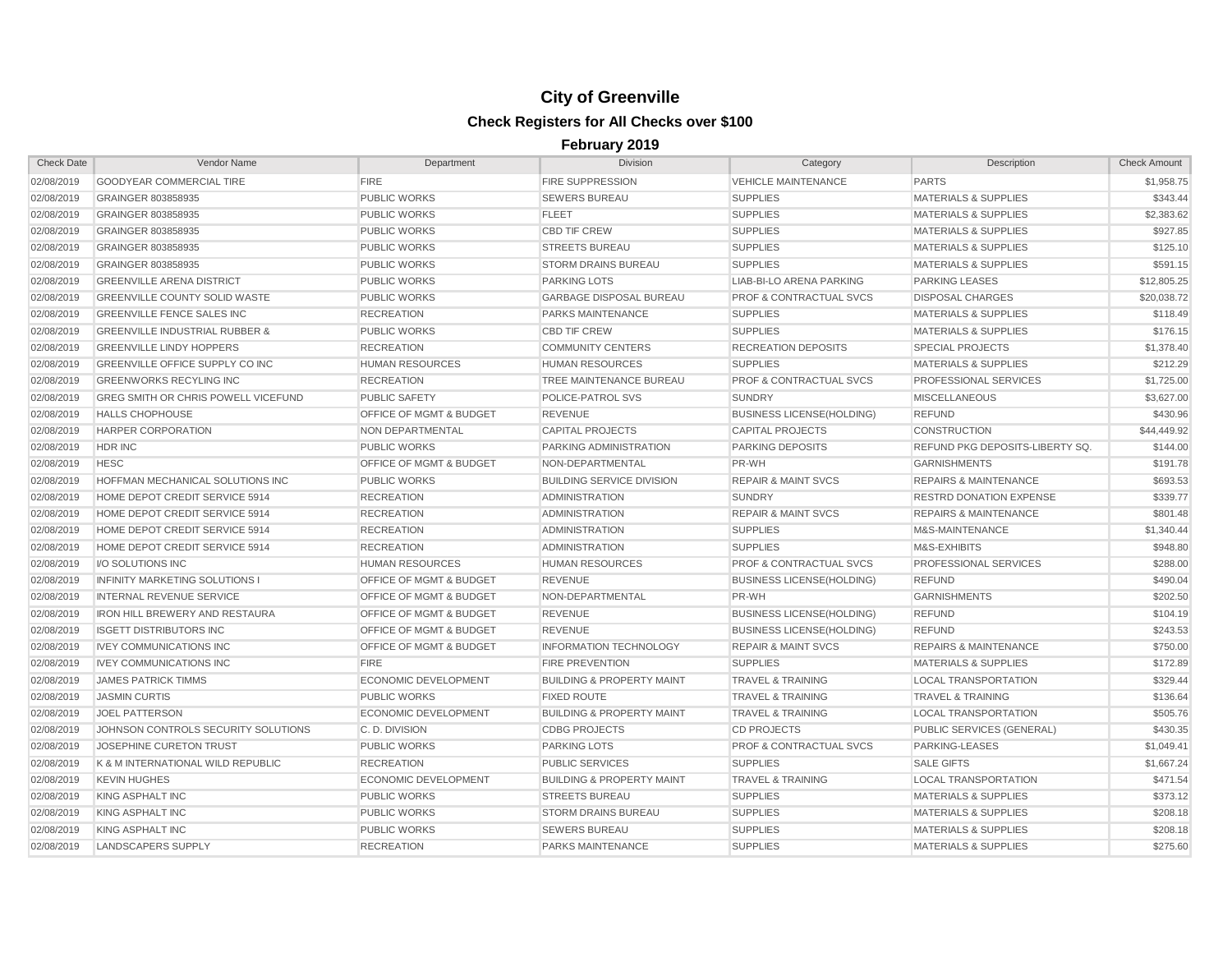# City of Greenville

## Check Registers for All Checks over $100

### February 2019

| Check Date | Vendor Name | Department | Division | Category | Description | Check Amount |
|---|---|---|---|---|---|---|
| 02/08/2019 | GOODYEAR COMMERCIAL TIRE | FIRE | FIRE SUPPRESSION | VEHICLE MAINTENANCE | PARTS | $1,958.75 |
| 02/08/2019 | GRAINGER 803858935 | PUBLIC WORKS | SEWERS BUREAU | SUPPLIES | MATERIALS & SUPPLIES | $343.44 |
| 02/08/2019 | GRAINGER 803858935 | PUBLIC WORKS | FLEET | SUPPLIES | MATERIALS & SUPPLIES | $2,383.62 |
| 02/08/2019 | GRAINGER 803858935 | PUBLIC WORKS | CBD TIF CREW | SUPPLIES | MATERIALS & SUPPLIES | $927.85 |
| 02/08/2019 | GRAINGER 803858935 | PUBLIC WORKS | STREETS BUREAU | SUPPLIES | MATERIALS & SUPPLIES | $125.10 |
| 02/08/2019 | GRAINGER 803858935 | PUBLIC WORKS | STORM DRAINS BUREAU | SUPPLIES | MATERIALS & SUPPLIES | $591.15 |
| 02/08/2019 | GREENVILLE ARENA DISTRICT | PUBLIC WORKS | PARKING LOTS | LIAB-BI-LO ARENA PARKING | PARKING LEASES | $12,805.25 |
| 02/08/2019 | GREENVILLE COUNTY SOLID WASTE | PUBLIC WORKS | GARBAGE DISPOSAL BUREAU | PROF & CONTRACTUAL SVCS | DISPOSAL CHARGES | $20,038.72 |
| 02/08/2019 | GREENVILLE FENCE SALES INC | RECREATION | PARKS MAINTENANCE | SUPPLIES | MATERIALS & SUPPLIES | $118.49 |
| 02/08/2019 | GREENVILLE INDUSTRIAL RUBBER & | PUBLIC WORKS | CBD TIF CREW | SUPPLIES | MATERIALS & SUPPLIES | $176.15 |
| 02/08/2019 | GREENVILLE LINDY HOPPERS | RECREATION | COMMUNITY CENTERS | RECREATION DEPOSITS | SPECIAL PROJECTS | $1,378.40 |
| 02/08/2019 | GREENVILLE OFFICE SUPPLY CO INC | HUMAN RESOURCES | HUMAN RESOURCES | SUPPLIES | MATERIALS & SUPPLIES | $212.29 |
| 02/08/2019 | GREENWORKS RECYLING INC | RECREATION | TREE MAINTENANCE BUREAU | PROF & CONTRACTUAL SVCS | PROFESSIONAL SERVICES | $1,725.00 |
| 02/08/2019 | GREG SMITH OR CHRIS POWELL VICEFUND | PUBLIC SAFETY | POLICE-PATROL SVS | SUNDRY | MISCELLANEOUS | $3,627.00 |
| 02/08/2019 | HALLS CHOPHOUSE | OFFICE OF MGMT & BUDGET | REVENUE | BUSINESS LICENSE(HOLDING) | REFUND | $430.96 |
| 02/08/2019 | HARPER CORPORATION | NON DEPARTMENTAL | CAPITAL PROJECTS | CAPITAL PROJECTS | CONSTRUCTION | $44,449.92 |
| 02/08/2019 | HDR INC | PUBLIC WORKS | PARKING ADMINISTRATION | PARKING DEPOSITS | REFUND PKG DEPOSITS-LIBERTY SQ. | $144.00 |
| 02/08/2019 | HESC | OFFICE OF MGMT & BUDGET | NON-DEPARTMENTAL | PR-WH | GARNISHMENTS | $191.78 |
| 02/08/2019 | HOFFMAN MECHANICAL SOLUTIONS INC | PUBLIC WORKS | BUILDING SERVICE DIVISION | REPAIR & MAINT SVCS | REPAIRS & MAINTENANCE | $693.53 |
| 02/08/2019 | HOME DEPOT CREDIT SERVICE 5914 | RECREATION | ADMINISTRATION | SUNDRY | RESTRD DONATION EXPENSE | $339.77 |
| 02/08/2019 | HOME DEPOT CREDIT SERVICE 5914 | RECREATION | ADMINISTRATION | REPAIR & MAINT SVCS | REPAIRS & MAINTENANCE | $801.48 |
| 02/08/2019 | HOME DEPOT CREDIT SERVICE 5914 | RECREATION | ADMINISTRATION | SUPPLIES | M&S-MAINTENANCE | $1,340.44 |
| 02/08/2019 | HOME DEPOT CREDIT SERVICE 5914 | RECREATION | ADMINISTRATION | SUPPLIES | M&S-EXHIBITS | $948.80 |
| 02/08/2019 | I/O SOLUTIONS INC | HUMAN RESOURCES | HUMAN RESOURCES | PROF & CONTRACTUAL SVCS | PROFESSIONAL SERVICES | $288.00 |
| 02/08/2019 | INFINITY MARKETING SOLUTIONS I | OFFICE OF MGMT & BUDGET | REVENUE | BUSINESS LICENSE(HOLDING) | REFUND | $490.04 |
| 02/08/2019 | INTERNAL REVENUE SERVICE | OFFICE OF MGMT & BUDGET | NON-DEPARTMENTAL | PR-WH | GARNISHMENTS | $202.50 |
| 02/08/2019 | IRON HILL BREWERY AND RESTAURA | OFFICE OF MGMT & BUDGET | REVENUE | BUSINESS LICENSE(HOLDING) | REFUND | $104.19 |
| 02/08/2019 | ISGETT DISTRIBUTORS INC | OFFICE OF MGMT & BUDGET | REVENUE | BUSINESS LICENSE(HOLDING) | REFUND | $243.53 |
| 02/08/2019 | IVEY COMMUNICATIONS INC | OFFICE OF MGMT & BUDGET | INFORMATION TECHNOLOGY | REPAIR & MAINT SVCS | REPAIRS & MAINTENANCE | $750.00 |
| 02/08/2019 | IVEY COMMUNICATIONS INC | FIRE | FIRE PREVENTION | SUPPLIES | MATERIALS & SUPPLIES | $172.89 |
| 02/08/2019 | JAMES PATRICK TIMMS | ECONOMIC DEVELOPMENT | BUILDING & PROPERTY MAINT | TRAVEL & TRAINING | LOCAL TRANSPORTATION | $329.44 |
| 02/08/2019 | JASMIN CURTIS | PUBLIC WORKS | FIXED ROUTE | TRAVEL & TRAINING | TRAVEL & TRAINING | $136.64 |
| 02/08/2019 | JOEL PATTERSON | ECONOMIC DEVELOPMENT | BUILDING & PROPERTY MAINT | TRAVEL & TRAINING | LOCAL TRANSPORTATION | $505.76 |
| 02/08/2019 | JOHNSON CONTROLS SECURITY SOLUTIONS | C. D. DIVISION | CDBG PROJECTS | CD PROJECTS | PUBLIC SERVICES (GENERAL) | $430.35 |
| 02/08/2019 | JOSEPHINE CURETON TRUST | PUBLIC WORKS | PARKING LOTS | PROF & CONTRACTUAL SVCS | PARKING-LEASES | $1,049.41 |
| 02/08/2019 | K & M INTERNATIONAL WILD REPUBLIC | RECREATION | PUBLIC SERVICES | SUPPLIES | SALE GIFTS | $1,667.24 |
| 02/08/2019 | KEVIN HUGHES | ECONOMIC DEVELOPMENT | BUILDING & PROPERTY MAINT | TRAVEL & TRAINING | LOCAL TRANSPORTATION | $471.54 |
| 02/08/2019 | KING ASPHALT INC | PUBLIC WORKS | STREETS BUREAU | SUPPLIES | MATERIALS & SUPPLIES | $373.12 |
| 02/08/2019 | KING ASPHALT INC | PUBLIC WORKS | STORM DRAINS BUREAU | SUPPLIES | MATERIALS & SUPPLIES | $208.18 |
| 02/08/2019 | KING ASPHALT INC | PUBLIC WORKS | SEWERS BUREAU | SUPPLIES | MATERIALS & SUPPLIES | $208.18 |
| 02/08/2019 | LANDSCAPERS SUPPLY | RECREATION | PARKS MAINTENANCE | SUPPLIES | MATERIALS & SUPPLIES | $275.60 |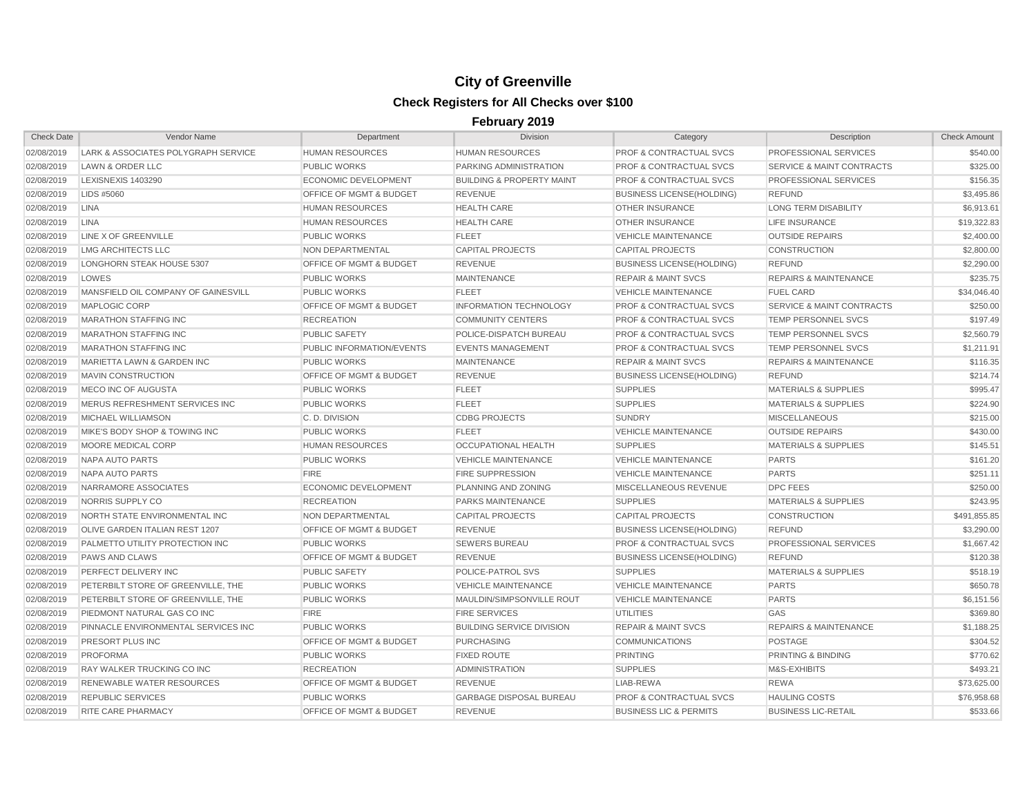# City of Greenville

## Check Registers for All Checks over $100

### February 2019

| Check Date | Vendor Name | Department | Division | Category | Description | Check Amount |
|---|---|---|---|---|---|---|
| 02/08/2019 | LARK & ASSOCIATES POLYGRAPH SERVICE | HUMAN RESOURCES | HUMAN RESOURCES | PROF & CONTRACTUAL SVCS | PROFESSIONAL SERVICES | $540.00 |
| 02/08/2019 | LAWN & ORDER LLC | PUBLIC WORKS | PARKING ADMINISTRATION | PROF & CONTRACTUAL SVCS | SERVICE & MAINT CONTRACTS | $325.00 |
| 02/08/2019 | LEXISNEXIS 1403290 | ECONOMIC DEVELOPMENT | BUILDING & PROPERTY MAINT | PROF & CONTRACTUAL SVCS | PROFESSIONAL SERVICES | $156.35 |
| 02/08/2019 | LIDS #5060 | OFFICE OF MGMT & BUDGET | REVENUE | BUSINESS LICENSE(HOLDING) | REFUND | $3,495.86 |
| 02/08/2019 | LINA | HUMAN RESOURCES | HEALTH CARE | OTHER INSURANCE | LONG TERM DISABILITY | $6,913.61 |
| 02/08/2019 | LINA | HUMAN RESOURCES | HEALTH CARE | OTHER INSURANCE | LIFE INSURANCE | $19,322.83 |
| 02/08/2019 | LINE X OF GREENVILLE | PUBLIC WORKS | FLEET | VEHICLE MAINTENANCE | OUTSIDE REPAIRS | $2,400.00 |
| 02/08/2019 | LMG ARCHITECTS LLC | NON DEPARTMENTAL | CAPITAL PROJECTS | CAPITAL PROJECTS | CONSTRUCTION | $2,800.00 |
| 02/08/2019 | LONGHORN STEAK HOUSE 5307 | OFFICE OF MGMT & BUDGET | REVENUE | BUSINESS LICENSE(HOLDING) | REFUND | $2,290.00 |
| 02/08/2019 | LOWES | PUBLIC WORKS | MAINTENANCE | REPAIR & MAINT SVCS | REPAIRS & MAINTENANCE | $235.75 |
| 02/08/2019 | MANSFIELD OIL COMPANY OF GAINESVILL | PUBLIC WORKS | FLEET | VEHICLE MAINTENANCE | FUEL CARD | $34,046.40 |
| 02/08/2019 | MAPLOGIC CORP | OFFICE OF MGMT & BUDGET | INFORMATION TECHNOLOGY | PROF & CONTRACTUAL SVCS | SERVICE & MAINT CONTRACTS | $250.00 |
| 02/08/2019 | MARATHON STAFFING INC | RECREATION | COMMUNITY CENTERS | PROF & CONTRACTUAL SVCS | TEMP PERSONNEL SVCS | $197.49 |
| 02/08/2019 | MARATHON STAFFING INC | PUBLIC SAFETY | POLICE-DISPATCH BUREAU | PROF & CONTRACTUAL SVCS | TEMP PERSONNEL SVCS | $2,560.79 |
| 02/08/2019 | MARATHON STAFFING INC | PUBLIC INFORMATION/EVENTS | EVENTS MANAGEMENT | PROF & CONTRACTUAL SVCS | TEMP PERSONNEL SVCS | $1,211.91 |
| 02/08/2019 | MARIETTA LAWN & GARDEN INC | PUBLIC WORKS | MAINTENANCE | REPAIR & MAINT SVCS | REPAIRS & MAINTENANCE | $116.35 |
| 02/08/2019 | MAVIN CONSTRUCTION | OFFICE OF MGMT & BUDGET | REVENUE | BUSINESS LICENSE(HOLDING) | REFUND | $214.74 |
| 02/08/2019 | MECO INC OF AUGUSTA | PUBLIC WORKS | FLEET | SUPPLIES | MATERIALS & SUPPLIES | $995.47 |
| 02/08/2019 | MERUS REFRESHMENT SERVICES INC | PUBLIC WORKS | FLEET | SUPPLIES | MATERIALS & SUPPLIES | $224.90 |
| 02/08/2019 | MICHAEL WILLIAMSON | C. D. DIVISION | CDBG PROJECTS | SUNDRY | MISCELLANEOUS | $215.00 |
| 02/08/2019 | MIKE'S BODY SHOP & TOWING INC | PUBLIC WORKS | FLEET | VEHICLE MAINTENANCE | OUTSIDE REPAIRS | $430.00 |
| 02/08/2019 | MOORE MEDICAL CORP | HUMAN RESOURCES | OCCUPATIONAL HEALTH | SUPPLIES | MATERIALS & SUPPLIES | $145.51 |
| 02/08/2019 | NAPA AUTO PARTS | PUBLIC WORKS | VEHICLE MAINTENANCE | VEHICLE MAINTENANCE | PARTS | $161.20 |
| 02/08/2019 | NAPA AUTO PARTS | FIRE | FIRE SUPPRESSION | VEHICLE MAINTENANCE | PARTS | $251.11 |
| 02/08/2019 | NARRAMORE ASSOCIATES | ECONOMIC DEVELOPMENT | PLANNING AND ZONING | MISCELLANEOUS REVENUE | DPC FEES | $250.00 |
| 02/08/2019 | NORRIS SUPPLY CO | RECREATION | PARKS MAINTENANCE | SUPPLIES | MATERIALS & SUPPLIES | $243.95 |
| 02/08/2019 | NORTH STATE ENVIRONMENTAL INC | NON DEPARTMENTAL | CAPITAL PROJECTS | CAPITAL PROJECTS | CONSTRUCTION | $491,855.85 |
| 02/08/2019 | OLIVE GARDEN ITALIAN REST 1207 | OFFICE OF MGMT & BUDGET | REVENUE | BUSINESS LICENSE(HOLDING) | REFUND | $3,290.00 |
| 02/08/2019 | PALMETTO UTILITY PROTECTION INC | PUBLIC WORKS | SEWERS BUREAU | PROF & CONTRACTUAL SVCS | PROFESSIONAL SERVICES | $1,667.42 |
| 02/08/2019 | PAWS AND CLAWS | OFFICE OF MGMT & BUDGET | REVENUE | BUSINESS LICENSE(HOLDING) | REFUND | $120.38 |
| 02/08/2019 | PERFECT DELIVERY INC | PUBLIC SAFETY | POLICE-PATROL SVS | SUPPLIES | MATERIALS & SUPPLIES | $518.19 |
| 02/08/2019 | PETERBILT STORE OF GREENVILLE, THE | PUBLIC WORKS | VEHICLE MAINTENANCE | VEHICLE MAINTENANCE | PARTS | $650.78 |
| 02/08/2019 | PETERBILT STORE OF GREENVILLE, THE | PUBLIC WORKS | MAULDIN/SIMPSONVILLE ROUT | VEHICLE MAINTENANCE | PARTS | $6,151.56 |
| 02/08/2019 | PIEDMONT NATURAL GAS CO INC | FIRE | FIRE SERVICES | UTILITIES | GAS | $369.80 |
| 02/08/2019 | PINNACLE ENVIRONMENTAL SERVICES INC | PUBLIC WORKS | BUILDING SERVICE DIVISION | REPAIR & MAINT SVCS | REPAIRS & MAINTENANCE | $1,188.25 |
| 02/08/2019 | PRESORT PLUS INC | OFFICE OF MGMT & BUDGET | PURCHASING | COMMUNICATIONS | POSTAGE | $304.52 |
| 02/08/2019 | PROFORMA | PUBLIC WORKS | FIXED ROUTE | PRINTING | PRINTING & BINDING | $770.62 |
| 02/08/2019 | RAY WALKER TRUCKING CO INC | RECREATION | ADMINISTRATION | SUPPLIES | M&S-EXHIBITS | $493.21 |
| 02/08/2019 | RENEWABLE WATER RESOURCES | OFFICE OF MGMT & BUDGET | REVENUE | LIAB-REWA | REWA | $73,625.00 |
| 02/08/2019 | REPUBLIC SERVICES | PUBLIC WORKS | GARBAGE DISPOSAL BUREAU | PROF & CONTRACTUAL SVCS | HAULING COSTS | $76,958.68 |
| 02/08/2019 | RITE CARE PHARMACY | OFFICE OF MGMT & BUDGET | REVENUE | BUSINESS LIC & PERMITS | BUSINESS LIC-RETAIL | $533.66 |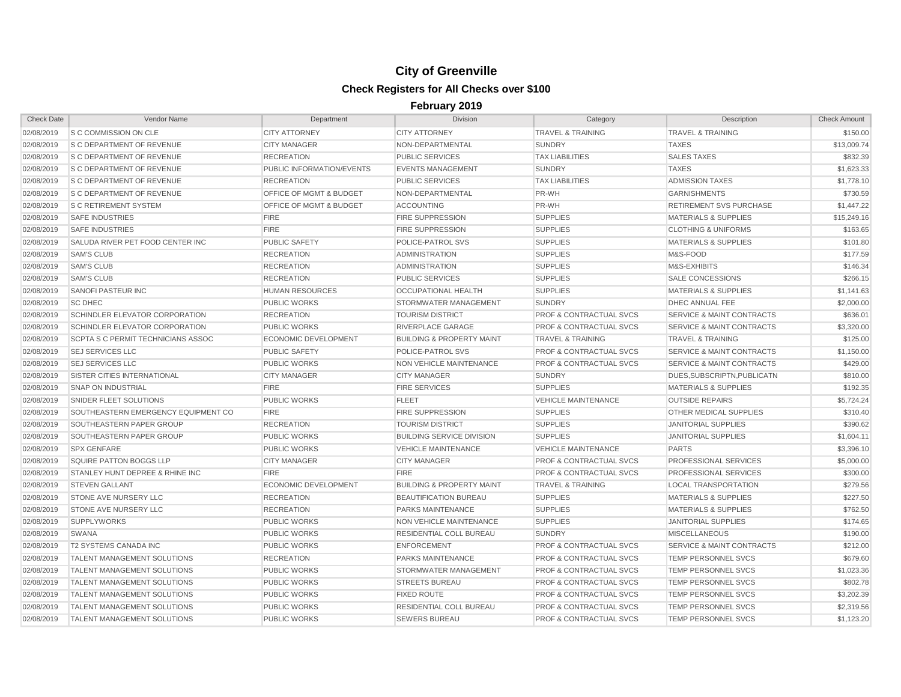# City of Greenville

## Check Registers for All Checks over $100

### February 2019

| Check Date | Vendor Name | Department | Division | Category | Description | Check Amount |
|---|---|---|---|---|---|---|
| 02/08/2019 | S C COMMISSION ON CLE | CITY ATTORNEY | CITY ATTORNEY | TRAVEL & TRAINING | TRAVEL & TRAINING | $150.00 |
| 02/08/2019 | S C DEPARTMENT OF REVENUE | CITY MANAGER | NON-DEPARTMENTAL | SUNDRY | TAXES | $13,009.74 |
| 02/08/2019 | S C DEPARTMENT OF REVENUE | RECREATION | PUBLIC SERVICES | TAX LIABILITIES | SALES TAXES | $832.39 |
| 02/08/2019 | S C DEPARTMENT OF REVENUE | PUBLIC INFORMATION/EVENTS | EVENTS MANAGEMENT | SUNDRY | TAXES | $1,623.33 |
| 02/08/2019 | S C DEPARTMENT OF REVENUE | RECREATION | PUBLIC SERVICES | TAX LIABILITIES | ADMISSION TAXES | $1,778.10 |
| 02/08/2019 | S C DEPARTMENT OF REVENUE | OFFICE OF MGMT & BUDGET | NON-DEPARTMENTAL | PR-WH | GARNISHMENTS | $730.59 |
| 02/08/2019 | S C RETIREMENT SYSTEM | OFFICE OF MGMT & BUDGET | ACCOUNTING | PR-WH | RETIREMENT SVS PURCHASE | $1,447.22 |
| 02/08/2019 | SAFE INDUSTRIES | FIRE | FIRE SUPPRESSION | SUPPLIES | MATERIALS & SUPPLIES | $15,249.16 |
| 02/08/2019 | SAFE INDUSTRIES | FIRE | FIRE SUPPRESSION | SUPPLIES | CLOTHING & UNIFORMS | $163.65 |
| 02/08/2019 | SALUDA RIVER PET FOOD CENTER INC | PUBLIC SAFETY | POLICE-PATROL SVS | SUPPLIES | MATERIALS & SUPPLIES | $101.80 |
| 02/08/2019 | SAM'S CLUB | RECREATION | ADMINISTRATION | SUPPLIES | M&S-FOOD | $177.59 |
| 02/08/2019 | SAM'S CLUB | RECREATION | ADMINISTRATION | SUPPLIES | M&S-EXHIBITS | $146.34 |
| 02/08/2019 | SAM'S CLUB | RECREATION | PUBLIC SERVICES | SUPPLIES | SALE CONCESSIONS | $266.15 |
| 02/08/2019 | SANOFI PASTEUR INC | HUMAN RESOURCES | OCCUPATIONAL HEALTH | SUPPLIES | MATERIALS & SUPPLIES | $1,141.63 |
| 02/08/2019 | SC DHEC | PUBLIC WORKS | STORMWATER MANAGEMENT | SUNDRY | DHEC ANNUAL FEE | $2,000.00 |
| 02/08/2019 | SCHINDLER ELEVATOR CORPORATION | RECREATION | TOURISM DISTRICT | PROF & CONTRACTUAL SVCS | SERVICE & MAINT CONTRACTS | $636.01 |
| 02/08/2019 | SCHINDLER ELEVATOR CORPORATION | PUBLIC WORKS | RIVERPLACE GARAGE | PROF & CONTRACTUAL SVCS | SERVICE & MAINT CONTRACTS | $3,320.00 |
| 02/08/2019 | SCPTA S C PERMIT TECHNICIANS ASSOC | ECONOMIC DEVELOPMENT | BUILDING & PROPERTY MAINT | TRAVEL & TRAINING | TRAVEL & TRAINING | $125.00 |
| 02/08/2019 | SEJ SERVICES LLC | PUBLIC SAFETY | POLICE-PATROL SVS | PROF & CONTRACTUAL SVCS | SERVICE & MAINT CONTRACTS | $1,150.00 |
| 02/08/2019 | SEJ SERVICES LLC | PUBLIC WORKS | NON VEHICLE MAINTENANCE | PROF & CONTRACTUAL SVCS | SERVICE & MAINT CONTRACTS | $429.00 |
| 02/08/2019 | SISTER CITIES INTERNATIONAL | CITY MANAGER | CITY MANAGER | SUNDRY | DUES,SUBSCRIPTN,PUBLICATN | $810.00 |
| 02/08/2019 | SNAP ON INDUSTRIAL | FIRE | FIRE SERVICES | SUPPLIES | MATERIALS & SUPPLIES | $192.35 |
| 02/08/2019 | SNIDER FLEET SOLUTIONS | PUBLIC WORKS | FLEET | VEHICLE MAINTENANCE | OUTSIDE REPAIRS | $5,724.24 |
| 02/08/2019 | SOUTHEASTERN EMERGENCY EQUIPMENT CO | FIRE | FIRE SUPPRESSION | SUPPLIES | OTHER MEDICAL SUPPLIES | $310.40 |
| 02/08/2019 | SOUTHEASTERN PAPER GROUP | RECREATION | TOURISM DISTRICT | SUPPLIES | JANITORIAL SUPPLIES | $390.62 |
| 02/08/2019 | SOUTHEASTERN PAPER GROUP | PUBLIC WORKS | BUILDING SERVICE DIVISION | SUPPLIES | JANITORIAL SUPPLIES | $1,604.11 |
| 02/08/2019 | SPX GENFARE | PUBLIC WORKS | VEHICLE MAINTENANCE | VEHICLE MAINTENANCE | PARTS | $3,396.10 |
| 02/08/2019 | SQUIRE PATTON BOGGS LLP | CITY MANAGER | CITY MANAGER | PROF & CONTRACTUAL SVCS | PROFESSIONAL SERVICES | $5,000.00 |
| 02/08/2019 | STANLEY HUNT DEPREE & RHINE INC | FIRE | FIRE | PROF & CONTRACTUAL SVCS | PROFESSIONAL SERVICES | $300.00 |
| 02/08/2019 | STEVEN GALLANT | ECONOMIC DEVELOPMENT | BUILDING & PROPERTY MAINT | TRAVEL & TRAINING | LOCAL TRANSPORTATION | $279.56 |
| 02/08/2019 | STONE AVE NURSERY LLC | RECREATION | BEAUTIFICATION BUREAU | SUPPLIES | MATERIALS & SUPPLIES | $227.50 |
| 02/08/2019 | STONE AVE NURSERY LLC | RECREATION | PARKS MAINTENANCE | SUPPLIES | MATERIALS & SUPPLIES | $762.50 |
| 02/08/2019 | SUPPLYWORKS | PUBLIC WORKS | NON VEHICLE MAINTENANCE | SUPPLIES | JANITORIAL SUPPLIES | $174.65 |
| 02/08/2019 | SWANA | PUBLIC WORKS | RESIDENTIAL COLL BUREAU | SUNDRY | MISCELLANEOUS | $190.00 |
| 02/08/2019 | T2 SYSTEMS CANADA INC | PUBLIC WORKS | ENFORCEMENT | PROF & CONTRACTUAL SVCS | SERVICE & MAINT CONTRACTS | $212.00 |
| 02/08/2019 | TALENT MANAGEMENT SOLUTIONS | RECREATION | PARKS MAINTENANCE | PROF & CONTRACTUAL SVCS | TEMP PERSONNEL SVCS | $679.60 |
| 02/08/2019 | TALENT MANAGEMENT SOLUTIONS | PUBLIC WORKS | STORMWATER MANAGEMENT | PROF & CONTRACTUAL SVCS | TEMP PERSONNEL SVCS | $1,023.36 |
| 02/08/2019 | TALENT MANAGEMENT SOLUTIONS | PUBLIC WORKS | STREETS BUREAU | PROF & CONTRACTUAL SVCS | TEMP PERSONNEL SVCS | $802.78 |
| 02/08/2019 | TALENT MANAGEMENT SOLUTIONS | PUBLIC WORKS | FIXED ROUTE | PROF & CONTRACTUAL SVCS | TEMP PERSONNEL SVCS | $3,202.39 |
| 02/08/2019 | TALENT MANAGEMENT SOLUTIONS | PUBLIC WORKS | RESIDENTIAL COLL BUREAU | PROF & CONTRACTUAL SVCS | TEMP PERSONNEL SVCS | $2,319.56 |
| 02/08/2019 | TALENT MANAGEMENT SOLUTIONS | PUBLIC WORKS | SEWERS BUREAU | PROF & CONTRACTUAL SVCS | TEMP PERSONNEL SVCS | $1,123.20 |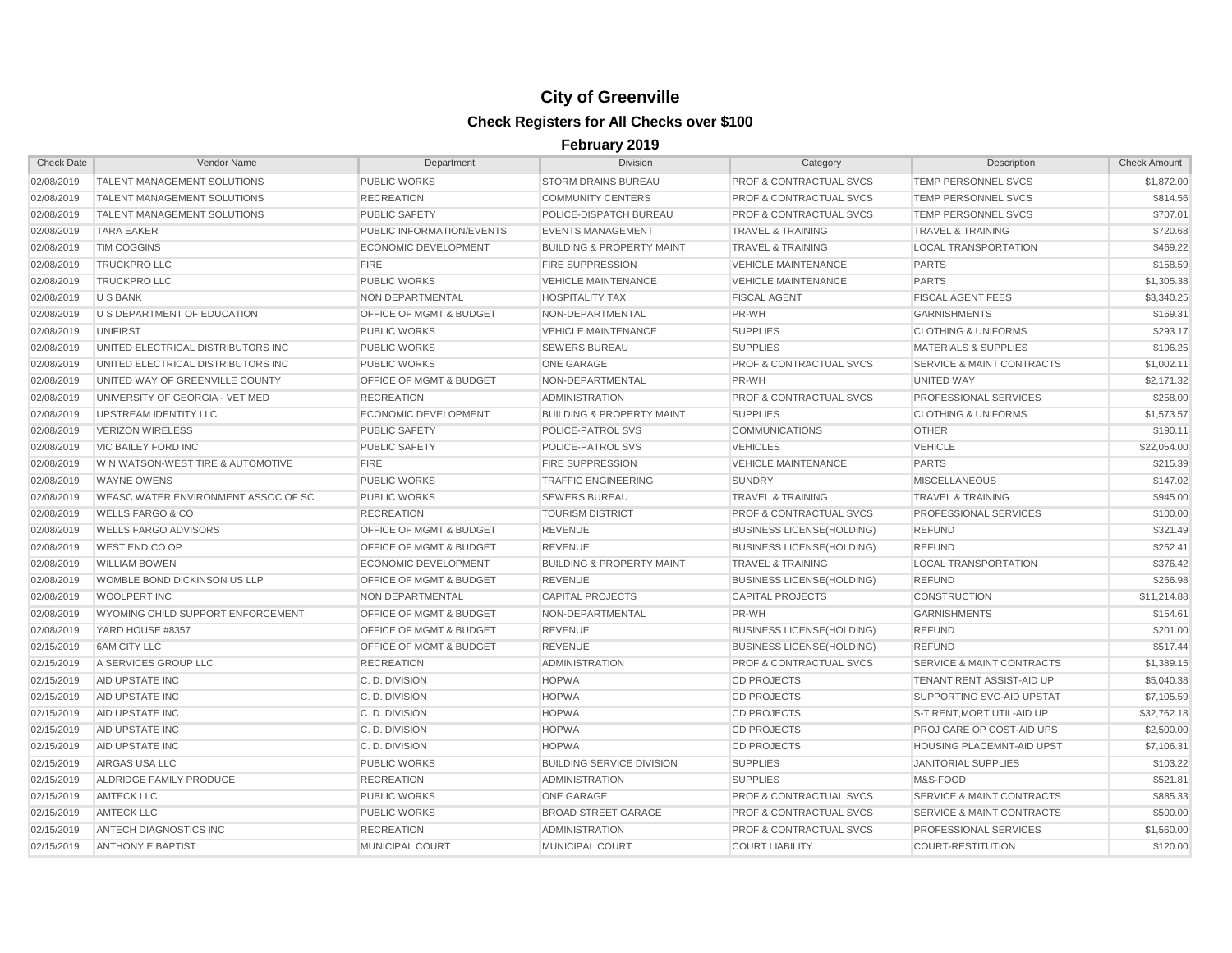# City of Greenville

## Check Registers for All Checks over $100

### February 2019

| Check Date | Vendor Name | Department | Division | Category | Description | Check Amount |
|---|---|---|---|---|---|---|
| 02/08/2019 | TALENT MANAGEMENT SOLUTIONS | PUBLIC WORKS | STORM DRAINS BUREAU | PROF & CONTRACTUAL SVCS | TEMP PERSONNEL SVCS | $1,872.00 |
| 02/08/2019 | TALENT MANAGEMENT SOLUTIONS | RECREATION | COMMUNITY CENTERS | PROF & CONTRACTUAL SVCS | TEMP PERSONNEL SVCS | $814.56 |
| 02/08/2019 | TALENT MANAGEMENT SOLUTIONS | PUBLIC SAFETY | POLICE-DISPATCH BUREAU | PROF & CONTRACTUAL SVCS | TEMP PERSONNEL SVCS | $707.01 |
| 02/08/2019 | TARA EAKER | PUBLIC INFORMATION/EVENTS | EVENTS MANAGEMENT | TRAVEL & TRAINING | TRAVEL & TRAINING | $720.68 |
| 02/08/2019 | TIM COGGINS | ECONOMIC DEVELOPMENT | BUILDING & PROPERTY MAINT | TRAVEL & TRAINING | LOCAL TRANSPORTATION | $469.22 |
| 02/08/2019 | TRUCKPRO LLC | FIRE | FIRE SUPPRESSION | VEHICLE MAINTENANCE | PARTS | $158.59 |
| 02/08/2019 | TRUCKPRO LLC | PUBLIC WORKS | VEHICLE MAINTENANCE | VEHICLE MAINTENANCE | PARTS | $1,305.38 |
| 02/08/2019 | U S BANK | NON DEPARTMENTAL | HOSPITALITY TAX | FISCAL AGENT | FISCAL AGENT FEES | $3,340.25 |
| 02/08/2019 | U S DEPARTMENT OF EDUCATION | OFFICE OF MGMT & BUDGET | NON-DEPARTMENTAL | PR-WH | GARNISHMENTS | $169.31 |
| 02/08/2019 | UNIFIRST | PUBLIC WORKS | VEHICLE MAINTENANCE | SUPPLIES | CLOTHING & UNIFORMS | $293.17 |
| 02/08/2019 | UNITED ELECTRICAL DISTRIBUTORS INC | PUBLIC WORKS | SEWERS BUREAU | SUPPLIES | MATERIALS & SUPPLIES | $196.25 |
| 02/08/2019 | UNITED ELECTRICAL DISTRIBUTORS INC | PUBLIC WORKS | ONE GARAGE | PROF & CONTRACTUAL SVCS | SERVICE & MAINT CONTRACTS | $1,002.11 |
| 02/08/2019 | UNITED WAY OF GREENVILLE COUNTY | OFFICE OF MGMT & BUDGET | NON-DEPARTMENTAL | PR-WH | UNITED WAY | $2,171.32 |
| 02/08/2019 | UNIVERSITY OF GEORGIA - VET MED | RECREATION | ADMINISTRATION | PROF & CONTRACTUAL SVCS | PROFESSIONAL SERVICES | $258.00 |
| 02/08/2019 | UPSTREAM IDENTITY LLC | ECONOMIC DEVELOPMENT | BUILDING & PROPERTY MAINT | SUPPLIES | CLOTHING & UNIFORMS | $1,573.57 |
| 02/08/2019 | VERIZON WIRELESS | PUBLIC SAFETY | POLICE-PATROL SVS | COMMUNICATIONS | OTHER | $190.11 |
| 02/08/2019 | VIC BAILEY FORD INC | PUBLIC SAFETY | POLICE-PATROL SVS | VEHICLES | VEHICLE | $22,054.00 |
| 02/08/2019 | W N WATSON-WEST TIRE & AUTOMOTIVE | FIRE | FIRE SUPPRESSION | VEHICLE MAINTENANCE | PARTS | $215.39 |
| 02/08/2019 | WAYNE OWENS | PUBLIC WORKS | TRAFFIC ENGINEERING | SUNDRY | MISCELLANEOUS | $147.02 |
| 02/08/2019 | WEASC WATER ENVIRONMENT ASSOC OF SC | PUBLIC WORKS | SEWERS BUREAU | TRAVEL & TRAINING | TRAVEL & TRAINING | $945.00 |
| 02/08/2019 | WELLS FARGO & CO | RECREATION | TOURISM DISTRICT | PROF & CONTRACTUAL SVCS | PROFESSIONAL SERVICES | $100.00 |
| 02/08/2019 | WELLS FARGO ADVISORS | OFFICE OF MGMT & BUDGET | REVENUE | BUSINESS LICENSE(HOLDING) | REFUND | $321.49 |
| 02/08/2019 | WEST END CO OP | OFFICE OF MGMT & BUDGET | REVENUE | BUSINESS LICENSE(HOLDING) | REFUND | $252.41 |
| 02/08/2019 | WILLIAM BOWEN | ECONOMIC DEVELOPMENT | BUILDING & PROPERTY MAINT | TRAVEL & TRAINING | LOCAL TRANSPORTATION | $376.42 |
| 02/08/2019 | WOMBLE BOND DICKINSON US LLP | OFFICE OF MGMT & BUDGET | REVENUE | BUSINESS LICENSE(HOLDING) | REFUND | $266.98 |
| 02/08/2019 | WOOLPERT INC | NON DEPARTMENTAL | CAPITAL PROJECTS | CAPITAL PROJECTS | CONSTRUCTION | $11,214.88 |
| 02/08/2019 | WYOMING CHILD SUPPORT ENFORCEMENT | OFFICE OF MGMT & BUDGET | NON-DEPARTMENTAL | PR-WH | GARNISHMENTS | $154.61 |
| 02/08/2019 | YARD HOUSE #8357 | OFFICE OF MGMT & BUDGET | REVENUE | BUSINESS LICENSE(HOLDING) | REFUND | $201.00 |
| 02/15/2019 | 6AM CITY LLC | OFFICE OF MGMT & BUDGET | REVENUE | BUSINESS LICENSE(HOLDING) | REFUND | $517.44 |
| 02/15/2019 | A SERVICES GROUP LLC | RECREATION | ADMINISTRATION | PROF & CONTRACTUAL SVCS | SERVICE & MAINT CONTRACTS | $1,389.15 |
| 02/15/2019 | AID UPSTATE INC | C. D. DIVISION | HOPWA | CD PROJECTS | TENANT RENT ASSIST-AID UP | $5,040.38 |
| 02/15/2019 | AID UPSTATE INC | C. D. DIVISION | HOPWA | CD PROJECTS | SUPPORTING SVC-AID UPSTAT | $7,105.59 |
| 02/15/2019 | AID UPSTATE INC | C. D. DIVISION | HOPWA | CD PROJECTS | S-T RENT,MORT,UTIL-AID UP | $32,762.18 |
| 02/15/2019 | AID UPSTATE INC | C. D. DIVISION | HOPWA | CD PROJECTS | PROJ CARE OP COST-AID UPS | $2,500.00 |
| 02/15/2019 | AID UPSTATE INC | C. D. DIVISION | HOPWA | CD PROJECTS | HOUSING PLACEMNT-AID UPST | $7,106.31 |
| 02/15/2019 | AIRGAS USA LLC | PUBLIC WORKS | BUILDING SERVICE DIVISION | SUPPLIES | JANITORIAL SUPPLIES | $103.22 |
| 02/15/2019 | ALDRIDGE FAMILY PRODUCE | RECREATION | ADMINISTRATION | SUPPLIES | M&S-FOOD | $521.81 |
| 02/15/2019 | AMTECK LLC | PUBLIC WORKS | ONE GARAGE | PROF & CONTRACTUAL SVCS | SERVICE & MAINT CONTRACTS | $885.33 |
| 02/15/2019 | AMTECK LLC | PUBLIC WORKS | BROAD STREET GARAGE | PROF & CONTRACTUAL SVCS | SERVICE & MAINT CONTRACTS | $500.00 |
| 02/15/2019 | ANTECH DIAGNOSTICS INC | RECREATION | ADMINISTRATION | PROF & CONTRACTUAL SVCS | PROFESSIONAL SERVICES | $1,560.00 |
| 02/15/2019 | ANTHONY E BAPTIST | MUNICIPAL COURT | MUNICIPAL COURT | COURT LIABILITY | COURT-RESTITUTION | $120.00 |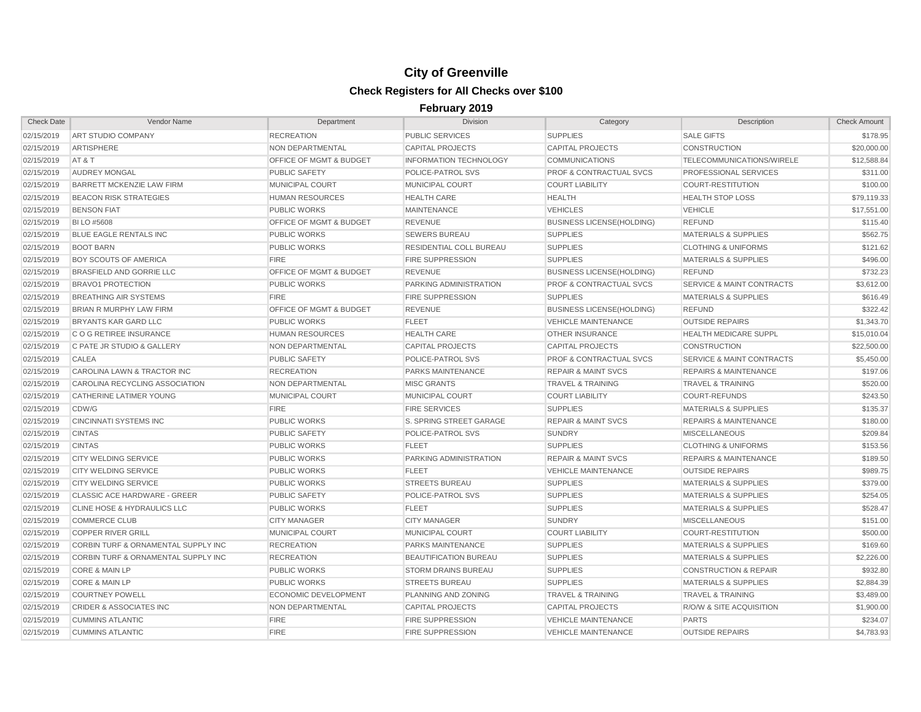# City of Greenville

## Check Registers for All Checks over $100

### February 2019

| Check Date | Vendor Name | Department | Division | Category | Description | Check Amount |
|---|---|---|---|---|---|---|
| 02/15/2019 | ART STUDIO COMPANY | RECREATION | PUBLIC SERVICES | SUPPLIES | SALE GIFTS | $178.95 |
| 02/15/2019 | ARTISPHERE | NON DEPARTMENTAL | CAPITAL PROJECTS | CAPITAL PROJECTS | CONSTRUCTION | $20,000.00 |
| 02/15/2019 | AT & T | OFFICE OF MGMT & BUDGET | INFORMATION TECHNOLOGY | COMMUNICATIONS | TELECOMMUNICATIONS/WIRELE | $12,588.84 |
| 02/15/2019 | AUDREY MONGAL | PUBLIC SAFETY | POLICE-PATROL SVS | PROF & CONTRACTUAL SVCS | PROFESSIONAL SERVICES | $311.00 |
| 02/15/2019 | BARRETT MCKENZIE LAW FIRM | MUNICIPAL COURT | MUNICIPAL COURT | COURT LIABILITY | COURT-RESTITUTION | $100.00 |
| 02/15/2019 | BEACON RISK STRATEGIES | HUMAN RESOURCES | HEALTH CARE | HEALTH | HEALTH STOP LOSS | $79,119.33 |
| 02/15/2019 | BENSON FIAT | PUBLIC WORKS | MAINTENANCE | VEHICLES | VEHICLE | $17,551.00 |
| 02/15/2019 | BI LO #5608 | OFFICE OF MGMT & BUDGET | REVENUE | BUSINESS LICENSE(HOLDING) | REFUND | $115.40 |
| 02/15/2019 | BLUE EAGLE RENTALS INC | PUBLIC WORKS | SEWERS BUREAU | SUPPLIES | MATERIALS & SUPPLIES | $562.75 |
| 02/15/2019 | BOOT BARN | PUBLIC WORKS | RESIDENTIAL COLL BUREAU | SUPPLIES | CLOTHING & UNIFORMS | $121.62 |
| 02/15/2019 | BOY SCOUTS OF AMERICA | FIRE | FIRE SUPPRESSION | SUPPLIES | MATERIALS & SUPPLIES | $496.00 |
| 02/15/2019 | BRASFIELD AND GORRIE LLC | OFFICE OF MGMT & BUDGET | REVENUE | BUSINESS LICENSE(HOLDING) | REFUND | $732.23 |
| 02/15/2019 | BRAVO1 PROTECTION | PUBLIC WORKS | PARKING ADMINISTRATION | PROF & CONTRACTUAL SVCS | SERVICE & MAINT CONTRACTS | $3,612.00 |
| 02/15/2019 | BREATHING AIR SYSTEMS | FIRE | FIRE SUPPRESSION | SUPPLIES | MATERIALS & SUPPLIES | $616.49 |
| 02/15/2019 | BRIAN R MURPHY LAW FIRM | OFFICE OF MGMT & BUDGET | REVENUE | BUSINESS LICENSE(HOLDING) | REFUND | $322.42 |
| 02/15/2019 | BRYANTS KAR GARD LLC | PUBLIC WORKS | FLEET | VEHICLE MAINTENANCE | OUTSIDE REPAIRS | $1,343.70 |
| 02/15/2019 | C O G RETIREE INSURANCE | HUMAN RESOURCES | HEALTH CARE | OTHER INSURANCE | HEALTH MEDICARE SUPPL | $15,010.04 |
| 02/15/2019 | C PATE JR STUDIO & GALLERY | NON DEPARTMENTAL | CAPITAL PROJECTS | CAPITAL PROJECTS | CONSTRUCTION | $22,500.00 |
| 02/15/2019 | CALEA | PUBLIC SAFETY | POLICE-PATROL SVS | PROF & CONTRACTUAL SVCS | SERVICE & MAINT CONTRACTS | $5,450.00 |
| 02/15/2019 | CAROLINA LAWN & TRACTOR INC | RECREATION | PARKS MAINTENANCE | REPAIR & MAINT SVCS | REPAIRS & MAINTENANCE | $197.06 |
| 02/15/2019 | CAROLINA RECYCLING ASSOCIATION | NON DEPARTMENTAL | MISC GRANTS | TRAVEL & TRAINING | TRAVEL & TRAINING | $520.00 |
| 02/15/2019 | CATHERINE LATIMER YOUNG | MUNICIPAL COURT | MUNICIPAL COURT | COURT LIABILITY | COURT-REFUNDS | $243.50 |
| 02/15/2019 | CDW/G | FIRE | FIRE SERVICES | SUPPLIES | MATERIALS & SUPPLIES | $135.37 |
| 02/15/2019 | CINCINNATI SYSTEMS INC | PUBLIC WORKS | S. SPRING STREET GARAGE | REPAIR & MAINT SVCS | REPAIRS & MAINTENANCE | $180.00 |
| 02/15/2019 | CINTAS | PUBLIC SAFETY | POLICE-PATROL SVS | SUNDRY | MISCELLANEOUS | $209.84 |
| 02/15/2019 | CINTAS | PUBLIC WORKS | FLEET | SUPPLIES | CLOTHING & UNIFORMS | $153.56 |
| 02/15/2019 | CITY WELDING SERVICE | PUBLIC WORKS | PARKING ADMINISTRATION | REPAIR & MAINT SVCS | REPAIRS & MAINTENANCE | $189.50 |
| 02/15/2019 | CITY WELDING SERVICE | PUBLIC WORKS | FLEET | VEHICLE MAINTENANCE | OUTSIDE REPAIRS | $989.75 |
| 02/15/2019 | CITY WELDING SERVICE | PUBLIC WORKS | STREETS BUREAU | SUPPLIES | MATERIALS & SUPPLIES | $379.00 |
| 02/15/2019 | CLASSIC ACE HARDWARE - GREER | PUBLIC SAFETY | POLICE-PATROL SVS | SUPPLIES | MATERIALS & SUPPLIES | $254.05 |
| 02/15/2019 | CLINE HOSE & HYDRAULICS LLC | PUBLIC WORKS | FLEET | SUPPLIES | MATERIALS & SUPPLIES | $528.47 |
| 02/15/2019 | COMMERCE CLUB | CITY MANAGER | CITY MANAGER | SUNDRY | MISCELLANEOUS | $151.00 |
| 02/15/2019 | COPPER RIVER GRILL | MUNICIPAL COURT | MUNICIPAL COURT | COURT LIABILITY | COURT-RESTITUTION | $500.00 |
| 02/15/2019 | CORBIN TURF & ORNAMENTAL SUPPLY INC | RECREATION | PARKS MAINTENANCE | SUPPLIES | MATERIALS & SUPPLIES | $169.60 |
| 02/15/2019 | CORBIN TURF & ORNAMENTAL SUPPLY INC | RECREATION | BEAUTIFICATION BUREAU | SUPPLIES | MATERIALS & SUPPLIES | $2,226.00 |
| 02/15/2019 | CORE & MAIN LP | PUBLIC WORKS | STORM DRAINS BUREAU | SUPPLIES | CONSTRUCTION & REPAIR | $932.80 |
| 02/15/2019 | CORE & MAIN LP | PUBLIC WORKS | STREETS BUREAU | SUPPLIES | MATERIALS & SUPPLIES | $2,884.39 |
| 02/15/2019 | COURTNEY POWELL | ECONOMIC DEVELOPMENT | PLANNING AND ZONING | TRAVEL & TRAINING | TRAVEL & TRAINING | $3,489.00 |
| 02/15/2019 | CRIDER & ASSOCIATES INC | NON DEPARTMENTAL | CAPITAL PROJECTS | CAPITAL PROJECTS | R/O/W & SITE ACQUISITION | $1,900.00 |
| 02/15/2019 | CUMMINS ATLANTIC | FIRE | FIRE SUPPRESSION | VEHICLE MAINTENANCE | PARTS | $234.07 |
| 02/15/2019 | CUMMINS ATLANTIC | FIRE | FIRE SUPPRESSION | VEHICLE MAINTENANCE | OUTSIDE REPAIRS | $4,783.93 |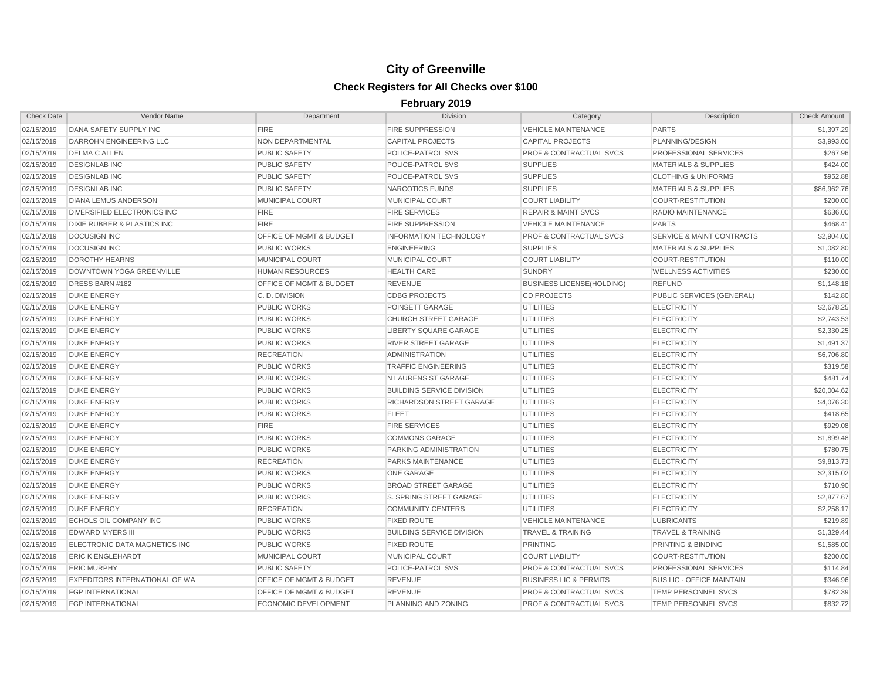# City of Greenville

## Check Registers for All Checks over $100

### February 2019

| Check Date | Vendor Name | Department | Division | Category | Description | Check Amount |
|---|---|---|---|---|---|---|
| 02/15/2019 | DANA SAFETY SUPPLY INC | FIRE | FIRE SUPPRESSION | VEHICLE MAINTENANCE | PARTS | $1,397.29 |
| 02/15/2019 | DARROHN ENGINEERING LLC | NON DEPARTMENTAL | CAPITAL PROJECTS | CAPITAL PROJECTS | PLANNING/DESIGN | $3,993.00 |
| 02/15/2019 | DELMA C ALLEN | PUBLIC SAFETY | POLICE-PATROL SVS | PROF & CONTRACTUAL SVCS | PROFESSIONAL SERVICES | $267.96 |
| 02/15/2019 | DESIGNLAB INC | PUBLIC SAFETY | POLICE-PATROL SVS | SUPPLIES | MATERIALS & SUPPLIES | $424.00 |
| 02/15/2019 | DESIGNLAB INC | PUBLIC SAFETY | POLICE-PATROL SVS | SUPPLIES | CLOTHING & UNIFORMS | $952.88 |
| 02/15/2019 | DESIGNLAB INC | PUBLIC SAFETY | NARCOTICS FUNDS | SUPPLIES | MATERIALS & SUPPLIES | $86,962.76 |
| 02/15/2019 | DIANA LEMUS ANDERSON | MUNICIPAL COURT | MUNICIPAL COURT | COURT LIABILITY | COURT-RESTITUTION | $200.00 |
| 02/15/2019 | DIVERSIFIED ELECTRONICS INC | FIRE | FIRE SERVICES | REPAIR & MAINT SVCS | RADIO MAINTENANCE | $636.00 |
| 02/15/2019 | DIXIE RUBBER & PLASTICS INC | FIRE | FIRE SUPPRESSION | VEHICLE MAINTENANCE | PARTS | $468.41 |
| 02/15/2019 | DOCUSIGN INC | OFFICE OF MGMT & BUDGET | INFORMATION TECHNOLOGY | PROF & CONTRACTUAL SVCS | SERVICE & MAINT CONTRACTS | $2,904.00 |
| 02/15/2019 | DOCUSIGN INC | PUBLIC WORKS | ENGINEERING | SUPPLIES | MATERIALS & SUPPLIES | $1,082.80 |
| 02/15/2019 | DOROTHY HEARNS | MUNICIPAL COURT | MUNICIPAL COURT | COURT LIABILITY | COURT-RESTITUTION | $110.00 |
| 02/15/2019 | DOWNTOWN YOGA GREENVILLE | HUMAN RESOURCES | HEALTH CARE | SUNDRY | WELLNESS ACTIVITIES | $230.00 |
| 02/15/2019 | DRESS BARN #182 | OFFICE OF MGMT & BUDGET | REVENUE | BUSINESS LICENSE(HOLDING) | REFUND | $1,148.18 |
| 02/15/2019 | DUKE ENERGY | C. D. DIVISION | CDBG PROJECTS | CD PROJECTS | PUBLIC SERVICES (GENERAL) | $142.80 |
| 02/15/2019 | DUKE ENERGY | PUBLIC WORKS | POINSETT GARAGE | UTILITIES | ELECTRICITY | $2,678.25 |
| 02/15/2019 | DUKE ENERGY | PUBLIC WORKS | CHURCH STREET GARAGE | UTILITIES | ELECTRICITY | $2,743.53 |
| 02/15/2019 | DUKE ENERGY | PUBLIC WORKS | LIBERTY SQUARE GARAGE | UTILITIES | ELECTRICITY | $2,330.25 |
| 02/15/2019 | DUKE ENERGY | PUBLIC WORKS | RIVER STREET GARAGE | UTILITIES | ELECTRICITY | $1,491.37 |
| 02/15/2019 | DUKE ENERGY | RECREATION | ADMINISTRATION | UTILITIES | ELECTRICITY | $6,706.80 |
| 02/15/2019 | DUKE ENERGY | PUBLIC WORKS | TRAFFIC ENGINEERING | UTILITIES | ELECTRICITY | $319.58 |
| 02/15/2019 | DUKE ENERGY | PUBLIC WORKS | N LAURENS ST GARAGE | UTILITIES | ELECTRICITY | $481.74 |
| 02/15/2019 | DUKE ENERGY | PUBLIC WORKS | BUILDING SERVICE DIVISION | UTILITIES | ELECTRICITY | $20,004.62 |
| 02/15/2019 | DUKE ENERGY | PUBLIC WORKS | RICHARDSON STREET GARAGE | UTILITIES | ELECTRICITY | $4,076.30 |
| 02/15/2019 | DUKE ENERGY | PUBLIC WORKS | FLEET | UTILITIES | ELECTRICITY | $418.65 |
| 02/15/2019 | DUKE ENERGY | FIRE | FIRE SERVICES | UTILITIES | ELECTRICITY | $929.08 |
| 02/15/2019 | DUKE ENERGY | PUBLIC WORKS | COMMONS GARAGE | UTILITIES | ELECTRICITY | $1,899.48 |
| 02/15/2019 | DUKE ENERGY | PUBLIC WORKS | PARKING ADMINISTRATION | UTILITIES | ELECTRICITY | $780.75 |
| 02/15/2019 | DUKE ENERGY | RECREATION | PARKS MAINTENANCE | UTILITIES | ELECTRICITY | $9,813.73 |
| 02/15/2019 | DUKE ENERGY | PUBLIC WORKS | ONE GARAGE | UTILITIES | ELECTRICITY | $2,315.02 |
| 02/15/2019 | DUKE ENERGY | PUBLIC WORKS | BROAD STREET GARAGE | UTILITIES | ELECTRICITY | $710.90 |
| 02/15/2019 | DUKE ENERGY | PUBLIC WORKS | S. SPRING STREET GARAGE | UTILITIES | ELECTRICITY | $2,877.67 |
| 02/15/2019 | DUKE ENERGY | RECREATION | COMMUNITY CENTERS | UTILITIES | ELECTRICITY | $2,258.17 |
| 02/15/2019 | ECHOLS OIL COMPANY INC | PUBLIC WORKS | FIXED ROUTE | VEHICLE MAINTENANCE | LUBRICANTS | $219.89 |
| 02/15/2019 | EDWARD MYERS III | PUBLIC WORKS | BUILDING SERVICE DIVISION | TRAVEL & TRAINING | TRAVEL & TRAINING | $1,329.44 |
| 02/15/2019 | ELECTRONIC DATA MAGNETICS INC | PUBLIC WORKS | FIXED ROUTE | PRINTING | PRINTING & BINDING | $1,585.00 |
| 02/15/2019 | ERIC K ENGLEHARDT | MUNICIPAL COURT | MUNICIPAL COURT | COURT LIABILITY | COURT-RESTITUTION | $200.00 |
| 02/15/2019 | ERIC MURPHY | PUBLIC SAFETY | POLICE-PATROL SVS | PROF & CONTRACTUAL SVCS | PROFESSIONAL SERVICES | $114.84 |
| 02/15/2019 | EXPEDITORS INTERNATIONAL OF WA | OFFICE OF MGMT & BUDGET | REVENUE | BUSINESS LIC & PERMITS | BUS LIC - OFFICE MAINTAIN | $346.96 |
| 02/15/2019 | FGP INTERNATIONAL | OFFICE OF MGMT & BUDGET | REVENUE | PROF & CONTRACTUAL SVCS | TEMP PERSONNEL SVCS | $782.39 |
| 02/15/2019 | FGP INTERNATIONAL | ECONOMIC DEVELOPMENT | PLANNING AND ZONING | PROF & CONTRACTUAL SVCS | TEMP PERSONNEL SVCS | $832.72 |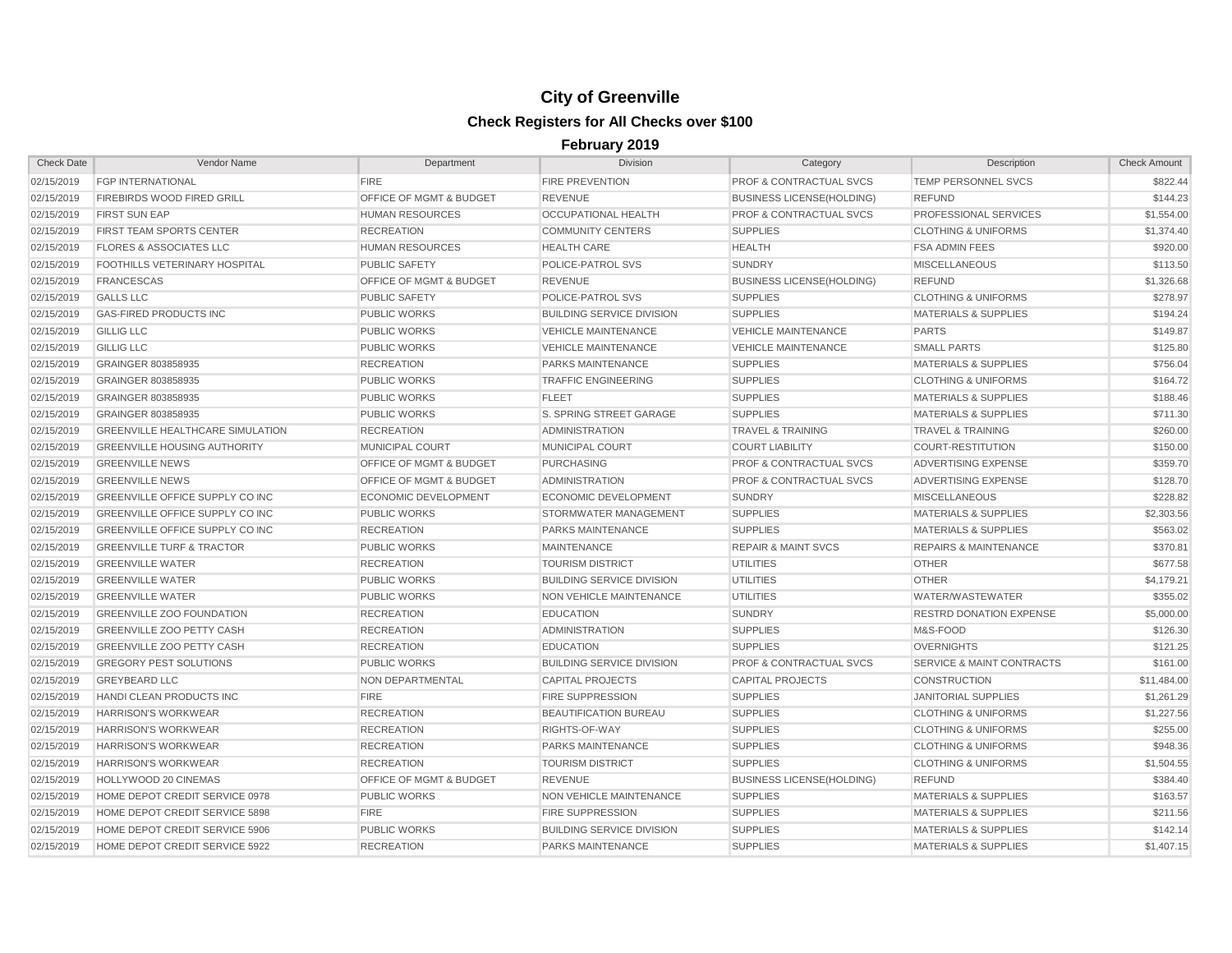# City of Greenville

## Check Registers for All Checks over $100

### February 2019

| Check Date | Vendor Name | Department | Division | Category | Description | Check Amount |
|---|---|---|---|---|---|---|
| 02/15/2019 | FGP INTERNATIONAL | FIRE | FIRE PREVENTION | PROF & CONTRACTUAL SVCS | TEMP PERSONNEL SVCS | $822.44 |
| 02/15/2019 | FIREBIRDS WOOD FIRED GRILL | OFFICE OF MGMT & BUDGET | REVENUE | BUSINESS LICENSE(HOLDING) | REFUND | $144.23 |
| 02/15/2019 | FIRST SUN EAP | HUMAN RESOURCES | OCCUPATIONAL HEALTH | PROF & CONTRACTUAL SVCS | PROFESSIONAL SERVICES | $1,554.00 |
| 02/15/2019 | FIRST TEAM SPORTS CENTER | RECREATION | COMMUNITY CENTERS | SUPPLIES | CLOTHING & UNIFORMS | $1,374.40 |
| 02/15/2019 | FLORES & ASSOCIATES LLC | HUMAN RESOURCES | HEALTH CARE | HEALTH | FSA ADMIN FEES | $920.00 |
| 02/15/2019 | FOOTHILLS VETERINARY HOSPITAL | PUBLIC SAFETY | POLICE-PATROL SVS | SUNDRY | MISCELLANEOUS | $113.50 |
| 02/15/2019 | FRANCESCAS | OFFICE OF MGMT & BUDGET | REVENUE | BUSINESS LICENSE(HOLDING) | REFUND | $1,326.68 |
| 02/15/2019 | GALLS LLC | PUBLIC SAFETY | POLICE-PATROL SVS | SUPPLIES | CLOTHING & UNIFORMS | $278.97 |
| 02/15/2019 | GAS-FIRED PRODUCTS INC | PUBLIC WORKS | BUILDING SERVICE DIVISION | SUPPLIES | MATERIALS & SUPPLIES | $194.24 |
| 02/15/2019 | GILLIG LLC | PUBLIC WORKS | VEHICLE MAINTENANCE | VEHICLE MAINTENANCE | PARTS | $149.87 |
| 02/15/2019 | GILLIG LLC | PUBLIC WORKS | VEHICLE MAINTENANCE | VEHICLE MAINTENANCE | SMALL PARTS | $125.80 |
| 02/15/2019 | GRAINGER 803858935 | RECREATION | PARKS MAINTENANCE | SUPPLIES | MATERIALS & SUPPLIES | $756.04 |
| 02/15/2019 | GRAINGER 803858935 | PUBLIC WORKS | TRAFFIC ENGINEERING | SUPPLIES | CLOTHING & UNIFORMS | $164.72 |
| 02/15/2019 | GRAINGER 803858935 | PUBLIC WORKS | FLEET | SUPPLIES | MATERIALS & SUPPLIES | $188.46 |
| 02/15/2019 | GRAINGER 803858935 | PUBLIC WORKS | S. SPRING STREET GARAGE | SUPPLIES | MATERIALS & SUPPLIES | $711.30 |
| 02/15/2019 | GREENVILLE HEALTHCARE SIMULATION | RECREATION | ADMINISTRATION | TRAVEL & TRAINING | TRAVEL & TRAINING | $260.00 |
| 02/15/2019 | GREENVILLE HOUSING AUTHORITY | MUNICIPAL COURT | MUNICIPAL COURT | COURT LIABILITY | COURT-RESTITUTION | $150.00 |
| 02/15/2019 | GREENVILLE NEWS | OFFICE OF MGMT & BUDGET | PURCHASING | PROF & CONTRACTUAL SVCS | ADVERTISING EXPENSE | $359.70 |
| 02/15/2019 | GREENVILLE NEWS | OFFICE OF MGMT & BUDGET | ADMINISTRATION | PROF & CONTRACTUAL SVCS | ADVERTISING EXPENSE | $128.70 |
| 02/15/2019 | GREENVILLE OFFICE SUPPLY CO INC | ECONOMIC DEVELOPMENT | ECONOMIC DEVELOPMENT | SUNDRY | MISCELLANEOUS | $228.82 |
| 02/15/2019 | GREENVILLE OFFICE SUPPLY CO INC | PUBLIC WORKS | STORMWATER MANAGEMENT | SUPPLIES | MATERIALS & SUPPLIES | $2,303.56 |
| 02/15/2019 | GREENVILLE OFFICE SUPPLY CO INC | RECREATION | PARKS MAINTENANCE | SUPPLIES | MATERIALS & SUPPLIES | $563.02 |
| 02/15/2019 | GREENVILLE TURF & TRACTOR | PUBLIC WORKS | MAINTENANCE | REPAIR & MAINT SVCS | REPAIRS & MAINTENANCE | $370.81 |
| 02/15/2019 | GREENVILLE WATER | RECREATION | TOURISM DISTRICT | UTILITIES | OTHER | $677.58 |
| 02/15/2019 | GREENVILLE WATER | PUBLIC WORKS | BUILDING SERVICE DIVISION | UTILITIES | OTHER | $4,179.21 |
| 02/15/2019 | GREENVILLE WATER | PUBLIC WORKS | NON VEHICLE MAINTENANCE | UTILITIES | WATER/WASTEWATER | $355.02 |
| 02/15/2019 | GREENVILLE ZOO FOUNDATION | RECREATION | EDUCATION | SUNDRY | RESTRD DONATION EXPENSE | $5,000.00 |
| 02/15/2019 | GREENVILLE ZOO PETTY CASH | RECREATION | ADMINISTRATION | SUPPLIES | M&S-FOOD | $126.30 |
| 02/15/2019 | GREENVILLE ZOO PETTY CASH | RECREATION | EDUCATION | SUPPLIES | OVERNIGHTS | $121.25 |
| 02/15/2019 | GREGORY PEST SOLUTIONS | PUBLIC WORKS | BUILDING SERVICE DIVISION | PROF & CONTRACTUAL SVCS | SERVICE & MAINT CONTRACTS | $161.00 |
| 02/15/2019 | GREYBEARD LLC | NON DEPARTMENTAL | CAPITAL PROJECTS | CAPITAL PROJECTS | CONSTRUCTION | $11,484.00 |
| 02/15/2019 | HANDI CLEAN PRODUCTS INC | FIRE | FIRE SUPPRESSION | SUPPLIES | JANITORIAL SUPPLIES | $1,261.29 |
| 02/15/2019 | HARRISON'S WORKWEAR | RECREATION | BEAUTIFICATION BUREAU | SUPPLIES | CLOTHING & UNIFORMS | $1,227.56 |
| 02/15/2019 | HARRISON'S WORKWEAR | RECREATION | RIGHTS-OF-WAY | SUPPLIES | CLOTHING & UNIFORMS | $255.00 |
| 02/15/2019 | HARRISON'S WORKWEAR | RECREATION | PARKS MAINTENANCE | SUPPLIES | CLOTHING & UNIFORMS | $948.36 |
| 02/15/2019 | HARRISON'S WORKWEAR | RECREATION | TOURISM DISTRICT | SUPPLIES | CLOTHING & UNIFORMS | $1,504.55 |
| 02/15/2019 | HOLLYWOOD 20 CINEMAS | OFFICE OF MGMT & BUDGET | REVENUE | BUSINESS LICENSE(HOLDING) | REFUND | $384.40 |
| 02/15/2019 | HOME DEPOT CREDIT SERVICE 0978 | PUBLIC WORKS | NON VEHICLE MAINTENANCE | SUPPLIES | MATERIALS & SUPPLIES | $163.57 |
| 02/15/2019 | HOME DEPOT CREDIT SERVICE 5898 | FIRE | FIRE SUPPRESSION | SUPPLIES | MATERIALS & SUPPLIES | $211.56 |
| 02/15/2019 | HOME DEPOT CREDIT SERVICE 5906 | PUBLIC WORKS | BUILDING SERVICE DIVISION | SUPPLIES | MATERIALS & SUPPLIES | $142.14 |
| 02/15/2019 | HOME DEPOT CREDIT SERVICE 5922 | RECREATION | PARKS MAINTENANCE | SUPPLIES | MATERIALS & SUPPLIES | $1,407.15 |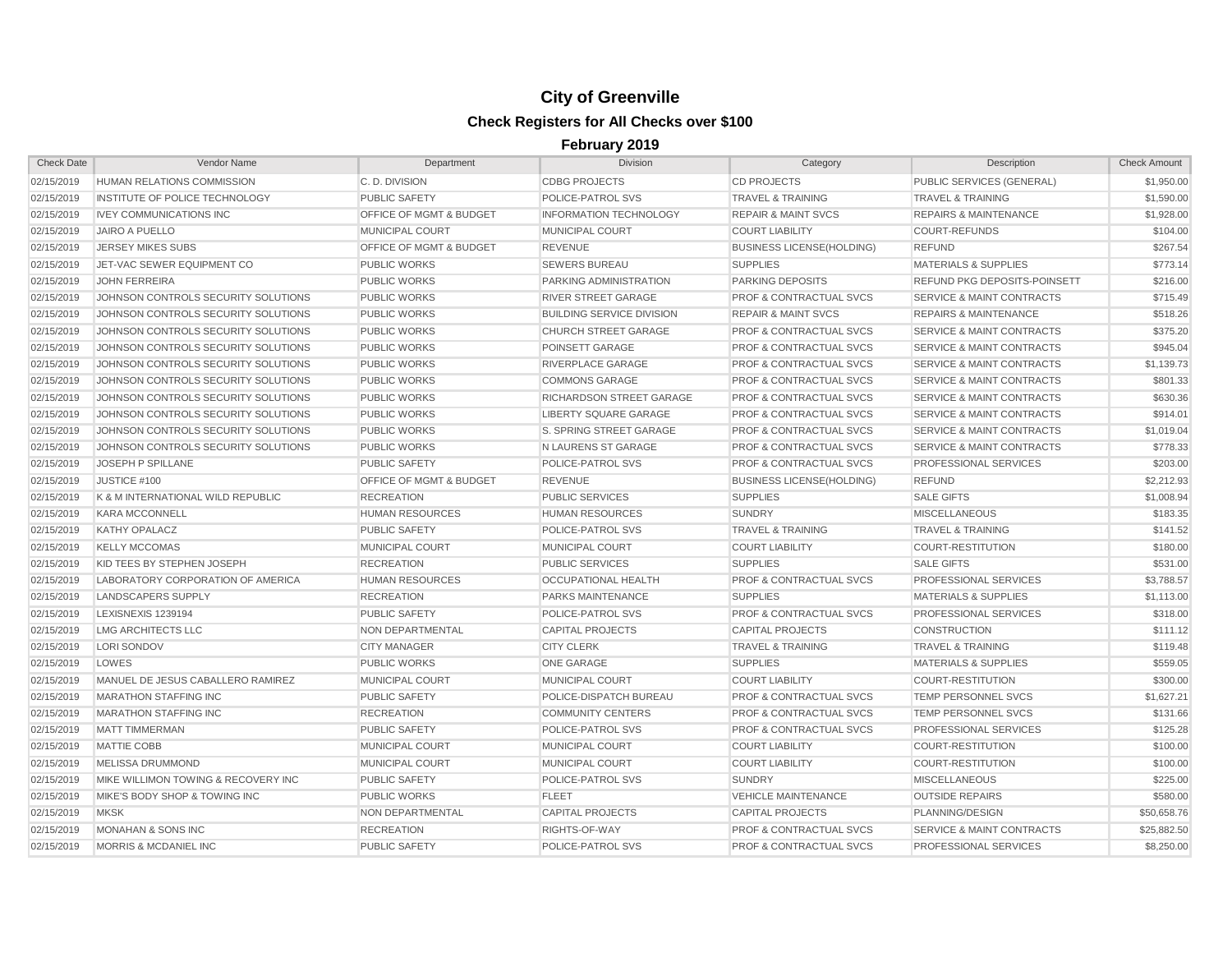# City of Greenville

## Check Registers for All Checks over $100

### February 2019

| Check Date | Vendor Name | Department | Division | Category | Description | Check Amount |
|---|---|---|---|---|---|---|
| 02/15/2019 | HUMAN RELATIONS COMMISSION | C. D. DIVISION | CDBG PROJECTS | CD PROJECTS | PUBLIC SERVICES (GENERAL) | $1,950.00 |
| 02/15/2019 | INSTITUTE OF POLICE TECHNOLOGY | PUBLIC SAFETY | POLICE-PATROL SVS | TRAVEL & TRAINING | TRAVEL & TRAINING | $1,590.00 |
| 02/15/2019 | IVEY COMMUNICATIONS INC | OFFICE OF MGMT & BUDGET | INFORMATION TECHNOLOGY | REPAIR & MAINT SVCS | REPAIRS & MAINTENANCE | $1,928.00 |
| 02/15/2019 | JAIRO A PUELLO | MUNICIPAL COURT | MUNICIPAL COURT | COURT LIABILITY | COURT-REFUNDS | $104.00 |
| 02/15/2019 | JERSEY MIKES SUBS | OFFICE OF MGMT & BUDGET | REVENUE | BUSINESS LICENSE(HOLDING) | REFUND | $267.54 |
| 02/15/2019 | JET-VAC SEWER EQUIPMENT CO | PUBLIC WORKS | SEWERS BUREAU | SUPPLIES | MATERIALS & SUPPLIES | $773.14 |
| 02/15/2019 | JOHN FERREIRA | PUBLIC WORKS | PARKING ADMINISTRATION | PARKING DEPOSITS | REFUND PKG DEPOSITS-POINSETT | $216.00 |
| 02/15/2019 | JOHNSON CONTROLS SECURITY SOLUTIONS | PUBLIC WORKS | RIVER STREET GARAGE | PROF & CONTRACTUAL SVCS | SERVICE & MAINT CONTRACTS | $715.49 |
| 02/15/2019 | JOHNSON CONTROLS SECURITY SOLUTIONS | PUBLIC WORKS | BUILDING SERVICE DIVISION | REPAIR & MAINT SVCS | REPAIRS & MAINTENANCE | $518.26 |
| 02/15/2019 | JOHNSON CONTROLS SECURITY SOLUTIONS | PUBLIC WORKS | CHURCH STREET GARAGE | PROF & CONTRACTUAL SVCS | SERVICE & MAINT CONTRACTS | $375.20 |
| 02/15/2019 | JOHNSON CONTROLS SECURITY SOLUTIONS | PUBLIC WORKS | POINSETT GARAGE | PROF & CONTRACTUAL SVCS | SERVICE & MAINT CONTRACTS | $945.04 |
| 02/15/2019 | JOHNSON CONTROLS SECURITY SOLUTIONS | PUBLIC WORKS | RIVERPLACE GARAGE | PROF & CONTRACTUAL SVCS | SERVICE & MAINT CONTRACTS | $1,139.73 |
| 02/15/2019 | JOHNSON CONTROLS SECURITY SOLUTIONS | PUBLIC WORKS | COMMONS GARAGE | PROF & CONTRACTUAL SVCS | SERVICE & MAINT CONTRACTS | $801.33 |
| 02/15/2019 | JOHNSON CONTROLS SECURITY SOLUTIONS | PUBLIC WORKS | RICHARDSON STREET GARAGE | PROF & CONTRACTUAL SVCS | SERVICE & MAINT CONTRACTS | $630.36 |
| 02/15/2019 | JOHNSON CONTROLS SECURITY SOLUTIONS | PUBLIC WORKS | LIBERTY SQUARE GARAGE | PROF & CONTRACTUAL SVCS | SERVICE & MAINT CONTRACTS | $914.01 |
| 02/15/2019 | JOHNSON CONTROLS SECURITY SOLUTIONS | PUBLIC WORKS | S. SPRING STREET GARAGE | PROF & CONTRACTUAL SVCS | SERVICE & MAINT CONTRACTS | $1,019.04 |
| 02/15/2019 | JOHNSON CONTROLS SECURITY SOLUTIONS | PUBLIC WORKS | N LAURENS ST GARAGE | PROF & CONTRACTUAL SVCS | SERVICE & MAINT CONTRACTS | $778.33 |
| 02/15/2019 | JOSEPH P SPILLANE | PUBLIC SAFETY | POLICE-PATROL SVS | PROF & CONTRACTUAL SVCS | PROFESSIONAL SERVICES | $203.00 |
| 02/15/2019 | JUSTICE #100 | OFFICE OF MGMT & BUDGET | REVENUE | BUSINESS LICENSE(HOLDING) | REFUND | $2,212.93 |
| 02/15/2019 | K & M INTERNATIONAL WILD REPUBLIC | RECREATION | PUBLIC SERVICES | SUPPLIES | SALE GIFTS | $1,008.94 |
| 02/15/2019 | KARA MCCONNELL | HUMAN RESOURCES | HUMAN RESOURCES | SUNDRY | MISCELLANEOUS | $183.35 |
| 02/15/2019 | KATHY OPALACZ | PUBLIC SAFETY | POLICE-PATROL SVS | TRAVEL & TRAINING | TRAVEL & TRAINING | $141.52 |
| 02/15/2019 | KELLY MCCOMAS | MUNICIPAL COURT | MUNICIPAL COURT | COURT LIABILITY | COURT-RESTITUTION | $180.00 |
| 02/15/2019 | KID TEES BY STEPHEN JOSEPH | RECREATION | PUBLIC SERVICES | SUPPLIES | SALE GIFTS | $531.00 |
| 02/15/2019 | LABORATORY CORPORATION OF AMERICA | HUMAN RESOURCES | OCCUPATIONAL HEALTH | PROF & CONTRACTUAL SVCS | PROFESSIONAL SERVICES | $3,788.57 |
| 02/15/2019 | LANDSCAPERS SUPPLY | RECREATION | PARKS MAINTENANCE | SUPPLIES | MATERIALS & SUPPLIES | $1,113.00 |
| 02/15/2019 | LEXISNEXIS 1239194 | PUBLIC SAFETY | POLICE-PATROL SVS | PROF & CONTRACTUAL SVCS | PROFESSIONAL SERVICES | $318.00 |
| 02/15/2019 | LMG ARCHITECTS LLC | NON DEPARTMENTAL | CAPITAL PROJECTS | CAPITAL PROJECTS | CONSTRUCTION | $111.12 |
| 02/15/2019 | LORI SONDOV | CITY MANAGER | CITY CLERK | TRAVEL & TRAINING | TRAVEL & TRAINING | $119.48 |
| 02/15/2019 | LOWES | PUBLIC WORKS | ONE GARAGE | SUPPLIES | MATERIALS & SUPPLIES | $559.05 |
| 02/15/2019 | MANUEL DE JESUS CABALLERO RAMIREZ | MUNICIPAL COURT | MUNICIPAL COURT | COURT LIABILITY | COURT-RESTITUTION | $300.00 |
| 02/15/2019 | MARATHON STAFFING INC | PUBLIC SAFETY | POLICE-DISPATCH BUREAU | PROF & CONTRACTUAL SVCS | TEMP PERSONNEL SVCS | $1,627.21 |
| 02/15/2019 | MARATHON STAFFING INC | RECREATION | COMMUNITY CENTERS | PROF & CONTRACTUAL SVCS | TEMP PERSONNEL SVCS | $131.66 |
| 02/15/2019 | MATT TIMMERMAN | PUBLIC SAFETY | POLICE-PATROL SVS | PROF & CONTRACTUAL SVCS | PROFESSIONAL SERVICES | $125.28 |
| 02/15/2019 | MATTIE COBB | MUNICIPAL COURT | MUNICIPAL COURT | COURT LIABILITY | COURT-RESTITUTION | $100.00 |
| 02/15/2019 | MELISSA DRUMMOND | MUNICIPAL COURT | MUNICIPAL COURT | COURT LIABILITY | COURT-RESTITUTION | $100.00 |
| 02/15/2019 | MIKE WILLIMON TOWING & RECOVERY INC | PUBLIC SAFETY | POLICE-PATROL SVS | SUNDRY | MISCELLANEOUS | $225.00 |
| 02/15/2019 | MIKE'S BODY SHOP & TOWING INC | PUBLIC WORKS | FLEET | VEHICLE MAINTENANCE | OUTSIDE REPAIRS | $580.00 |
| 02/15/2019 | MKSK | NON DEPARTMENTAL | CAPITAL PROJECTS | CAPITAL PROJECTS | PLANNING/DESIGN | $50,658.76 |
| 02/15/2019 | MONAHAN & SONS INC | RECREATION | RIGHTS-OF-WAY | PROF & CONTRACTUAL SVCS | SERVICE & MAINT CONTRACTS | $25,882.50 |
| 02/15/2019 | MORRIS & MCDANIEL INC | PUBLIC SAFETY | POLICE-PATROL SVS | PROF & CONTRACTUAL SVCS | PROFESSIONAL SERVICES | $8,250.00 |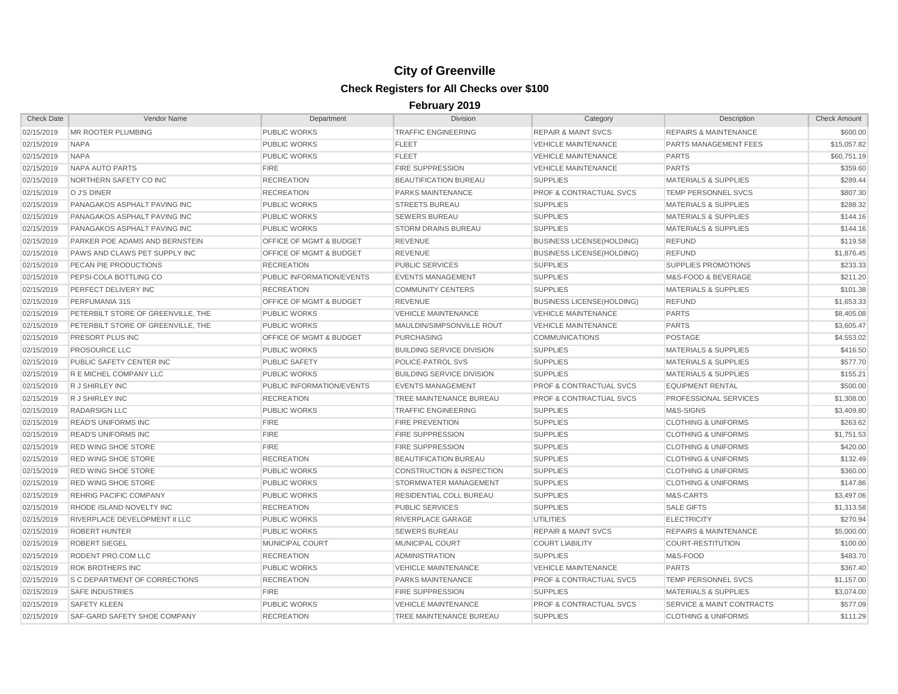# City of Greenville

## Check Registers for All Checks over $100

### February 2019

| Check Date | Vendor Name | Department | Division | Category | Description | Check Amount |
|---|---|---|---|---|---|---|
| 02/15/2019 | MR ROOTER PLUMBING | PUBLIC WORKS | TRAFFIC ENGINEERING | REPAIR & MAINT SVCS | REPAIRS & MAINTENANCE | $600.00 |
| 02/15/2019 | NAPA | PUBLIC WORKS | FLEET | VEHICLE MAINTENANCE | PARTS MANAGEMENT FEES | $15,057.82 |
| 02/15/2019 | NAPA | PUBLIC WORKS | FLEET | VEHICLE MAINTENANCE | PARTS | $60,751.19 |
| 02/15/2019 | NAPA AUTO PARTS | FIRE | FIRE SUPPRESSION | VEHICLE MAINTENANCE | PARTS | $359.60 |
| 02/15/2019 | NORTHERN SAFETY CO INC | RECREATION | BEAUTIFICATION BUREAU | SUPPLIES | MATERIALS & SUPPLIES | $289.44 |
| 02/15/2019 | O J'S DINER | RECREATION | PARKS MAINTENANCE | PROF & CONTRACTUAL SVCS | TEMP PERSONNEL SVCS | $807.30 |
| 02/15/2019 | PANAGAKOS ASPHALT PAVING INC | PUBLIC WORKS | STREETS BUREAU | SUPPLIES | MATERIALS & SUPPLIES | $288.32 |
| 02/15/2019 | PANAGAKOS ASPHALT PAVING INC | PUBLIC WORKS | SEWERS BUREAU | SUPPLIES | MATERIALS & SUPPLIES | $144.16 |
| 02/15/2019 | PANAGAKOS ASPHALT PAVING INC | PUBLIC WORKS | STORM DRAINS BUREAU | SUPPLIES | MATERIALS & SUPPLIES | $144.16 |
| 02/15/2019 | PARKER POE ADAMS AND BERNSTEIN | OFFICE OF MGMT & BUDGET | REVENUE | BUSINESS LICENSE(HOLDING) | REFUND | $119.58 |
| 02/15/2019 | PAWS AND CLAWS PET SUPPLY INC | OFFICE OF MGMT & BUDGET | REVENUE | BUSINESS LICENSE(HOLDING) | REFUND | $1,876.45 |
| 02/15/2019 | PECAN PIE PRODUCTIONS | RECREATION | PUBLIC SERVICES | SUPPLIES | SUPPLIES PROMOTIONS | $233.33 |
| 02/15/2019 | PEPSI-COLA BOTTLING CO | PUBLIC INFORMATION/EVENTS | EVENTS MANAGEMENT | SUPPLIES | M&S-FOOD & BEVERAGE | $211.20 |
| 02/15/2019 | PERFECT DELIVERY INC | RECREATION | COMMUNITY CENTERS | SUPPLIES | MATERIALS & SUPPLIES | $101.38 |
| 02/15/2019 | PERFUMANIA 315 | OFFICE OF MGMT & BUDGET | REVENUE | BUSINESS LICENSE(HOLDING) | REFUND | $1,653.33 |
| 02/15/2019 | PETERBILT STORE OF GREENVILLE, THE | PUBLIC WORKS | VEHICLE MAINTENANCE | VEHICLE MAINTENANCE | PARTS | $8,405.08 |
| 02/15/2019 | PETERBILT STORE OF GREENVILLE, THE | PUBLIC WORKS | MAULDIN/SIMPSONVILLE ROUT | VEHICLE MAINTENANCE | PARTS | $3,605.47 |
| 02/15/2019 | PRESORT PLUS INC | OFFICE OF MGMT & BUDGET | PURCHASING | COMMUNICATIONS | POSTAGE | $4,553.02 |
| 02/15/2019 | PROSOURCE LLC | PUBLIC WORKS | BUILDING SERVICE DIVISION | SUPPLIES | MATERIALS & SUPPLIES | $416.50 |
| 02/15/2019 | PUBLIC SAFETY CENTER INC | PUBLIC SAFETY | POLICE-PATROL SVS | SUPPLIES | MATERIALS & SUPPLIES | $577.70 |
| 02/15/2019 | R E MICHEL COMPANY LLC | PUBLIC WORKS | BUILDING SERVICE DIVISION | SUPPLIES | MATERIALS & SUPPLIES | $155.21 |
| 02/15/2019 | R J SHIRLEY INC | PUBLIC INFORMATION/EVENTS | EVENTS MANAGEMENT | PROF & CONTRACTUAL SVCS | EQUIPMENT RENTAL | $500.00 |
| 02/15/2019 | R J SHIRLEY INC | RECREATION | TREE MAINTENANCE BUREAU | PROF & CONTRACTUAL SVCS | PROFESSIONAL SERVICES | $1,308.00 |
| 02/15/2019 | RADARSIGN LLC | PUBLIC WORKS | TRAFFIC ENGINEERING | SUPPLIES | M&S-SIGNS | $3,409.80 |
| 02/15/2019 | READ'S UNIFORMS INC | FIRE | FIRE PREVENTION | SUPPLIES | CLOTHING & UNIFORMS | $263.62 |
| 02/15/2019 | READ'S UNIFORMS INC | FIRE | FIRE SUPPRESSION | SUPPLIES | CLOTHING & UNIFORMS | $1,751.53 |
| 02/15/2019 | RED WING SHOE STORE | FIRE | FIRE SUPPRESSION | SUPPLIES | CLOTHING & UNIFORMS | $420.00 |
| 02/15/2019 | RED WING SHOE STORE | RECREATION | BEAUTIFICATION BUREAU | SUPPLIES | CLOTHING & UNIFORMS | $132.49 |
| 02/15/2019 | RED WING SHOE STORE | PUBLIC WORKS | CONSTRUCTION & INSPECTION | SUPPLIES | CLOTHING & UNIFORMS | $360.00 |
| 02/15/2019 | RED WING SHOE STORE | PUBLIC WORKS | STORMWATER MANAGEMENT | SUPPLIES | CLOTHING & UNIFORMS | $147.86 |
| 02/15/2019 | REHRIG PACIFIC COMPANY | PUBLIC WORKS | RESIDENTIAL COLL BUREAU | SUPPLIES | M&S-CARTS | $3,497.06 |
| 02/15/2019 | RHODE ISLAND NOVELTY INC | RECREATION | PUBLIC SERVICES | SUPPLIES | SALE GIFTS | $1,313.58 |
| 02/15/2019 | RIVERPLACE DEVELOPMENT II LLC | PUBLIC WORKS | RIVERPLACE GARAGE | UTILITIES | ELECTRICITY | $270.94 |
| 02/15/2019 | ROBERT HUNTER | PUBLIC WORKS | SEWERS BUREAU | REPAIR & MAINT SVCS | REPAIRS & MAINTENANCE | $5,000.00 |
| 02/15/2019 | ROBERT SIEGEL | MUNICIPAL COURT | MUNICIPAL COURT | COURT LIABILITY | COURT-RESTITUTION | $100.00 |
| 02/15/2019 | RODENT PRO.COM LLC | RECREATION | ADMINISTRATION | SUPPLIES | M&S-FOOD | $483.70 |
| 02/15/2019 | ROK BROTHERS INC | PUBLIC WORKS | VEHICLE MAINTENANCE | VEHICLE MAINTENANCE | PARTS | $367.40 |
| 02/15/2019 | S C DEPARTMENT OF CORRECTIONS | RECREATION | PARKS MAINTENANCE | PROF & CONTRACTUAL SVCS | TEMP PERSONNEL SVCS | $1,157.00 |
| 02/15/2019 | SAFE INDUSTRIES | FIRE | FIRE SUPPRESSION | SUPPLIES | MATERIALS & SUPPLIES | $3,074.00 |
| 02/15/2019 | SAFETY KLEEN | PUBLIC WORKS | VEHICLE MAINTENANCE | PROF & CONTRACTUAL SVCS | SERVICE & MAINT CONTRACTS | $577.09 |
| 02/15/2019 | SAF-GARD SAFETY SHOE COMPANY | RECREATION | TREE MAINTENANCE BUREAU | SUPPLIES | CLOTHING & UNIFORMS | $111.29 |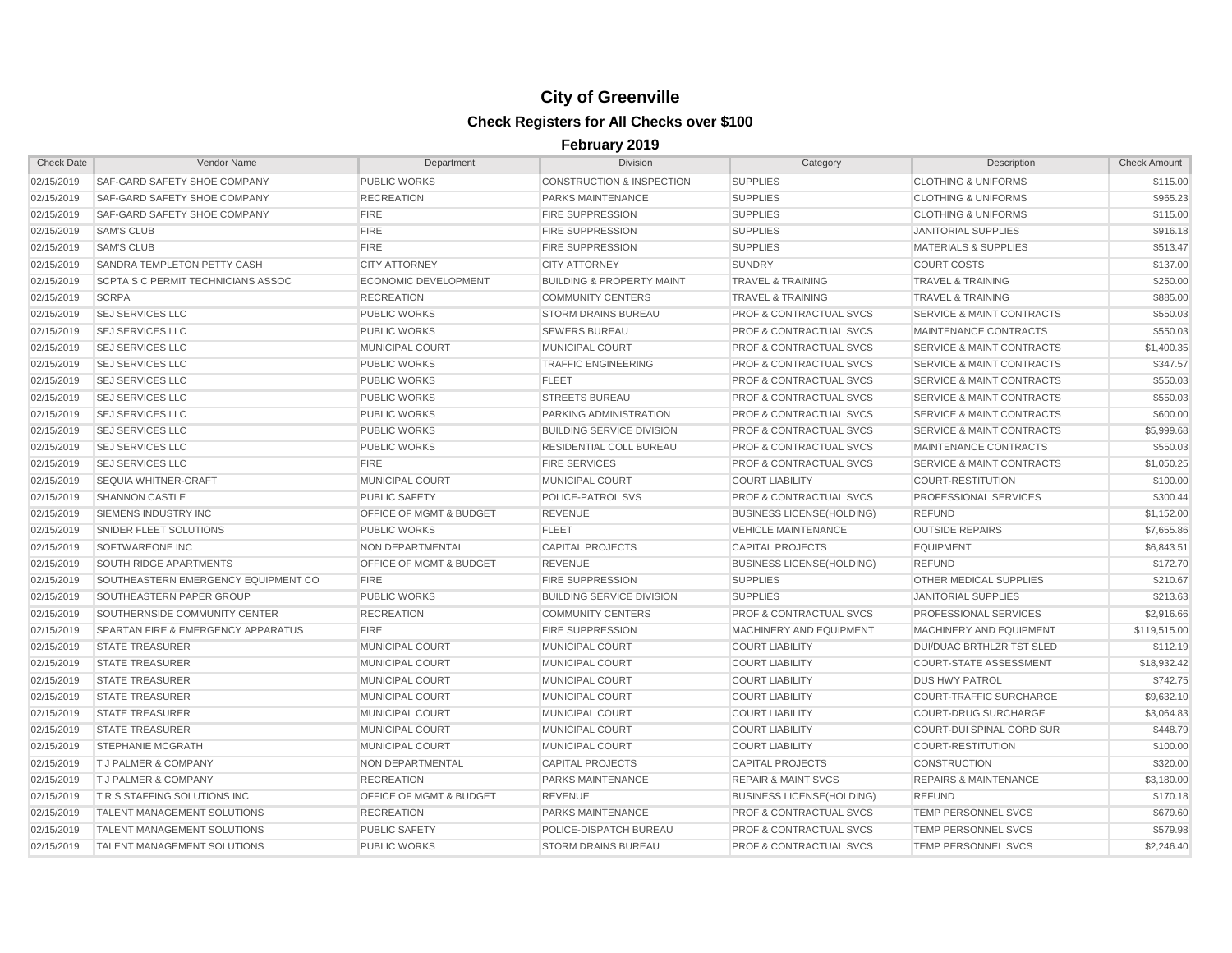# City of Greenville

## Check Registers for All Checks over $100

### February 2019

| Check Date | Vendor Name | Department | Division | Category | Description | Check Amount |
|---|---|---|---|---|---|---|
| 02/15/2019 | SAF-GARD SAFETY SHOE COMPANY | PUBLIC WORKS | CONSTRUCTION & INSPECTION | SUPPLIES | CLOTHING & UNIFORMS | $115.00 |
| 02/15/2019 | SAF-GARD SAFETY SHOE COMPANY | RECREATION | PARKS MAINTENANCE | SUPPLIES | CLOTHING & UNIFORMS | $965.23 |
| 02/15/2019 | SAF-GARD SAFETY SHOE COMPANY | FIRE | FIRE SUPPRESSION | SUPPLIES | CLOTHING & UNIFORMS | $115.00 |
| 02/15/2019 | SAM'S CLUB | FIRE | FIRE SUPPRESSION | SUPPLIES | JANITORIAL SUPPLIES | $916.18 |
| 02/15/2019 | SAM'S CLUB | FIRE | FIRE SUPPRESSION | SUPPLIES | MATERIALS & SUPPLIES | $513.47 |
| 02/15/2019 | SANDRA TEMPLETON PETTY CASH | CITY ATTORNEY | CITY ATTORNEY | SUNDRY | COURT COSTS | $137.00 |
| 02/15/2019 | SCPTA S C PERMIT TECHNICIANS ASSOC | ECONOMIC DEVELOPMENT | BUILDING & PROPERTY MAINT | TRAVEL & TRAINING | TRAVEL & TRAINING | $250.00 |
| 02/15/2019 | SCRPA | RECREATION | COMMUNITY CENTERS | TRAVEL & TRAINING | TRAVEL & TRAINING | $885.00 |
| 02/15/2019 | SEJ SERVICES LLC | PUBLIC WORKS | STORM DRAINS BUREAU | PROF & CONTRACTUAL SVCS | SERVICE & MAINT CONTRACTS | $550.03 |
| 02/15/2019 | SEJ SERVICES LLC | PUBLIC WORKS | SEWERS BUREAU | PROF & CONTRACTUAL SVCS | MAINTENANCE CONTRACTS | $550.03 |
| 02/15/2019 | SEJ SERVICES LLC | MUNICIPAL COURT | MUNICIPAL COURT | PROF & CONTRACTUAL SVCS | SERVICE & MAINT CONTRACTS | $1,400.35 |
| 02/15/2019 | SEJ SERVICES LLC | PUBLIC WORKS | TRAFFIC ENGINEERING | PROF & CONTRACTUAL SVCS | SERVICE & MAINT CONTRACTS | $347.57 |
| 02/15/2019 | SEJ SERVICES LLC | PUBLIC WORKS | FLEET | PROF & CONTRACTUAL SVCS | SERVICE & MAINT CONTRACTS | $550.03 |
| 02/15/2019 | SEJ SERVICES LLC | PUBLIC WORKS | STREETS BUREAU | PROF & CONTRACTUAL SVCS | SERVICE & MAINT CONTRACTS | $550.03 |
| 02/15/2019 | SEJ SERVICES LLC | PUBLIC WORKS | PARKING ADMINISTRATION | PROF & CONTRACTUAL SVCS | SERVICE & MAINT CONTRACTS | $600.00 |
| 02/15/2019 | SEJ SERVICES LLC | PUBLIC WORKS | BUILDING SERVICE DIVISION | PROF & CONTRACTUAL SVCS | SERVICE & MAINT CONTRACTS | $5,999.68 |
| 02/15/2019 | SEJ SERVICES LLC | PUBLIC WORKS | RESIDENTIAL COLL BUREAU | PROF & CONTRACTUAL SVCS | MAINTENANCE CONTRACTS | $550.03 |
| 02/15/2019 | SEJ SERVICES LLC | FIRE | FIRE SERVICES | PROF & CONTRACTUAL SVCS | SERVICE & MAINT CONTRACTS | $1,050.25 |
| 02/15/2019 | SEQUIA WHITNER-CRAFT | MUNICIPAL COURT | MUNICIPAL COURT | COURT LIABILITY | COURT-RESTITUTION | $100.00 |
| 02/15/2019 | SHANNON CASTLE | PUBLIC SAFETY | POLICE-PATROL SVS | PROF & CONTRACTUAL SVCS | PROFESSIONAL SERVICES | $300.44 |
| 02/15/2019 | SIEMENS INDUSTRY INC | OFFICE OF MGMT & BUDGET | REVENUE | BUSINESS LICENSE(HOLDING) | REFUND | $1,152.00 |
| 02/15/2019 | SNIDER FLEET SOLUTIONS | PUBLIC WORKS | FLEET | VEHICLE MAINTENANCE | OUTSIDE REPAIRS | $7,655.86 |
| 02/15/2019 | SOFTWAREONE INC | NON DEPARTMENTAL | CAPITAL PROJECTS | CAPITAL PROJECTS | EQUIPMENT | $6,843.51 |
| 02/15/2019 | SOUTH RIDGE APARTMENTS | OFFICE OF MGMT & BUDGET | REVENUE | BUSINESS LICENSE(HOLDING) | REFUND | $172.70 |
| 02/15/2019 | SOUTHEASTERN EMERGENCY EQUIPMENT CO | FIRE | FIRE SUPPRESSION | SUPPLIES | OTHER MEDICAL SUPPLIES | $210.67 |
| 02/15/2019 | SOUTHEASTERN PAPER GROUP | PUBLIC WORKS | BUILDING SERVICE DIVISION | SUPPLIES | JANITORIAL SUPPLIES | $213.63 |
| 02/15/2019 | SOUTHERNSIDE COMMUNITY CENTER | RECREATION | COMMUNITY CENTERS | PROF & CONTRACTUAL SVCS | PROFESSIONAL SERVICES | $2,916.66 |
| 02/15/2019 | SPARTAN FIRE & EMERGENCY APPARATUS | FIRE | FIRE SUPPRESSION | MACHINERY AND EQUIPMENT | MACHINERY AND EQUIPMENT | $119,515.00 |
| 02/15/2019 | STATE TREASURER | MUNICIPAL COURT | MUNICIPAL COURT | COURT LIABILITY | DUI/DUAC BRTHLZR TST SLED | $112.19 |
| 02/15/2019 | STATE TREASURER | MUNICIPAL COURT | MUNICIPAL COURT | COURT LIABILITY | COURT-STATE ASSESSMENT | $18,932.42 |
| 02/15/2019 | STATE TREASURER | MUNICIPAL COURT | MUNICIPAL COURT | COURT LIABILITY | DUS HWY PATROL | $742.75 |
| 02/15/2019 | STATE TREASURER | MUNICIPAL COURT | MUNICIPAL COURT | COURT LIABILITY | COURT-TRAFFIC SURCHARGE | $9,632.10 |
| 02/15/2019 | STATE TREASURER | MUNICIPAL COURT | MUNICIPAL COURT | COURT LIABILITY | COURT-DRUG SURCHARGE | $3,064.83 |
| 02/15/2019 | STATE TREASURER | MUNICIPAL COURT | MUNICIPAL COURT | COURT LIABILITY | COURT-DUI SPINAL CORD SUR | $448.79 |
| 02/15/2019 | STEPHANIE MCGRATH | MUNICIPAL COURT | MUNICIPAL COURT | COURT LIABILITY | COURT-RESTITUTION | $100.00 |
| 02/15/2019 | T J PALMER & COMPANY | NON DEPARTMENTAL | CAPITAL PROJECTS | CAPITAL PROJECTS | CONSTRUCTION | $320.00 |
| 02/15/2019 | T J PALMER & COMPANY | RECREATION | PARKS MAINTENANCE | REPAIR & MAINT SVCS | REPAIRS & MAINTENANCE | $3,180.00 |
| 02/15/2019 | T R S STAFFING SOLUTIONS INC | OFFICE OF MGMT & BUDGET | REVENUE | BUSINESS LICENSE(HOLDING) | REFUND | $170.18 |
| 02/15/2019 | TALENT MANAGEMENT SOLUTIONS | RECREATION | PARKS MAINTENANCE | PROF & CONTRACTUAL SVCS | TEMP PERSONNEL SVCS | $679.60 |
| 02/15/2019 | TALENT MANAGEMENT SOLUTIONS | PUBLIC SAFETY | POLICE-DISPATCH BUREAU | PROF & CONTRACTUAL SVCS | TEMP PERSONNEL SVCS | $579.98 |
| 02/15/2019 | TALENT MANAGEMENT SOLUTIONS | PUBLIC WORKS | STORM DRAINS BUREAU | PROF & CONTRACTUAL SVCS | TEMP PERSONNEL SVCS | $2,246.40 |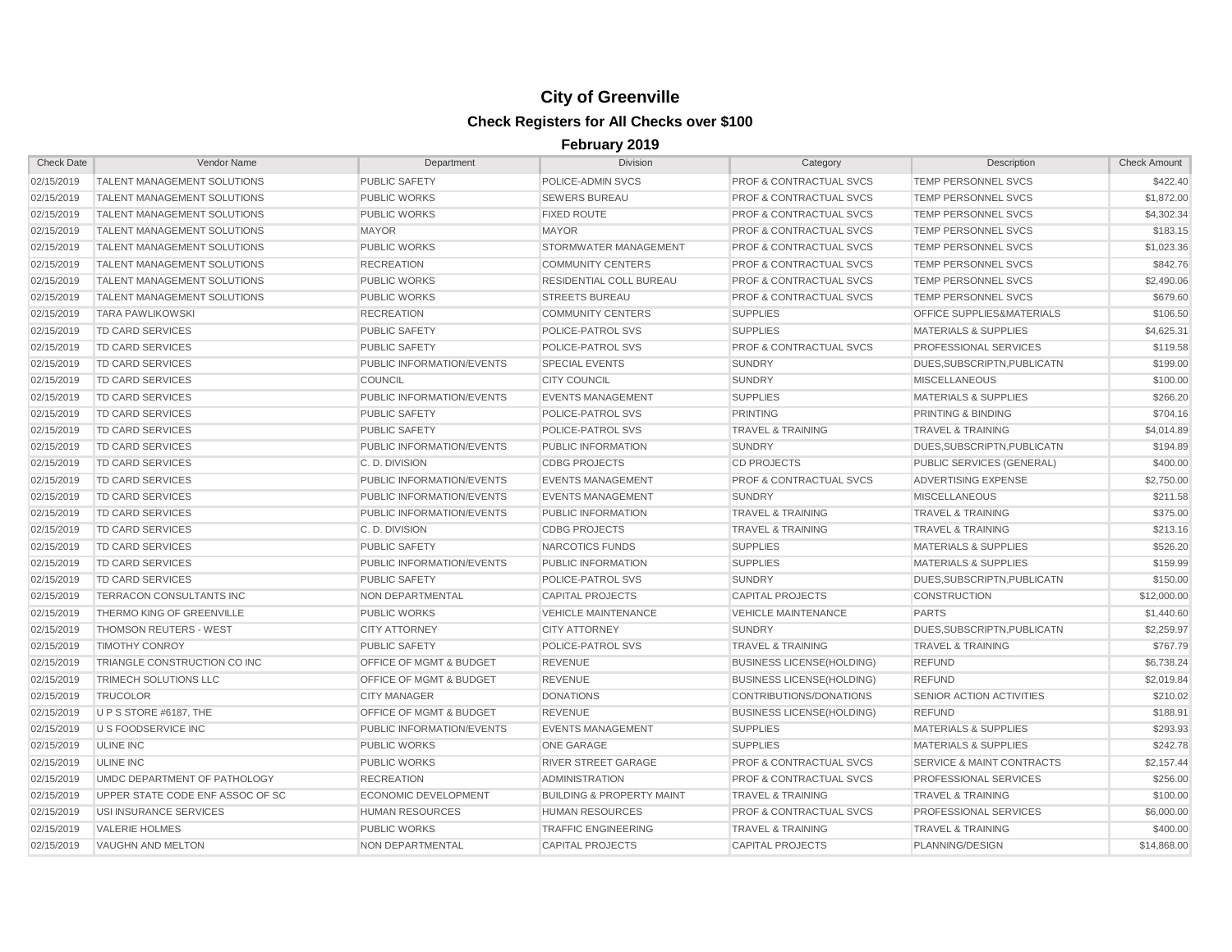# City of Greenville

## Check Registers for All Checks over $100

### February 2019

| Check Date | Vendor Name | Department | Division | Category | Description | Check Amount |
|---|---|---|---|---|---|---|
| 02/15/2019 | TALENT MANAGEMENT SOLUTIONS | PUBLIC SAFETY | POLICE-ADMIN SVCS | PROF & CONTRACTUAL SVCS | TEMP PERSONNEL SVCS | $422.40 |
| 02/15/2019 | TALENT MANAGEMENT SOLUTIONS | PUBLIC WORKS | SEWERS BUREAU | PROF & CONTRACTUAL SVCS | TEMP PERSONNEL SVCS | $1,872.00 |
| 02/15/2019 | TALENT MANAGEMENT SOLUTIONS | PUBLIC WORKS | FIXED ROUTE | PROF & CONTRACTUAL SVCS | TEMP PERSONNEL SVCS | $4,302.34 |
| 02/15/2019 | TALENT MANAGEMENT SOLUTIONS | MAYOR | MAYOR | PROF & CONTRACTUAL SVCS | TEMP PERSONNEL SVCS | $183.15 |
| 02/15/2019 | TALENT MANAGEMENT SOLUTIONS | PUBLIC WORKS | STORMWATER MANAGEMENT | PROF & CONTRACTUAL SVCS | TEMP PERSONNEL SVCS | $1,023.36 |
| 02/15/2019 | TALENT MANAGEMENT SOLUTIONS | RECREATION | COMMUNITY CENTERS | PROF & CONTRACTUAL SVCS | TEMP PERSONNEL SVCS | $842.76 |
| 02/15/2019 | TALENT MANAGEMENT SOLUTIONS | PUBLIC WORKS | RESIDENTIAL COLL BUREAU | PROF & CONTRACTUAL SVCS | TEMP PERSONNEL SVCS | $2,490.06 |
| 02/15/2019 | TALENT MANAGEMENT SOLUTIONS | PUBLIC WORKS | STREETS BUREAU | PROF & CONTRACTUAL SVCS | TEMP PERSONNEL SVCS | $679.60 |
| 02/15/2019 | TARA PAWLIKOWSKI | RECREATION | COMMUNITY CENTERS | SUPPLIES | OFFICE SUPPLIES&MATERIALS | $106.50 |
| 02/15/2019 | TD CARD SERVICES | PUBLIC SAFETY | POLICE-PATROL SVS | SUPPLIES | MATERIALS & SUPPLIES | $4,625.31 |
| 02/15/2019 | TD CARD SERVICES | PUBLIC SAFETY | POLICE-PATROL SVS | PROF & CONTRACTUAL SVCS | PROFESSIONAL SERVICES | $119.58 |
| 02/15/2019 | TD CARD SERVICES | PUBLIC INFORMATION/EVENTS | SPECIAL EVENTS | SUNDRY | DUES,SUBSCRIPTN,PUBLICATN | $199.00 |
| 02/15/2019 | TD CARD SERVICES | COUNCIL | CITY COUNCIL | SUNDRY | MISCELLANEOUS | $100.00 |
| 02/15/2019 | TD CARD SERVICES | PUBLIC INFORMATION/EVENTS | EVENTS MANAGEMENT | SUPPLIES | MATERIALS & SUPPLIES | $266.20 |
| 02/15/2019 | TD CARD SERVICES | PUBLIC SAFETY | POLICE-PATROL SVS | PRINTING | PRINTING & BINDING | $704.16 |
| 02/15/2019 | TD CARD SERVICES | PUBLIC SAFETY | POLICE-PATROL SVS | TRAVEL & TRAINING | TRAVEL & TRAINING | $4,014.89 |
| 02/15/2019 | TD CARD SERVICES | PUBLIC INFORMATION/EVENTS | PUBLIC INFORMATION | SUNDRY | DUES,SUBSCRIPTN,PUBLICATN | $194.89 |
| 02/15/2019 | TD CARD SERVICES | C. D. DIVISION | CDBG PROJECTS | CD PROJECTS | PUBLIC SERVICES (GENERAL) | $400.00 |
| 02/15/2019 | TD CARD SERVICES | PUBLIC INFORMATION/EVENTS | EVENTS MANAGEMENT | PROF & CONTRACTUAL SVCS | ADVERTISING EXPENSE | $2,750.00 |
| 02/15/2019 | TD CARD SERVICES | PUBLIC INFORMATION/EVENTS | EVENTS MANAGEMENT | SUNDRY | MISCELLANEOUS | $211.58 |
| 02/15/2019 | TD CARD SERVICES | PUBLIC INFORMATION/EVENTS | PUBLIC INFORMATION | TRAVEL & TRAINING | TRAVEL & TRAINING | $375.00 |
| 02/15/2019 | TD CARD SERVICES | C. D. DIVISION | CDBG PROJECTS | TRAVEL & TRAINING | TRAVEL & TRAINING | $213.16 |
| 02/15/2019 | TD CARD SERVICES | PUBLIC SAFETY | NARCOTICS FUNDS | SUPPLIES | MATERIALS & SUPPLIES | $526.20 |
| 02/15/2019 | TD CARD SERVICES | PUBLIC INFORMATION/EVENTS | PUBLIC INFORMATION | SUPPLIES | MATERIALS & SUPPLIES | $159.99 |
| 02/15/2019 | TD CARD SERVICES | PUBLIC SAFETY | POLICE-PATROL SVS | SUNDRY | DUES,SUBSCRIPTN,PUBLICATN | $150.00 |
| 02/15/2019 | TERRACON CONSULTANTS INC | NON DEPARTMENTAL | CAPITAL PROJECTS | CAPITAL PROJECTS | CONSTRUCTION | $12,000.00 |
| 02/15/2019 | THERMO KING OF GREENVILLE | PUBLIC WORKS | VEHICLE MAINTENANCE | VEHICLE MAINTENANCE | PARTS | $1,440.60 |
| 02/15/2019 | THOMSON REUTERS - WEST | CITY ATTORNEY | CITY ATTORNEY | SUNDRY | DUES,SUBSCRIPTN,PUBLICATN | $2,259.97 |
| 02/15/2019 | TIMOTHY CONROY | PUBLIC SAFETY | POLICE-PATROL SVS | TRAVEL & TRAINING | TRAVEL & TRAINING | $767.79 |
| 02/15/2019 | TRIANGLE CONSTRUCTION CO INC | OFFICE OF MGMT & BUDGET | REVENUE | BUSINESS LICENSE(HOLDING) | REFUND | $6,738.24 |
| 02/15/2019 | TRIMECH SOLUTIONS LLC | OFFICE OF MGMT & BUDGET | REVENUE | BUSINESS LICENSE(HOLDING) | REFUND | $2,019.84 |
| 02/15/2019 | TRUCOLOR | CITY MANAGER | DONATIONS | CONTRIBUTIONS/DONATIONS | SENIOR ACTION ACTIVITIES | $210.02 |
| 02/15/2019 | U P S STORE #6187, THE | OFFICE OF MGMT & BUDGET | REVENUE | BUSINESS LICENSE(HOLDING) | REFUND | $188.91 |
| 02/15/2019 | U S FOODSERVICE INC | PUBLIC INFORMATION/EVENTS | EVENTS MANAGEMENT | SUPPLIES | MATERIALS & SUPPLIES | $293.93 |
| 02/15/2019 | ULINE INC | PUBLIC WORKS | ONE GARAGE | SUPPLIES | MATERIALS & SUPPLIES | $242.78 |
| 02/15/2019 | ULINE INC | PUBLIC WORKS | RIVER STREET GARAGE | PROF & CONTRACTUAL SVCS | SERVICE & MAINT CONTRACTS | $2,157.44 |
| 02/15/2019 | UMDC DEPARTMENT OF PATHOLOGY | RECREATION | ADMINISTRATION | PROF & CONTRACTUAL SVCS | PROFESSIONAL SERVICES | $256.00 |
| 02/15/2019 | UPPER STATE CODE ENF ASSOC OF SC | ECONOMIC DEVELOPMENT | BUILDING & PROPERTY MAINT | TRAVEL & TRAINING | TRAVEL & TRAINING | $100.00 |
| 02/15/2019 | USI INSURANCE SERVICES | HUMAN RESOURCES | HUMAN RESOURCES | PROF & CONTRACTUAL SVCS | PROFESSIONAL SERVICES | $6,000.00 |
| 02/15/2019 | VALERIE HOLMES | PUBLIC WORKS | TRAFFIC ENGINEERING | TRAVEL & TRAINING | TRAVEL & TRAINING | $400.00 |
| 02/15/2019 | VAUGHN AND MELTON | NON DEPARTMENTAL | CAPITAL PROJECTS | CAPITAL PROJECTS | PLANNING/DESIGN | $14,868.00 |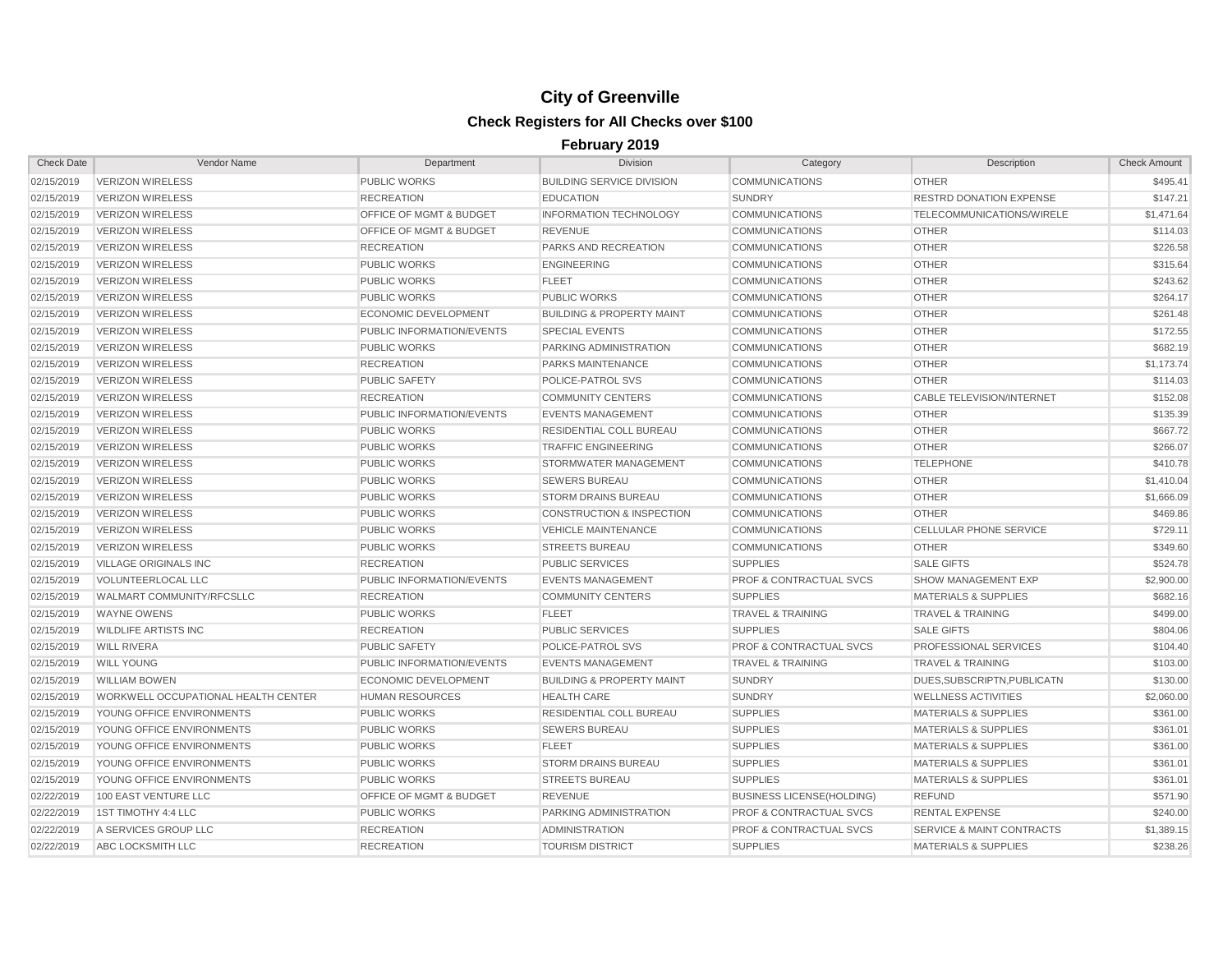# City of Greenville

## Check Registers for All Checks over $100

### February 2019

| Check Date | Vendor Name | Department | Division | Category | Description | Check Amount |
|---|---|---|---|---|---|---|
| 02/15/2019 | VERIZON WIRELESS | PUBLIC WORKS | BUILDING SERVICE DIVISION | COMMUNICATIONS | OTHER | $495.41 |
| 02/15/2019 | VERIZON WIRELESS | RECREATION | EDUCATION | SUNDRY | RESTRD DONATION EXPENSE | $147.21 |
| 02/15/2019 | VERIZON WIRELESS | OFFICE OF MGMT & BUDGET | INFORMATION TECHNOLOGY | COMMUNICATIONS | TELECOMMUNICATIONS/WIRELE | $1,471.64 |
| 02/15/2019 | VERIZON WIRELESS | OFFICE OF MGMT & BUDGET | REVENUE | COMMUNICATIONS | OTHER | $114.03 |
| 02/15/2019 | VERIZON WIRELESS | RECREATION | PARKS AND RECREATION | COMMUNICATIONS | OTHER | $226.58 |
| 02/15/2019 | VERIZON WIRELESS | PUBLIC WORKS | ENGINEERING | COMMUNICATIONS | OTHER | $315.64 |
| 02/15/2019 | VERIZON WIRELESS | PUBLIC WORKS | FLEET | COMMUNICATIONS | OTHER | $243.62 |
| 02/15/2019 | VERIZON WIRELESS | PUBLIC WORKS | PUBLIC WORKS | COMMUNICATIONS | OTHER | $264.17 |
| 02/15/2019 | VERIZON WIRELESS | ECONOMIC DEVELOPMENT | BUILDING & PROPERTY MAINT | COMMUNICATIONS | OTHER | $261.48 |
| 02/15/2019 | VERIZON WIRELESS | PUBLIC INFORMATION/EVENTS | SPECIAL EVENTS | COMMUNICATIONS | OTHER | $172.55 |
| 02/15/2019 | VERIZON WIRELESS | PUBLIC WORKS | PARKING ADMINISTRATION | COMMUNICATIONS | OTHER | $682.19 |
| 02/15/2019 | VERIZON WIRELESS | RECREATION | PARKS MAINTENANCE | COMMUNICATIONS | OTHER | $1,173.74 |
| 02/15/2019 | VERIZON WIRELESS | PUBLIC SAFETY | POLICE-PATROL SVS | COMMUNICATIONS | OTHER | $114.03 |
| 02/15/2019 | VERIZON WIRELESS | RECREATION | COMMUNITY CENTERS | COMMUNICATIONS | CABLE TELEVISION/INTERNET | $152.08 |
| 02/15/2019 | VERIZON WIRELESS | PUBLIC INFORMATION/EVENTS | EVENTS MANAGEMENT | COMMUNICATIONS | OTHER | $135.39 |
| 02/15/2019 | VERIZON WIRELESS | PUBLIC WORKS | RESIDENTIAL COLL BUREAU | COMMUNICATIONS | OTHER | $667.72 |
| 02/15/2019 | VERIZON WIRELESS | PUBLIC WORKS | TRAFFIC ENGINEERING | COMMUNICATIONS | OTHER | $266.07 |
| 02/15/2019 | VERIZON WIRELESS | PUBLIC WORKS | STORMWATER MANAGEMENT | COMMUNICATIONS | TELEPHONE | $410.78 |
| 02/15/2019 | VERIZON WIRELESS | PUBLIC WORKS | SEWERS BUREAU | COMMUNICATIONS | OTHER | $1,410.04 |
| 02/15/2019 | VERIZON WIRELESS | PUBLIC WORKS | STORM DRAINS BUREAU | COMMUNICATIONS | OTHER | $1,666.09 |
| 02/15/2019 | VERIZON WIRELESS | PUBLIC WORKS | CONSTRUCTION & INSPECTION | COMMUNICATIONS | OTHER | $469.86 |
| 02/15/2019 | VERIZON WIRELESS | PUBLIC WORKS | VEHICLE MAINTENANCE | COMMUNICATIONS | CELLULAR PHONE SERVICE | $729.11 |
| 02/15/2019 | VERIZON WIRELESS | PUBLIC WORKS | STREETS BUREAU | COMMUNICATIONS | OTHER | $349.60 |
| 02/15/2019 | VILLAGE ORIGINALS INC | RECREATION | PUBLIC SERVICES | SUPPLIES | SALE GIFTS | $524.78 |
| 02/15/2019 | VOLUNTEERLOCAL LLC | PUBLIC INFORMATION/EVENTS | EVENTS MANAGEMENT | PROF & CONTRACTUAL SVCS | SHOW MANAGEMENT EXP | $2,900.00 |
| 02/15/2019 | WALMART COMMUNITY/RFCSLLC | RECREATION | COMMUNITY CENTERS | SUPPLIES | MATERIALS & SUPPLIES | $682.16 |
| 02/15/2019 | WAYNE OWENS | PUBLIC WORKS | FLEET | TRAVEL & TRAINING | TRAVEL & TRAINING | $499.00 |
| 02/15/2019 | WILDLIFE ARTISTS INC | RECREATION | PUBLIC SERVICES | SUPPLIES | SALE GIFTS | $804.06 |
| 02/15/2019 | WILL RIVERA | PUBLIC SAFETY | POLICE-PATROL SVS | PROF & CONTRACTUAL SVCS | PROFESSIONAL SERVICES | $104.40 |
| 02/15/2019 | WILL YOUNG | PUBLIC INFORMATION/EVENTS | EVENTS MANAGEMENT | TRAVEL & TRAINING | TRAVEL & TRAINING | $103.00 |
| 02/15/2019 | WILLIAM BOWEN | ECONOMIC DEVELOPMENT | BUILDING & PROPERTY MAINT | SUNDRY | DUES,SUBSCRIPTN,PUBLICATN | $130.00 |
| 02/15/2019 | WORKWELL OCCUPATIONAL HEALTH CENTER | HUMAN RESOURCES | HEALTH CARE | SUNDRY | WELLNESS ACTIVITIES | $2,060.00 |
| 02/15/2019 | YOUNG OFFICE ENVIRONMENTS | PUBLIC WORKS | RESIDENTIAL COLL BUREAU | SUPPLIES | MATERIALS & SUPPLIES | $361.00 |
| 02/15/2019 | YOUNG OFFICE ENVIRONMENTS | PUBLIC WORKS | SEWERS BUREAU | SUPPLIES | MATERIALS & SUPPLIES | $361.01 |
| 02/15/2019 | YOUNG OFFICE ENVIRONMENTS | PUBLIC WORKS | FLEET | SUPPLIES | MATERIALS & SUPPLIES | $361.00 |
| 02/15/2019 | YOUNG OFFICE ENVIRONMENTS | PUBLIC WORKS | STORM DRAINS BUREAU | SUPPLIES | MATERIALS & SUPPLIES | $361.01 |
| 02/15/2019 | YOUNG OFFICE ENVIRONMENTS | PUBLIC WORKS | STREETS BUREAU | SUPPLIES | MATERIALS & SUPPLIES | $361.01 |
| 02/22/2019 | 100 EAST VENTURE LLC | OFFICE OF MGMT & BUDGET | REVENUE | BUSINESS LICENSE(HOLDING) | REFUND | $571.90 |
| 02/22/2019 | 1ST TIMOTHY 4:4 LLC | PUBLIC WORKS | PARKING ADMINISTRATION | PROF & CONTRACTUAL SVCS | RENTAL EXPENSE | $240.00 |
| 02/22/2019 | A SERVICES GROUP LLC | RECREATION | ADMINISTRATION | PROF & CONTRACTUAL SVCS | SERVICE & MAINT CONTRACTS | $1,389.15 |
| 02/22/2019 | ABC LOCKSMITH LLC | RECREATION | TOURISM DISTRICT | SUPPLIES | MATERIALS & SUPPLIES | $238.26 |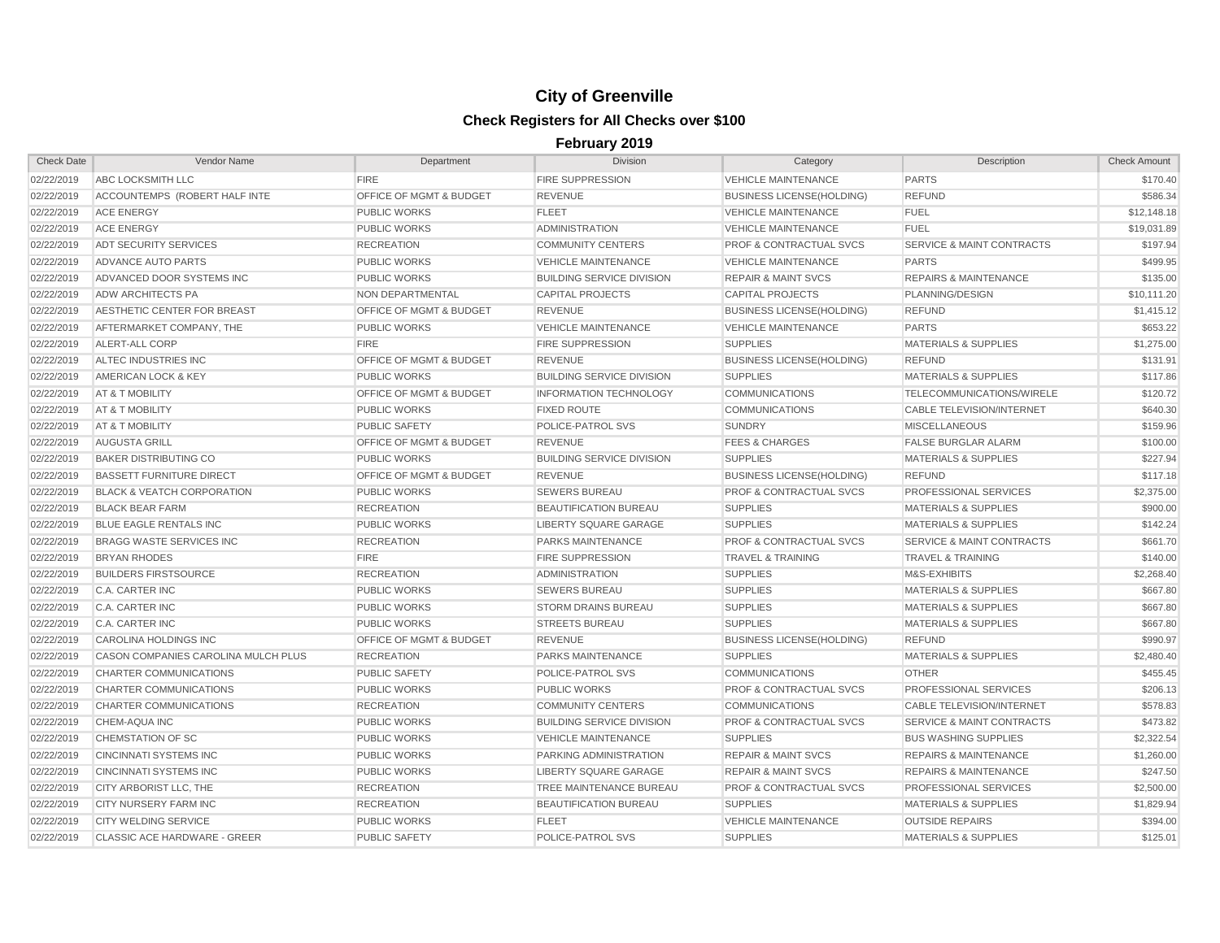# City of Greenville

## Check Registers for All Checks over $100

### February 2019

| Check Date | Vendor Name | Department | Division | Category | Description | Check Amount |
|---|---|---|---|---|---|---|
| 02/22/2019 | ABC LOCKSMITH LLC | FIRE | FIRE SUPPRESSION | VEHICLE MAINTENANCE | PARTS | $170.40 |
| 02/22/2019 | ACCOUNTEMPS (ROBERT HALF INTE | OFFICE OF MGMT & BUDGET | REVENUE | BUSINESS LICENSE(HOLDING) | REFUND | $586.34 |
| 02/22/2019 | ACE ENERGY | PUBLIC WORKS | FLEET | VEHICLE MAINTENANCE | FUEL | $12,148.18 |
| 02/22/2019 | ACE ENERGY | PUBLIC WORKS | ADMINISTRATION | VEHICLE MAINTENANCE | FUEL | $19,031.89 |
| 02/22/2019 | ADT SECURITY SERVICES | RECREATION | COMMUNITY CENTERS | PROF & CONTRACTUAL SVCS | SERVICE & MAINT CONTRACTS | $197.94 |
| 02/22/2019 | ADVANCE AUTO PARTS | PUBLIC WORKS | VEHICLE MAINTENANCE | VEHICLE MAINTENANCE | PARTS | $499.95 |
| 02/22/2019 | ADVANCED DOOR SYSTEMS INC | PUBLIC WORKS | BUILDING SERVICE DIVISION | REPAIR & MAINT SVCS | REPAIRS & MAINTENANCE | $135.00 |
| 02/22/2019 | ADW ARCHITECTS PA | NON DEPARTMENTAL | CAPITAL PROJECTS | CAPITAL PROJECTS | PLANNING/DESIGN | $10,111.20 |
| 02/22/2019 | AESTHETIC CENTER FOR BREAST | OFFICE OF MGMT & BUDGET | REVENUE | BUSINESS LICENSE(HOLDING) | REFUND | $1,415.12 |
| 02/22/2019 | AFTERMARKET COMPANY, THE | PUBLIC WORKS | VEHICLE MAINTENANCE | VEHICLE MAINTENANCE | PARTS | $653.22 |
| 02/22/2019 | ALERT-ALL CORP | FIRE | FIRE SUPPRESSION | SUPPLIES | MATERIALS & SUPPLIES | $1,275.00 |
| 02/22/2019 | ALTEC INDUSTRIES INC | OFFICE OF MGMT & BUDGET | REVENUE | BUSINESS LICENSE(HOLDING) | REFUND | $131.91 |
| 02/22/2019 | AMERICAN LOCK & KEY | PUBLIC WORKS | BUILDING SERVICE DIVISION | SUPPLIES | MATERIALS & SUPPLIES | $117.86 |
| 02/22/2019 | AT & T MOBILITY | OFFICE OF MGMT & BUDGET | INFORMATION TECHNOLOGY | COMMUNICATIONS | TELECOMMUNICATIONS/WIRELE | $120.72 |
| 02/22/2019 | AT & T MOBILITY | PUBLIC WORKS | FIXED ROUTE | COMMUNICATIONS | CABLE TELEVISION/INTERNET | $640.30 |
| 02/22/2019 | AT & T MOBILITY | PUBLIC SAFETY | POLICE-PATROL SVS | SUNDRY | MISCELLANEOUS | $159.96 |
| 02/22/2019 | AUGUSTA GRILL | OFFICE OF MGMT & BUDGET | REVENUE | FEES & CHARGES | FALSE BURGLAR ALARM | $100.00 |
| 02/22/2019 | BAKER DISTRIBUTING CO | PUBLIC WORKS | BUILDING SERVICE DIVISION | SUPPLIES | MATERIALS & SUPPLIES | $227.94 |
| 02/22/2019 | BASSETT FURNITURE DIRECT | OFFICE OF MGMT & BUDGET | REVENUE | BUSINESS LICENSE(HOLDING) | REFUND | $117.18 |
| 02/22/2019 | BLACK & VEATCH CORPORATION | PUBLIC WORKS | SEWERS BUREAU | PROF & CONTRACTUAL SVCS | PROFESSIONAL SERVICES | $2,375.00 |
| 02/22/2019 | BLACK BEAR FARM | RECREATION | BEAUTIFICATION BUREAU | SUPPLIES | MATERIALS & SUPPLIES | $900.00 |
| 02/22/2019 | BLUE EAGLE RENTALS INC | PUBLIC WORKS | LIBERTY SQUARE GARAGE | SUPPLIES | MATERIALS & SUPPLIES | $142.24 |
| 02/22/2019 | BRAGG WASTE SERVICES INC | RECREATION | PARKS MAINTENANCE | PROF & CONTRACTUAL SVCS | SERVICE & MAINT CONTRACTS | $661.70 |
| 02/22/2019 | BRYAN RHODES | FIRE | FIRE SUPPRESSION | TRAVEL & TRAINING | TRAVEL & TRAINING | $140.00 |
| 02/22/2019 | BUILDERS FIRSTSOURCE | RECREATION | ADMINISTRATION | SUPPLIES | M&S-EXHIBITS | $2,268.40 |
| 02/22/2019 | C.A. CARTER INC | PUBLIC WORKS | SEWERS BUREAU | SUPPLIES | MATERIALS & SUPPLIES | $667.80 |
| 02/22/2019 | C.A. CARTER INC | PUBLIC WORKS | STORM DRAINS BUREAU | SUPPLIES | MATERIALS & SUPPLIES | $667.80 |
| 02/22/2019 | C.A. CARTER INC | PUBLIC WORKS | STREETS BUREAU | SUPPLIES | MATERIALS & SUPPLIES | $667.80 |
| 02/22/2019 | CAROLINA HOLDINGS INC | OFFICE OF MGMT & BUDGET | REVENUE | BUSINESS LICENSE(HOLDING) | REFUND | $990.97 |
| 02/22/2019 | CASON COMPANIES CAROLINA MULCH PLUS | RECREATION | PARKS MAINTENANCE | SUPPLIES | MATERIALS & SUPPLIES | $2,480.40 |
| 02/22/2019 | CHARTER COMMUNICATIONS | PUBLIC SAFETY | POLICE-PATROL SVS | COMMUNICATIONS | OTHER | $455.45 |
| 02/22/2019 | CHARTER COMMUNICATIONS | PUBLIC WORKS | PUBLIC WORKS | PROF & CONTRACTUAL SVCS | PROFESSIONAL SERVICES | $206.13 |
| 02/22/2019 | CHARTER COMMUNICATIONS | RECREATION | COMMUNITY CENTERS | COMMUNICATIONS | CABLE TELEVISION/INTERNET | $578.83 |
| 02/22/2019 | CHEM-AQUA INC | PUBLIC WORKS | BUILDING SERVICE DIVISION | PROF & CONTRACTUAL SVCS | SERVICE & MAINT CONTRACTS | $473.82 |
| 02/22/2019 | CHEMSTATION OF SC | PUBLIC WORKS | VEHICLE MAINTENANCE | SUPPLIES | BUS WASHING SUPPLIES | $2,322.54 |
| 02/22/2019 | CINCINNATI SYSTEMS INC | PUBLIC WORKS | PARKING ADMINISTRATION | REPAIR & MAINT SVCS | REPAIRS & MAINTENANCE | $1,260.00 |
| 02/22/2019 | CINCINNATI SYSTEMS INC | PUBLIC WORKS | LIBERTY SQUARE GARAGE | REPAIR & MAINT SVCS | REPAIRS & MAINTENANCE | $247.50 |
| 02/22/2019 | CITY ARBORIST LLC, THE | RECREATION | TREE MAINTENANCE BUREAU | PROF & CONTRACTUAL SVCS | PROFESSIONAL SERVICES | $2,500.00 |
| 02/22/2019 | CITY NURSERY FARM INC | RECREATION | BEAUTIFICATION BUREAU | SUPPLIES | MATERIALS & SUPPLIES | $1,829.94 |
| 02/22/2019 | CITY WELDING SERVICE | PUBLIC WORKS | FLEET | VEHICLE MAINTENANCE | OUTSIDE REPAIRS | $394.00 |
| 02/22/2019 | CLASSIC ACE HARDWARE - GREER | PUBLIC SAFETY | POLICE-PATROL SVS | SUPPLIES | MATERIALS & SUPPLIES | $125.01 |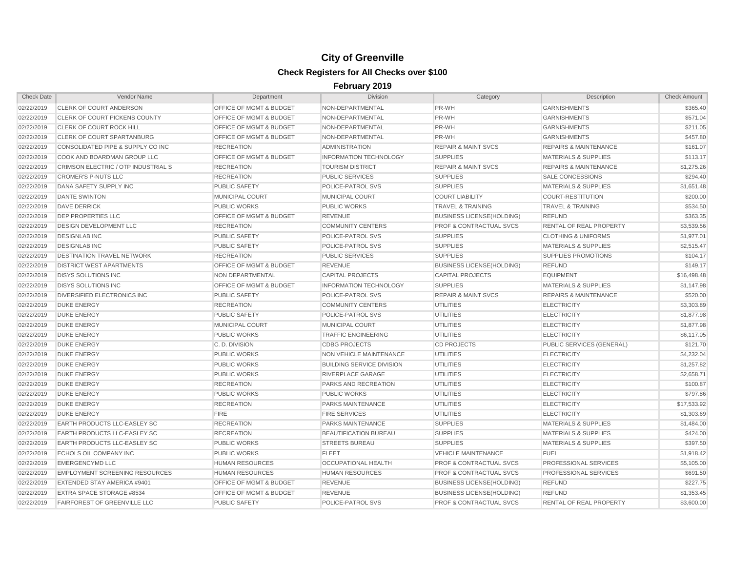# City of Greenville

## Check Registers for All Checks over $100

### February 2019

| Check Date | Vendor Name | Department | Division | Category | Description | Check Amount |
|---|---|---|---|---|---|---|
| 02/22/2019 | CLERK OF COURT ANDERSON | OFFICE OF MGMT & BUDGET | NON-DEPARTMENTAL | PR-WH | GARNISHMENTS | $365.40 |
| 02/22/2019 | CLERK OF COURT PICKENS COUNTY | OFFICE OF MGMT & BUDGET | NON-DEPARTMENTAL | PR-WH | GARNISHMENTS | $571.04 |
| 02/22/2019 | CLERK OF COURT ROCK HILL | OFFICE OF MGMT & BUDGET | NON-DEPARTMENTAL | PR-WH | GARNISHMENTS | $211.05 |
| 02/22/2019 | CLERK OF COURT SPARTANBURG | OFFICE OF MGMT & BUDGET | NON-DEPARTMENTAL | PR-WH | GARNISHMENTS | $457.80 |
| 02/22/2019 | CONSOLIDATED PIPE & SUPPLY CO INC | RECREATION | ADMINISTRATION | REPAIR & MAINT SVCS | REPAIRS & MAINTENANCE | $161.07 |
| 02/22/2019 | COOK AND BOARDMAN GROUP LLC | OFFICE OF MGMT & BUDGET | INFORMATION TECHNOLOGY | SUPPLIES | MATERIALS & SUPPLIES | $113.17 |
| 02/22/2019 | CRIMSON ELECTRIC / OTP INDUSTRIAL S | RECREATION | TOURISM DISTRICT | REPAIR & MAINT SVCS | REPAIRS & MAINTENANCE | $1,275.26 |
| 02/22/2019 | CROMER'S P-NUTS LLC | RECREATION | PUBLIC SERVICES | SUPPLIES | SALE CONCESSIONS | $294.40 |
| 02/22/2019 | DANA SAFETY SUPPLY INC | PUBLIC SAFETY | POLICE-PATROL SVS | SUPPLIES | MATERIALS & SUPPLIES | $1,651.48 |
| 02/22/2019 | DANTE SWINTON | MUNICIPAL COURT | MUNICIPAL COURT | COURT LIABILITY | COURT-RESTITUTION | $200.00 |
| 02/22/2019 | DAVE DERRICK | PUBLIC WORKS | PUBLIC WORKS | TRAVEL & TRAINING | TRAVEL & TRAINING | $534.50 |
| 02/22/2019 | DEP PROPERTIES LLC | OFFICE OF MGMT & BUDGET | REVENUE | BUSINESS LICENSE(HOLDING) | REFUND | $363.35 |
| 02/22/2019 | DESIGN DEVELOPMENT LLC | RECREATION | COMMUNITY CENTERS | PROF & CONTRACTUAL SVCS | RENTAL OF REAL PROPERTY | $3,539.56 |
| 02/22/2019 | DESIGNLAB INC | PUBLIC SAFETY | POLICE-PATROL SVS | SUPPLIES | CLOTHING & UNIFORMS | $1,977.01 |
| 02/22/2019 | DESIGNLAB INC | PUBLIC SAFETY | POLICE-PATROL SVS | SUPPLIES | MATERIALS & SUPPLIES | $2,515.47 |
| 02/22/2019 | DESTINATION TRAVEL NETWORK | RECREATION | PUBLIC SERVICES | SUPPLIES | SUPPLIES PROMOTIONS | $104.17 |
| 02/22/2019 | DISTRICT WEST APARTMENTS | OFFICE OF MGMT & BUDGET | REVENUE | BUSINESS LICENSE(HOLDING) | REFUND | $149.17 |
| 02/22/2019 | DISYS SOLUTIONS INC | NON DEPARTMENTAL | CAPITAL PROJECTS | CAPITAL PROJECTS | EQUIPMENT | $16,498.48 |
| 02/22/2019 | DISYS SOLUTIONS INC | OFFICE OF MGMT & BUDGET | INFORMATION TECHNOLOGY | SUPPLIES | MATERIALS & SUPPLIES | $1,147.98 |
| 02/22/2019 | DIVERSIFIED ELECTRONICS INC | PUBLIC SAFETY | POLICE-PATROL SVS | REPAIR & MAINT SVCS | REPAIRS & MAINTENANCE | $520.00 |
| 02/22/2019 | DUKE ENERGY | RECREATION | COMMUNITY CENTERS | UTILITIES | ELECTRICITY | $3,303.89 |
| 02/22/2019 | DUKE ENERGY | PUBLIC SAFETY | POLICE-PATROL SVS | UTILITIES | ELECTRICITY | $1,877.98 |
| 02/22/2019 | DUKE ENERGY | MUNICIPAL COURT | MUNICIPAL COURT | UTILITIES | ELECTRICITY | $1,877.98 |
| 02/22/2019 | DUKE ENERGY | PUBLIC WORKS | TRAFFIC ENGINEERING | UTILITIES | ELECTRICITY | $6,117.05 |
| 02/22/2019 | DUKE ENERGY | C. D. DIVISION | CDBG PROJECTS | CD PROJECTS | PUBLIC SERVICES (GENERAL) | $121.70 |
| 02/22/2019 | DUKE ENERGY | PUBLIC WORKS | NON VEHICLE MAINTENANCE | UTILITIES | ELECTRICITY | $4,232.04 |
| 02/22/2019 | DUKE ENERGY | PUBLIC WORKS | BUILDING SERVICE DIVISION | UTILITIES | ELECTRICITY | $1,257.82 |
| 02/22/2019 | DUKE ENERGY | PUBLIC WORKS | RIVERPLACE GARAGE | UTILITIES | ELECTRICITY | $2,658.71 |
| 02/22/2019 | DUKE ENERGY | RECREATION | PARKS AND RECREATION | UTILITIES | ELECTRICITY | $100.87 |
| 02/22/2019 | DUKE ENERGY | PUBLIC WORKS | PUBLIC WORKS | UTILITIES | ELECTRICITY | $797.86 |
| 02/22/2019 | DUKE ENERGY | RECREATION | PARKS MAINTENANCE | UTILITIES | ELECTRICITY | $17,533.92 |
| 02/22/2019 | DUKE ENERGY | FIRE | FIRE SERVICES | UTILITIES | ELECTRICITY | $1,303.69 |
| 02/22/2019 | EARTH PRODUCTS LLC-EASLEY SC | RECREATION | PARKS MAINTENANCE | SUPPLIES | MATERIALS & SUPPLIES | $1,484.00 |
| 02/22/2019 | EARTH PRODUCTS LLC-EASLEY SC | RECREATION | BEAUTIFICATION BUREAU | SUPPLIES | MATERIALS & SUPPLIES | $424.00 |
| 02/22/2019 | EARTH PRODUCTS LLC-EASLEY SC | PUBLIC WORKS | STREETS BUREAU | SUPPLIES | MATERIALS & SUPPLIES | $397.50 |
| 02/22/2019 | ECHOLS OIL COMPANY INC | PUBLIC WORKS | FLEET | VEHICLE MAINTENANCE | FUEL | $1,918.42 |
| 02/22/2019 | EMERGENCYMD LLC | HUMAN RESOURCES | OCCUPATIONAL HEALTH | PROF & CONTRACTUAL SVCS | PROFESSIONAL SERVICES | $5,105.00 |
| 02/22/2019 | EMPLOYMENT SCREENING RESOURCES | HUMAN RESOURCES | HUMAN RESOURCES | PROF & CONTRACTUAL SVCS | PROFESSIONAL SERVICES | $691.50 |
| 02/22/2019 | EXTENDED STAY AMERICA #9401 | OFFICE OF MGMT & BUDGET | REVENUE | BUSINESS LICENSE(HOLDING) | REFUND | $227.75 |
| 02/22/2019 | EXTRA SPACE STORAGE #8534 | OFFICE OF MGMT & BUDGET | REVENUE | BUSINESS LICENSE(HOLDING) | REFUND | $1,353.45 |
| 02/22/2019 | FAIRFOREST OF GREENVILLE LLC | PUBLIC SAFETY | POLICE-PATROL SVS | PROF & CONTRACTUAL SVCS | RENTAL OF REAL PROPERTY | $3,600.00 |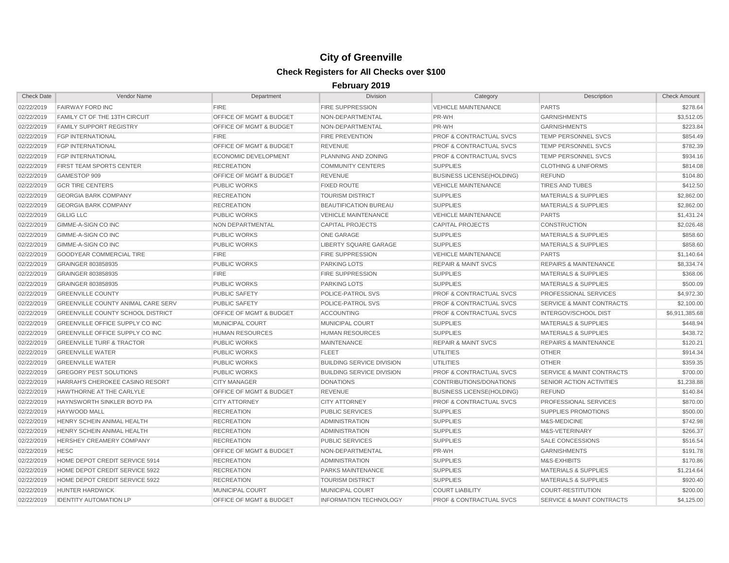# City of Greenville

## Check Registers for All Checks over $100

### February 2019

| Check Date | Vendor Name | Department | Division | Category | Description | Check Amount |
|---|---|---|---|---|---|---|
| 02/22/2019 | FAIRWAY FORD INC | FIRE | FIRE SUPPRESSION | VEHICLE MAINTENANCE | PARTS | $278.64 |
| 02/22/2019 | FAMILY CT OF THE 13TH CIRCUIT | OFFICE OF MGMT & BUDGET | NON-DEPARTMENTAL | PR-WH | GARNISHMENTS | $3,512.05 |
| 02/22/2019 | FAMILY SUPPORT REGISTRY | OFFICE OF MGMT & BUDGET | NON-DEPARTMENTAL | PR-WH | GARNISHMENTS | $223.84 |
| 02/22/2019 | FGP INTERNATIONAL | FIRE | FIRE PREVENTION | PROF & CONTRACTUAL SVCS | TEMP PERSONNEL SVCS | $854.49 |
| 02/22/2019 | FGP INTERNATIONAL | OFFICE OF MGMT & BUDGET | REVENUE | PROF & CONTRACTUAL SVCS | TEMP PERSONNEL SVCS | $782.39 |
| 02/22/2019 | FGP INTERNATIONAL | ECONOMIC DEVELOPMENT | PLANNING AND ZONING | PROF & CONTRACTUAL SVCS | TEMP PERSONNEL SVCS | $934.16 |
| 02/22/2019 | FIRST TEAM SPORTS CENTER | RECREATION | COMMUNITY CENTERS | SUPPLIES | CLOTHING & UNIFORMS | $814.08 |
| 02/22/2019 | GAMESTOP 909 | OFFICE OF MGMT & BUDGET | REVENUE | BUSINESS LICENSE(HOLDING) | REFUND | $104.80 |
| 02/22/2019 | GCR TIRE CENTERS | PUBLIC WORKS | FIXED ROUTE | VEHICLE MAINTENANCE | TIRES AND TUBES | $412.50 |
| 02/22/2019 | GEORGIA BARK COMPANY | RECREATION | TOURISM DISTRICT | SUPPLIES | MATERIALS & SUPPLIES | $2,862.00 |
| 02/22/2019 | GEORGIA BARK COMPANY | RECREATION | BEAUTIFICATION BUREAU | SUPPLIES | MATERIALS & SUPPLIES | $2,862.00 |
| 02/22/2019 | GILLIG LLC | PUBLIC WORKS | VEHICLE MAINTENANCE | VEHICLE MAINTENANCE | PARTS | $1,431.24 |
| 02/22/2019 | GIMME-A-SIGN CO INC | NON DEPARTMENTAL | CAPITAL PROJECTS | CAPITAL PROJECTS | CONSTRUCTION | $2,026.48 |
| 02/22/2019 | GIMME-A-SIGN CO INC | PUBLIC WORKS | ONE GARAGE | SUPPLIES | MATERIALS & SUPPLIES | $858.60 |
| 02/22/2019 | GIMME-A-SIGN CO INC | PUBLIC WORKS | LIBERTY SQUARE GARAGE | SUPPLIES | MATERIALS & SUPPLIES | $858.60 |
| 02/22/2019 | GOODYEAR COMMERCIAL TIRE | FIRE | FIRE SUPPRESSION | VEHICLE MAINTENANCE | PARTS | $1,140.64 |
| 02/22/2019 | GRAINGER 803858935 | PUBLIC WORKS | PARKING LOTS | REPAIR & MAINT SVCS | REPAIRS & MAINTENANCE | $8,334.74 |
| 02/22/2019 | GRAINGER 803858935 | FIRE | FIRE SUPPRESSION | SUPPLIES | MATERIALS & SUPPLIES | $368.06 |
| 02/22/2019 | GRAINGER 803858935 | PUBLIC WORKS | PARKING LOTS | SUPPLIES | MATERIALS & SUPPLIES | $500.09 |
| 02/22/2019 | GREENVILLE COUNTY | PUBLIC SAFETY | POLICE-PATROL SVS | PROF & CONTRACTUAL SVCS | PROFESSIONAL SERVICES | $4,972.30 |
| 02/22/2019 | GREENVILLE COUNTY ANIMAL CARE SERV | PUBLIC SAFETY | POLICE-PATROL SVS | PROF & CONTRACTUAL SVCS | SERVICE & MAINT CONTRACTS | $2,100.00 |
| 02/22/2019 | GREENVILLE COUNTY SCHOOL DISTRICT | OFFICE OF MGMT & BUDGET | ACCOUNTING | PROF & CONTRACTUAL SVCS | INTERGOV/SCHOOL DIST | $6,911,385.68 |
| 02/22/2019 | GREENVILLE OFFICE SUPPLY CO INC | MUNICIPAL COURT | MUNICIPAL COURT | SUPPLIES | MATERIALS & SUPPLIES | $448.94 |
| 02/22/2019 | GREENVILLE OFFICE SUPPLY CO INC | HUMAN RESOURCES | HUMAN RESOURCES | SUPPLIES | MATERIALS & SUPPLIES | $438.72 |
| 02/22/2019 | GREENVILLE TURF & TRACTOR | PUBLIC WORKS | MAINTENANCE | REPAIR & MAINT SVCS | REPAIRS & MAINTENANCE | $120.21 |
| 02/22/2019 | GREENVILLE WATER | PUBLIC WORKS | FLEET | UTILITIES | OTHER | $914.34 |
| 02/22/2019 | GREENVILLE WATER | PUBLIC WORKS | BUILDING SERVICE DIVISION | UTILITIES | OTHER | $359.35 |
| 02/22/2019 | GREGORY PEST SOLUTIONS | PUBLIC WORKS | BUILDING SERVICE DIVISION | PROF & CONTRACTUAL SVCS | SERVICE & MAINT CONTRACTS | $700.00 |
| 02/22/2019 | HARRAH'S CHEROKEE CASINO RESORT | CITY MANAGER | DONATIONS | CONTRIBUTIONS/DONATIONS | SENIOR ACTION ACTIVITIES | $1,238.88 |
| 02/22/2019 | HAWTHORNE AT THE CARLYLE | OFFICE OF MGMT & BUDGET | REVENUE | BUSINESS LICENSE(HOLDING) | REFUND | $140.84 |
| 02/22/2019 | HAYNSWORTH SINKLER BOYD PA | CITY ATTORNEY | CITY ATTORNEY | PROF & CONTRACTUAL SVCS | PROFESSIONAL SERVICES | $870.00 |
| 02/22/2019 | HAYWOOD MALL | RECREATION | PUBLIC SERVICES | SUPPLIES | SUPPLIES PROMOTIONS | $500.00 |
| 02/22/2019 | HENRY SCHEIN ANIMAL HEALTH | RECREATION | ADMINISTRATION | SUPPLIES | M&S-MEDICINE | $742.98 |
| 02/22/2019 | HENRY SCHEIN ANIMAL HEALTH | RECREATION | ADMINISTRATION | SUPPLIES | M&S-VETERINARY | $266.37 |
| 02/22/2019 | HERSHEY CREAMERY COMPANY | RECREATION | PUBLIC SERVICES | SUPPLIES | SALE CONCESSIONS | $516.54 |
| 02/22/2019 | HESC | OFFICE OF MGMT & BUDGET | NON-DEPARTMENTAL | PR-WH | GARNISHMENTS | $191.78 |
| 02/22/2019 | HOME DEPOT CREDIT SERVICE 5914 | RECREATION | ADMINISTRATION | SUPPLIES | M&S-EXHIBITS | $170.86 |
| 02/22/2019 | HOME DEPOT CREDIT SERVICE 5922 | RECREATION | PARKS MAINTENANCE | SUPPLIES | MATERIALS & SUPPLIES | $1,214.64 |
| 02/22/2019 | HOME DEPOT CREDIT SERVICE 5922 | RECREATION | TOURISM DISTRICT | SUPPLIES | MATERIALS & SUPPLIES | $920.40 |
| 02/22/2019 | HUNTER HARDWICK | MUNICIPAL COURT | MUNICIPAL COURT | COURT LIABILITY | COURT-RESTITUTION | $200.00 |
| 02/22/2019 | IDENTITY AUTOMATION LP | OFFICE OF MGMT & BUDGET | INFORMATION TECHNOLOGY | PROF & CONTRACTUAL SVCS | SERVICE & MAINT CONTRACTS | $4,125.00 |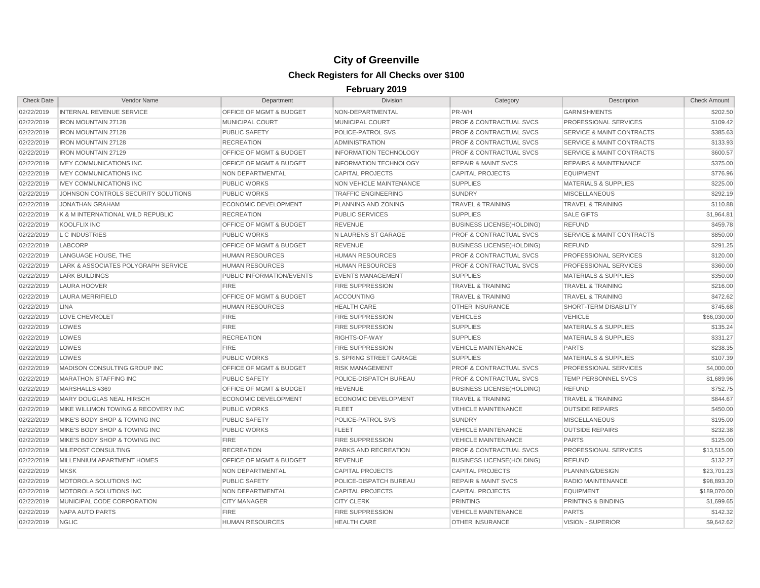# City of Greenville

## Check Registers for All Checks over $100

### February 2019

| Check Date | Vendor Name | Department | Division | Category | Description | Check Amount |
|---|---|---|---|---|---|---|
| 02/22/2019 | INTERNAL REVENUE SERVICE | OFFICE OF MGMT & BUDGET | NON-DEPARTMENTAL | PR-WH | GARNISHMENTS | $202.50 |
| 02/22/2019 | IRON MOUNTAIN 27128 | MUNICIPAL COURT | MUNICIPAL COURT | PROF & CONTRACTUAL SVCS | PROFESSIONAL SERVICES | $109.42 |
| 02/22/2019 | IRON MOUNTAIN 27128 | PUBLIC SAFETY | POLICE-PATROL SVS | PROF & CONTRACTUAL SVCS | SERVICE & MAINT CONTRACTS | $385.63 |
| 02/22/2019 | IRON MOUNTAIN 27128 | RECREATION | ADMINISTRATION | PROF & CONTRACTUAL SVCS | SERVICE & MAINT CONTRACTS | $133.93 |
| 02/22/2019 | IRON MOUNTAIN 27129 | OFFICE OF MGMT & BUDGET | INFORMATION TECHNOLOGY | PROF & CONTRACTUAL SVCS | SERVICE & MAINT CONTRACTS | $600.57 |
| 02/22/2019 | IVEY COMMUNICATIONS INC | OFFICE OF MGMT & BUDGET | INFORMATION TECHNOLOGY | REPAIR & MAINT SVCS | REPAIRS & MAINTENANCE | $375.00 |
| 02/22/2019 | IVEY COMMUNICATIONS INC | NON DEPARTMENTAL | CAPITAL PROJECTS | CAPITAL PROJECTS | EQUIPMENT | $776.96 |
| 02/22/2019 | IVEY COMMUNICATIONS INC | PUBLIC WORKS | NON VEHICLE MAINTENANCE | SUPPLIES | MATERIALS & SUPPLIES | $225.00 |
| 02/22/2019 | JOHNSON CONTROLS SECURITY SOLUTIONS | PUBLIC WORKS | TRAFFIC ENGINEERING | SUNDRY | MISCELLANEOUS | $292.19 |
| 02/22/2019 | JONATHAN GRAHAM | ECONOMIC DEVELOPMENT | PLANNING AND ZONING | TRAVEL & TRAINING | TRAVEL & TRAINING | $110.88 |
| 02/22/2019 | K & M INTERNATIONAL WILD REPUBLIC | RECREATION | PUBLIC SERVICES | SUPPLIES | SALE GIFTS | $1,964.81 |
| 02/22/2019 | KOOLFLIX INC | OFFICE OF MGMT & BUDGET | REVENUE | BUSINESS LICENSE(HOLDING) | REFUND | $459.78 |
| 02/22/2019 | L C INDUSTRIES | PUBLIC WORKS | N LAURENS ST GARAGE | PROF & CONTRACTUAL SVCS | SERVICE & MAINT CONTRACTS | $850.00 |
| 02/22/2019 | LABCORP | OFFICE OF MGMT & BUDGET | REVENUE | BUSINESS LICENSE(HOLDING) | REFUND | $291.25 |
| 02/22/2019 | LANGUAGE HOUSE, THE | HUMAN RESOURCES | HUMAN RESOURCES | PROF & CONTRACTUAL SVCS | PROFESSIONAL SERVICES | $120.00 |
| 02/22/2019 | LARK & ASSOCIATES POLYGRAPH SERVICE | HUMAN RESOURCES | HUMAN RESOURCES | PROF & CONTRACTUAL SVCS | PROFESSIONAL SERVICES | $360.00 |
| 02/22/2019 | LARK BUILDINGS | PUBLIC INFORMATION/EVENTS | EVENTS MANAGEMENT | SUPPLIES | MATERIALS & SUPPLIES | $350.00 |
| 02/22/2019 | LAURA HOOVER | FIRE | FIRE SUPPRESSION | TRAVEL & TRAINING | TRAVEL & TRAINING | $216.00 |
| 02/22/2019 | LAURA MERRIFIELD | OFFICE OF MGMT & BUDGET | ACCOUNTING | TRAVEL & TRAINING | TRAVEL & TRAINING | $472.62 |
| 02/22/2019 | LINA | HUMAN RESOURCES | HEALTH CARE | OTHER INSURANCE | SHORT-TERM DISABILITY | $745.68 |
| 02/22/2019 | LOVE CHEVROLET | FIRE | FIRE SUPPRESSION | VEHICLES | VEHICLE | $66,030.00 |
| 02/22/2019 | LOWES | FIRE | FIRE SUPPRESSION | SUPPLIES | MATERIALS & SUPPLIES | $135.24 |
| 02/22/2019 | LOWES | RECREATION | RIGHTS-OF-WAY | SUPPLIES | MATERIALS & SUPPLIES | $331.27 |
| 02/22/2019 | LOWES | FIRE | FIRE SUPPRESSION | VEHICLE MAINTENANCE | PARTS | $238.35 |
| 02/22/2019 | LOWES | PUBLIC WORKS | S. SPRING STREET GARAGE | SUPPLIES | MATERIALS & SUPPLIES | $107.39 |
| 02/22/2019 | MADISON CONSULTING GROUP INC | OFFICE OF MGMT & BUDGET | RISK MANAGEMENT | PROF & CONTRACTUAL SVCS | PROFESSIONAL SERVICES | $4,000.00 |
| 02/22/2019 | MARATHON STAFFING INC | PUBLIC SAFETY | POLICE-DISPATCH BUREAU | PROF & CONTRACTUAL SVCS | TEMP PERSONNEL SVCS | $1,689.96 |
| 02/22/2019 | MARSHALLS #369 | OFFICE OF MGMT & BUDGET | REVENUE | BUSINESS LICENSE(HOLDING) | REFUND | $752.75 |
| 02/22/2019 | MARY DOUGLAS NEAL HIRSCH | ECONOMIC DEVELOPMENT | ECONOMIC DEVELOPMENT | TRAVEL & TRAINING | TRAVEL & TRAINING | $844.67 |
| 02/22/2019 | MIKE WILLIMON TOWING & RECOVERY INC | PUBLIC WORKS | FLEET | VEHICLE MAINTENANCE | OUTSIDE REPAIRS | $450.00 |
| 02/22/2019 | MIKE'S BODY SHOP & TOWING INC | PUBLIC SAFETY | POLICE-PATROL SVS | SUNDRY | MISCELLANEOUS | $195.00 |
| 02/22/2019 | MIKE'S BODY SHOP & TOWING INC | PUBLIC WORKS | FLEET | VEHICLE MAINTENANCE | OUTSIDE REPAIRS | $232.38 |
| 02/22/2019 | MIKE'S BODY SHOP & TOWING INC | FIRE | FIRE SUPPRESSION | VEHICLE MAINTENANCE | PARTS | $125.00 |
| 02/22/2019 | MILEPOST CONSULTING | RECREATION | PARKS AND RECREATION | PROF & CONTRACTUAL SVCS | PROFESSIONAL SERVICES | $13,515.00 |
| 02/22/2019 | MILLENNIUM APARTMENT HOMES | OFFICE OF MGMT & BUDGET | REVENUE | BUSINESS LICENSE(HOLDING) | REFUND | $132.27 |
| 02/22/2019 | MKSK | NON DEPARTMENTAL | CAPITAL PROJECTS | CAPITAL PROJECTS | PLANNING/DESIGN | $23,701.23 |
| 02/22/2019 | MOTOROLA SOLUTIONS INC | PUBLIC SAFETY | POLICE-DISPATCH BUREAU | REPAIR & MAINT SVCS | RADIO MAINTENANCE | $98,893.20 |
| 02/22/2019 | MOTOROLA SOLUTIONS INC | NON DEPARTMENTAL | CAPITAL PROJECTS | CAPITAL PROJECTS | EQUIPMENT | $189,070.00 |
| 02/22/2019 | MUNICIPAL CODE CORPORATION | CITY MANAGER | CITY CLERK | PRINTING | PRINTING & BINDING | $1,699.65 |
| 02/22/2019 | NAPA AUTO PARTS | FIRE | FIRE SUPPRESSION | VEHICLE MAINTENANCE | PARTS | $142.32 |
| 02/22/2019 | NGLIC | HUMAN RESOURCES | HEALTH CARE | OTHER INSURANCE | VISION - SUPERIOR | $9,642.62 |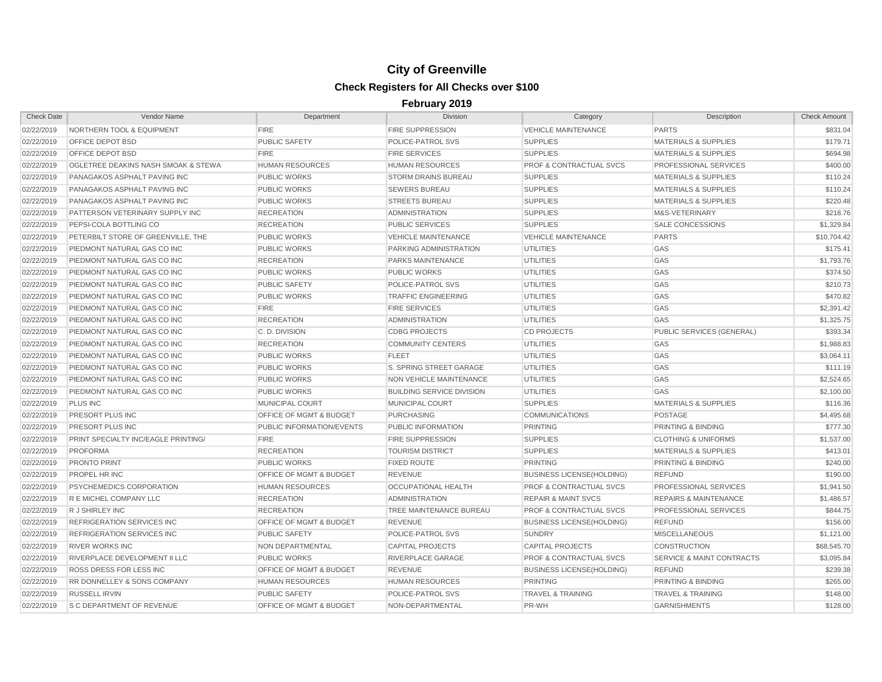# City of Greenville

## Check Registers for All Checks over $100

### February 2019

| Check Date | Vendor Name | Department | Division | Category | Description | Check Amount |
|---|---|---|---|---|---|---|
| 02/22/2019 | NORTHERN TOOL & EQUIPMENT | FIRE | FIRE SUPPRESSION | VEHICLE MAINTENANCE | PARTS | $831.04 |
| 02/22/2019 | OFFICE DEPOT BSD | PUBLIC SAFETY | POLICE-PATROL SVS | SUPPLIES | MATERIALS & SUPPLIES | $179.71 |
| 02/22/2019 | OFFICE DEPOT BSD | FIRE | FIRE SERVICES | SUPPLIES | MATERIALS & SUPPLIES | $694.98 |
| 02/22/2019 | OGLETREE DEAKINS NASH SMOAK & STEWA | HUMAN RESOURCES | HUMAN RESOURCES | PROF & CONTRACTUAL SVCS | PROFESSIONAL SERVICES | $400.00 |
| 02/22/2019 | PANAGAKOS ASPHALT PAVING INC | PUBLIC WORKS | STORM DRAINS BUREAU | SUPPLIES | MATERIALS & SUPPLIES | $110.24 |
| 02/22/2019 | PANAGAKOS ASPHALT PAVING INC | PUBLIC WORKS | SEWERS BUREAU | SUPPLIES | MATERIALS & SUPPLIES | $110.24 |
| 02/22/2019 | PANAGAKOS ASPHALT PAVING INC | PUBLIC WORKS | STREETS BUREAU | SUPPLIES | MATERIALS & SUPPLIES | $220.48 |
| 02/22/2019 | PATTERSON VETERINARY SUPPLY INC | RECREATION | ADMINISTRATION | SUPPLIES | M&S-VETERINARY | $218.76 |
| 02/22/2019 | PEPSI-COLA BOTTLING CO | RECREATION | PUBLIC SERVICES | SUPPLIES | SALE CONCESSIONS | $1,329.84 |
| 02/22/2019 | PETERBILT STORE OF GREENVILLE, THE | PUBLIC WORKS | VEHICLE MAINTENANCE | VEHICLE MAINTENANCE | PARTS | $10,704.42 |
| 02/22/2019 | PIEDMONT NATURAL GAS CO INC | PUBLIC WORKS | PARKING ADMINISTRATION | UTILITIES | GAS | $175.41 |
| 02/22/2019 | PIEDMONT NATURAL GAS CO INC | RECREATION | PARKS MAINTENANCE | UTILITIES | GAS | $1,793.76 |
| 02/22/2019 | PIEDMONT NATURAL GAS CO INC | PUBLIC WORKS | PUBLIC WORKS | UTILITIES | GAS | $374.50 |
| 02/22/2019 | PIEDMONT NATURAL GAS CO INC | PUBLIC SAFETY | POLICE-PATROL SVS | UTILITIES | GAS | $210.73 |
| 02/22/2019 | PIEDMONT NATURAL GAS CO INC | PUBLIC WORKS | TRAFFIC ENGINEERING | UTILITIES | GAS | $470.82 |
| 02/22/2019 | PIEDMONT NATURAL GAS CO INC | FIRE | FIRE SERVICES | UTILITIES | GAS | $2,391.42 |
| 02/22/2019 | PIEDMONT NATURAL GAS CO INC | RECREATION | ADMINISTRATION | UTILITIES | GAS | $1,325.75 |
| 02/22/2019 | PIEDMONT NATURAL GAS CO INC | C. D. DIVISION | CDBG PROJECTS | CD PROJECTS | PUBLIC SERVICES (GENERAL) | $393.34 |
| 02/22/2019 | PIEDMONT NATURAL GAS CO INC | RECREATION | COMMUNITY CENTERS | UTILITIES | GAS | $1,988.83 |
| 02/22/2019 | PIEDMONT NATURAL GAS CO INC | PUBLIC WORKS | FLEET | UTILITIES | GAS | $3,064.11 |
| 02/22/2019 | PIEDMONT NATURAL GAS CO INC | PUBLIC WORKS | S. SPRING STREET GARAGE | UTILITIES | GAS | $111.19 |
| 02/22/2019 | PIEDMONT NATURAL GAS CO INC | PUBLIC WORKS | NON VEHICLE MAINTENANCE | UTILITIES | GAS | $2,524.65 |
| 02/22/2019 | PIEDMONT NATURAL GAS CO INC | PUBLIC WORKS | BUILDING SERVICE DIVISION | UTILITIES | GAS | $2,100.00 |
| 02/22/2019 | PLUS INC | MUNICIPAL COURT | MUNICIPAL COURT | SUPPLIES | MATERIALS & SUPPLIES | $116.36 |
| 02/22/2019 | PRESORT PLUS INC | OFFICE OF MGMT & BUDGET | PURCHASING | COMMUNICATIONS | POSTAGE | $4,495.68 |
| 02/22/2019 | PRESORT PLUS INC | PUBLIC INFORMATION/EVENTS | PUBLIC INFORMATION | PRINTING | PRINTING & BINDING | $777.30 |
| 02/22/2019 | PRINT SPECIALTY INC/EAGLE PRINTING/ | FIRE | FIRE SUPPRESSION | SUPPLIES | CLOTHING & UNIFORMS | $1,537.00 |
| 02/22/2019 | PROFORMA | RECREATION | TOURISM DISTRICT | SUPPLIES | MATERIALS & SUPPLIES | $413.01 |
| 02/22/2019 | PRONTO PRINT | PUBLIC WORKS | FIXED ROUTE | PRINTING | PRINTING & BINDING | $240.00 |
| 02/22/2019 | PROPEL HR INC | OFFICE OF MGMT & BUDGET | REVENUE | BUSINESS LICENSE(HOLDING) | REFUND | $190.00 |
| 02/22/2019 | PSYCHEMEDICS CORPORATION | HUMAN RESOURCES | OCCUPATIONAL HEALTH | PROF & CONTRACTUAL SVCS | PROFESSIONAL SERVICES | $1,941.50 |
| 02/22/2019 | R E MICHEL COMPANY LLC | RECREATION | ADMINISTRATION | REPAIR & MAINT SVCS | REPAIRS & MAINTENANCE | $1,486.57 |
| 02/22/2019 | R J SHIRLEY INC | RECREATION | TREE MAINTENANCE BUREAU | PROF & CONTRACTUAL SVCS | PROFESSIONAL SERVICES | $844.75 |
| 02/22/2019 | REFRIGERATION SERVICES INC | OFFICE OF MGMT & BUDGET | REVENUE | BUSINESS LICENSE(HOLDING) | REFUND | $156.00 |
| 02/22/2019 | REFRIGERATION SERVICES INC | PUBLIC SAFETY | POLICE-PATROL SVS | SUNDRY | MISCELLANEOUS | $1,121.00 |
| 02/22/2019 | RIVER WORKS INC | NON DEPARTMENTAL | CAPITAL PROJECTS | CAPITAL PROJECTS | CONSTRUCTION | $68,545.70 |
| 02/22/2019 | RIVERPLACE DEVELOPMENT II LLC | PUBLIC WORKS | RIVERPLACE GARAGE | PROF & CONTRACTUAL SVCS | SERVICE & MAINT CONTRACTS | $3,095.84 |
| 02/22/2019 | ROSS DRESS FOR LESS INC | OFFICE OF MGMT & BUDGET | REVENUE | BUSINESS LICENSE(HOLDING) | REFUND | $239.38 |
| 02/22/2019 | RR DONNELLEY & SONS COMPANY | HUMAN RESOURCES | HUMAN RESOURCES | PRINTING | PRINTING & BINDING | $265.00 |
| 02/22/2019 | RUSSELL IRVIN | PUBLIC SAFETY | POLICE-PATROL SVS | TRAVEL & TRAINING | TRAVEL & TRAINING | $148.00 |
| 02/22/2019 | S C DEPARTMENT OF REVENUE | OFFICE OF MGMT & BUDGET | NON-DEPARTMENTAL | PR-WH | GARNISHMENTS | $128.00 |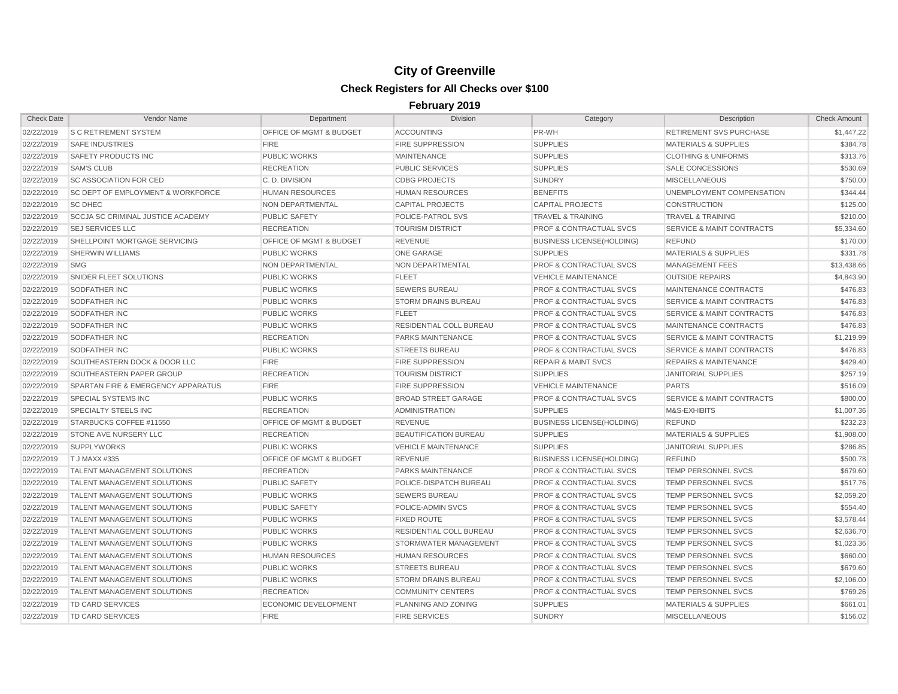# City of Greenville

## Check Registers for All Checks over $100

### February 2019

| Check Date | Vendor Name | Department | Division | Category | Description | Check Amount |
|---|---|---|---|---|---|---|
| 02/22/2019 | S C RETIREMENT SYSTEM | OFFICE OF MGMT & BUDGET | ACCOUNTING | PR-WH | RETIREMENT SVS PURCHASE | $1,447.22 |
| 02/22/2019 | SAFE INDUSTRIES | FIRE | FIRE SUPPRESSION | SUPPLIES | MATERIALS & SUPPLIES | $384.78 |
| 02/22/2019 | SAFETY PRODUCTS INC | PUBLIC WORKS | MAINTENANCE | SUPPLIES | CLOTHING & UNIFORMS | $313.76 |
| 02/22/2019 | SAM'S CLUB | RECREATION | PUBLIC SERVICES | SUPPLIES | SALE CONCESSIONS | $530.69 |
| 02/22/2019 | SC ASSOCIATION FOR CED | C. D. DIVISION | CDBG PROJECTS | SUNDRY | MISCELLANEOUS | $750.00 |
| 02/22/2019 | SC DEPT OF EMPLOYMENT & WORKFORCE | HUMAN RESOURCES | HUMAN RESOURCES | BENEFITS | UNEMPLOYMENT COMPENSATION | $344.44 |
| 02/22/2019 | SC DHEC | NON DEPARTMENTAL | CAPITAL PROJECTS | CAPITAL PROJECTS | CONSTRUCTION | $125.00 |
| 02/22/2019 | SCCJA SC CRIMINAL JUSTICE ACADEMY | PUBLIC SAFETY | POLICE-PATROL SVS | TRAVEL & TRAINING | TRAVEL & TRAINING | $210.00 |
| 02/22/2019 | SEJ SERVICES LLC | RECREATION | TOURISM DISTRICT | PROF & CONTRACTUAL SVCS | SERVICE & MAINT CONTRACTS | $5,334.60 |
| 02/22/2019 | SHELLPOINT MORTGAGE SERVICING | OFFICE OF MGMT & BUDGET | REVENUE | BUSINESS LICENSE(HOLDING) | REFUND | $170.00 |
| 02/22/2019 | SHERWIN WILLIAMS | PUBLIC WORKS | ONE GARAGE | SUPPLIES | MATERIALS & SUPPLIES | $331.78 |
| 02/22/2019 | SMG | NON DEPARTMENTAL | NON DEPARTMENTAL | PROF & CONTRACTUAL SVCS | MANAGEMENT FEES | $13,438.66 |
| 02/22/2019 | SNIDER FLEET SOLUTIONS | PUBLIC WORKS | FLEET | VEHICLE MAINTENANCE | OUTSIDE REPAIRS | $4,843.90 |
| 02/22/2019 | SODFATHER INC | PUBLIC WORKS | SEWERS BUREAU | PROF & CONTRACTUAL SVCS | MAINTENANCE CONTRACTS | $476.83 |
| 02/22/2019 | SODFATHER INC | PUBLIC WORKS | STORM DRAINS BUREAU | PROF & CONTRACTUAL SVCS | SERVICE & MAINT CONTRACTS | $476.83 |
| 02/22/2019 | SODFATHER INC | PUBLIC WORKS | FLEET | PROF & CONTRACTUAL SVCS | SERVICE & MAINT CONTRACTS | $476.83 |
| 02/22/2019 | SODFATHER INC | PUBLIC WORKS | RESIDENTIAL COLL BUREAU | PROF & CONTRACTUAL SVCS | MAINTENANCE CONTRACTS | $476.83 |
| 02/22/2019 | SODFATHER INC | RECREATION | PARKS MAINTENANCE | PROF & CONTRACTUAL SVCS | SERVICE & MAINT CONTRACTS | $1,219.99 |
| 02/22/2019 | SODFATHER INC | PUBLIC WORKS | STREETS BUREAU | PROF & CONTRACTUAL SVCS | SERVICE & MAINT CONTRACTS | $476.83 |
| 02/22/2019 | SOUTHEASTERN DOCK & DOOR LLC | FIRE | FIRE SUPPRESSION | REPAIR & MAINT SVCS | REPAIRS & MAINTENANCE | $429.40 |
| 02/22/2019 | SOUTHEASTERN PAPER GROUP | RECREATION | TOURISM DISTRICT | SUPPLIES | JANITORIAL SUPPLIES | $257.19 |
| 02/22/2019 | SPARTAN FIRE & EMERGENCY APPARATUS | FIRE | FIRE SUPPRESSION | VEHICLE MAINTENANCE | PARTS | $516.09 |
| 02/22/2019 | SPECIAL SYSTEMS INC | PUBLIC WORKS | BROAD STREET GARAGE | PROF & CONTRACTUAL SVCS | SERVICE & MAINT CONTRACTS | $800.00 |
| 02/22/2019 | SPECIALTY STEELS INC | RECREATION | ADMINISTRATION | SUPPLIES | M&S-EXHIBITS | $1,007.36 |
| 02/22/2019 | STARBUCKS COFFEE #11550 | OFFICE OF MGMT & BUDGET | REVENUE | BUSINESS LICENSE(HOLDING) | REFUND | $232.23 |
| 02/22/2019 | STONE AVE NURSERY LLC | RECREATION | BEAUTIFICATION BUREAU | SUPPLIES | MATERIALS & SUPPLIES | $1,908.00 |
| 02/22/2019 | SUPPLYWORKS | PUBLIC WORKS | VEHICLE MAINTENANCE | SUPPLIES | JANITORIAL SUPPLIES | $286.85 |
| 02/22/2019 | T J MAXX #335 | OFFICE OF MGMT & BUDGET | REVENUE | BUSINESS LICENSE(HOLDING) | REFUND | $500.78 |
| 02/22/2019 | TALENT MANAGEMENT SOLUTIONS | RECREATION | PARKS MAINTENANCE | PROF & CONTRACTUAL SVCS | TEMP PERSONNEL SVCS | $679.60 |
| 02/22/2019 | TALENT MANAGEMENT SOLUTIONS | PUBLIC SAFETY | POLICE-DISPATCH BUREAU | PROF & CONTRACTUAL SVCS | TEMP PERSONNEL SVCS | $517.76 |
| 02/22/2019 | TALENT MANAGEMENT SOLUTIONS | PUBLIC WORKS | SEWERS BUREAU | PROF & CONTRACTUAL SVCS | TEMP PERSONNEL SVCS | $2,059.20 |
| 02/22/2019 | TALENT MANAGEMENT SOLUTIONS | PUBLIC SAFETY | POLICE-ADMIN SVCS | PROF & CONTRACTUAL SVCS | TEMP PERSONNEL SVCS | $554.40 |
| 02/22/2019 | TALENT MANAGEMENT SOLUTIONS | PUBLIC WORKS | FIXED ROUTE | PROF & CONTRACTUAL SVCS | TEMP PERSONNEL SVCS | $3,578.44 |
| 02/22/2019 | TALENT MANAGEMENT SOLUTIONS | PUBLIC WORKS | RESIDENTIAL COLL BUREAU | PROF & CONTRACTUAL SVCS | TEMP PERSONNEL SVCS | $2,636.70 |
| 02/22/2019 | TALENT MANAGEMENT SOLUTIONS | PUBLIC WORKS | STORMWATER MANAGEMENT | PROF & CONTRACTUAL SVCS | TEMP PERSONNEL SVCS | $1,023.36 |
| 02/22/2019 | TALENT MANAGEMENT SOLUTIONS | HUMAN RESOURCES | HUMAN RESOURCES | PROF & CONTRACTUAL SVCS | TEMP PERSONNEL SVCS | $660.00 |
| 02/22/2019 | TALENT MANAGEMENT SOLUTIONS | PUBLIC WORKS | STREETS BUREAU | PROF & CONTRACTUAL SVCS | TEMP PERSONNEL SVCS | $679.60 |
| 02/22/2019 | TALENT MANAGEMENT SOLUTIONS | PUBLIC WORKS | STORM DRAINS BUREAU | PROF & CONTRACTUAL SVCS | TEMP PERSONNEL SVCS | $2,106.00 |
| 02/22/2019 | TALENT MANAGEMENT SOLUTIONS | RECREATION | COMMUNITY CENTERS | PROF & CONTRACTUAL SVCS | TEMP PERSONNEL SVCS | $769.26 |
| 02/22/2019 | TD CARD SERVICES | ECONOMIC DEVELOPMENT | PLANNING AND ZONING | SUPPLIES | MATERIALS & SUPPLIES | $661.01 |
| 02/22/2019 | TD CARD SERVICES | FIRE | FIRE SERVICES | SUNDRY | MISCELLANEOUS | $156.02 |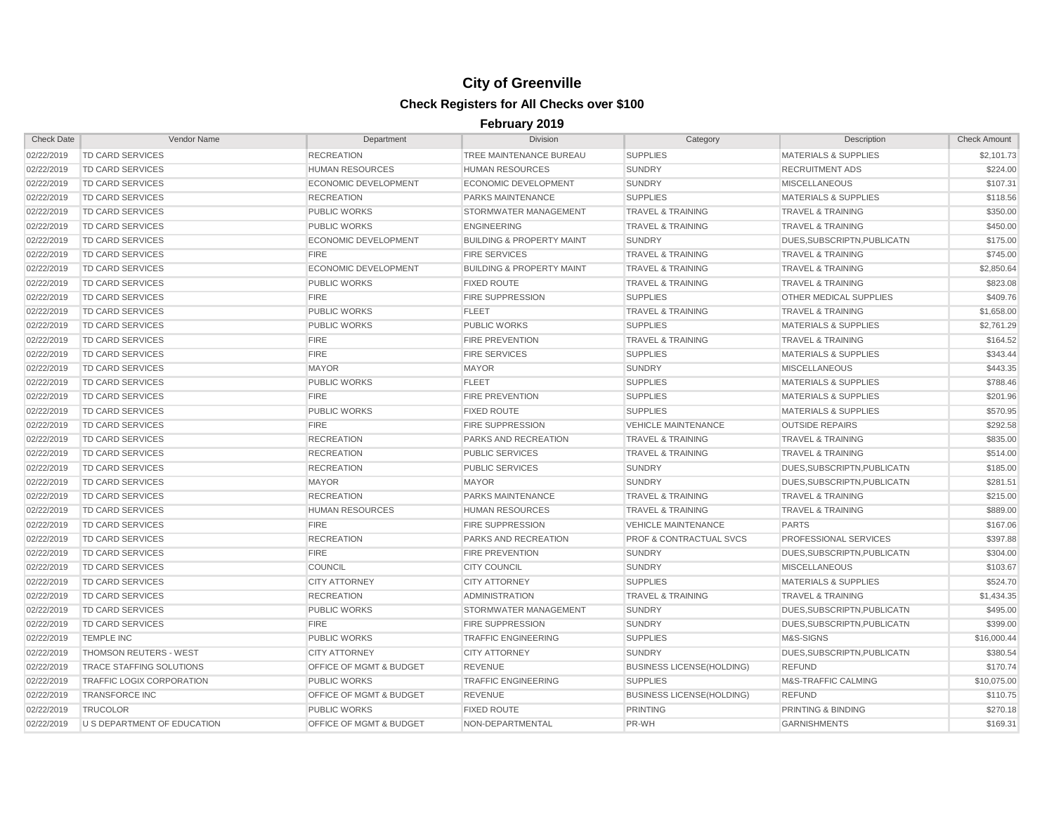# City of Greenville

## Check Registers for All Checks over $100

### February 2019

| Check Date | Vendor Name | Department | Division | Category | Description | Check Amount |
|---|---|---|---|---|---|---|
| 02/22/2019 | TD CARD SERVICES | RECREATION | TREE MAINTENANCE BUREAU | SUPPLIES | MATERIALS & SUPPLIES | $2,101.73 |
| 02/22/2019 | TD CARD SERVICES | HUMAN RESOURCES | HUMAN RESOURCES | SUNDRY | RECRUITMENT ADS | $224.00 |
| 02/22/2019 | TD CARD SERVICES | ECONOMIC DEVELOPMENT | ECONOMIC DEVELOPMENT | SUNDRY | MISCELLANEOUS | $107.31 |
| 02/22/2019 | TD CARD SERVICES | RECREATION | PARKS MAINTENANCE | SUPPLIES | MATERIALS & SUPPLIES | $118.56 |
| 02/22/2019 | TD CARD SERVICES | PUBLIC WORKS | STORMWATER MANAGEMENT | TRAVEL & TRAINING | TRAVEL & TRAINING | $350.00 |
| 02/22/2019 | TD CARD SERVICES | PUBLIC WORKS | ENGINEERING | TRAVEL & TRAINING | TRAVEL & TRAINING | $450.00 |
| 02/22/2019 | TD CARD SERVICES | ECONOMIC DEVELOPMENT | BUILDING & PROPERTY MAINT | SUNDRY | DUES,SUBSCRIPTN,PUBLICATN | $175.00 |
| 02/22/2019 | TD CARD SERVICES | FIRE | FIRE SERVICES | TRAVEL & TRAINING | TRAVEL & TRAINING | $745.00 |
| 02/22/2019 | TD CARD SERVICES | ECONOMIC DEVELOPMENT | BUILDING & PROPERTY MAINT | TRAVEL & TRAINING | TRAVEL & TRAINING | $2,850.64 |
| 02/22/2019 | TD CARD SERVICES | PUBLIC WORKS | FIXED ROUTE | TRAVEL & TRAINING | TRAVEL & TRAINING | $823.08 |
| 02/22/2019 | TD CARD SERVICES | FIRE | FIRE SUPPRESSION | SUPPLIES | OTHER MEDICAL SUPPLIES | $409.76 |
| 02/22/2019 | TD CARD SERVICES | PUBLIC WORKS | FLEET | TRAVEL & TRAINING | TRAVEL & TRAINING | $1,658.00 |
| 02/22/2019 | TD CARD SERVICES | PUBLIC WORKS | PUBLIC WORKS | SUPPLIES | MATERIALS & SUPPLIES | $2,761.29 |
| 02/22/2019 | TD CARD SERVICES | FIRE | FIRE PREVENTION | TRAVEL & TRAINING | TRAVEL & TRAINING | $164.52 |
| 02/22/2019 | TD CARD SERVICES | FIRE | FIRE SERVICES | SUPPLIES | MATERIALS & SUPPLIES | $343.44 |
| 02/22/2019 | TD CARD SERVICES | MAYOR | MAYOR | SUNDRY | MISCELLANEOUS | $443.35 |
| 02/22/2019 | TD CARD SERVICES | PUBLIC WORKS | FLEET | SUPPLIES | MATERIALS & SUPPLIES | $788.46 |
| 02/22/2019 | TD CARD SERVICES | FIRE | FIRE PREVENTION | SUPPLIES | MATERIALS & SUPPLIES | $201.96 |
| 02/22/2019 | TD CARD SERVICES | PUBLIC WORKS | FIXED ROUTE | SUPPLIES | MATERIALS & SUPPLIES | $570.95 |
| 02/22/2019 | TD CARD SERVICES | FIRE | FIRE SUPPRESSION | VEHICLE MAINTENANCE | OUTSIDE REPAIRS | $292.58 |
| 02/22/2019 | TD CARD SERVICES | RECREATION | PARKS AND RECREATION | TRAVEL & TRAINING | TRAVEL & TRAINING | $835.00 |
| 02/22/2019 | TD CARD SERVICES | RECREATION | PUBLIC SERVICES | TRAVEL & TRAINING | TRAVEL & TRAINING | $514.00 |
| 02/22/2019 | TD CARD SERVICES | RECREATION | PUBLIC SERVICES | SUNDRY | DUES,SUBSCRIPTN,PUBLICATN | $185.00 |
| 02/22/2019 | TD CARD SERVICES | MAYOR | MAYOR | SUNDRY | DUES,SUBSCRIPTN,PUBLICATN | $281.51 |
| 02/22/2019 | TD CARD SERVICES | RECREATION | PARKS MAINTENANCE | TRAVEL & TRAINING | TRAVEL & TRAINING | $215.00 |
| 02/22/2019 | TD CARD SERVICES | HUMAN RESOURCES | HUMAN RESOURCES | TRAVEL & TRAINING | TRAVEL & TRAINING | $889.00 |
| 02/22/2019 | TD CARD SERVICES | FIRE | FIRE SUPPRESSION | VEHICLE MAINTENANCE | PARTS | $167.06 |
| 02/22/2019 | TD CARD SERVICES | RECREATION | PARKS AND RECREATION | PROF & CONTRACTUAL SVCS | PROFESSIONAL SERVICES | $397.88 |
| 02/22/2019 | TD CARD SERVICES | FIRE | FIRE PREVENTION | SUNDRY | DUES,SUBSCRIPTN,PUBLICATN | $304.00 |
| 02/22/2019 | TD CARD SERVICES | COUNCIL | CITY COUNCIL | SUNDRY | MISCELLANEOUS | $103.67 |
| 02/22/2019 | TD CARD SERVICES | CITY ATTORNEY | CITY ATTORNEY | SUPPLIES | MATERIALS & SUPPLIES | $524.70 |
| 02/22/2019 | TD CARD SERVICES | RECREATION | ADMINISTRATION | TRAVEL & TRAINING | TRAVEL & TRAINING | $1,434.35 |
| 02/22/2019 | TD CARD SERVICES | PUBLIC WORKS | STORMWATER MANAGEMENT | SUNDRY | DUES,SUBSCRIPTN,PUBLICATN | $495.00 |
| 02/22/2019 | TD CARD SERVICES | FIRE | FIRE SUPPRESSION | SUNDRY | DUES,SUBSCRIPTN,PUBLICATN | $399.00 |
| 02/22/2019 | TEMPLE INC | PUBLIC WORKS | TRAFFIC ENGINEERING | SUPPLIES | M&S-SIGNS | $16,000.44 |
| 02/22/2019 | THOMSON REUTERS - WEST | CITY ATTORNEY | CITY ATTORNEY | SUNDRY | DUES,SUBSCRIPTN,PUBLICATN | $380.54 |
| 02/22/2019 | TRACE STAFFING SOLUTIONS | OFFICE OF MGMT & BUDGET | REVENUE | BUSINESS LICENSE(HOLDING) | REFUND | $170.74 |
| 02/22/2019 | TRAFFIC LOGIX CORPORATION | PUBLIC WORKS | TRAFFIC ENGINEERING | SUPPLIES | M&S-TRAFFIC CALMING | $10,075.00 |
| 02/22/2019 | TRANSFORCE INC | OFFICE OF MGMT & BUDGET | REVENUE | BUSINESS LICENSE(HOLDING) | REFUND | $110.75 |
| 02/22/2019 | TRUCOLOR | PUBLIC WORKS | FIXED ROUTE | PRINTING | PRINTING & BINDING | $270.18 |
| 02/22/2019 | U S DEPARTMENT OF EDUCATION | OFFICE OF MGMT & BUDGET | NON-DEPARTMENTAL | PR-WH | GARNISHMENTS | $169.31 |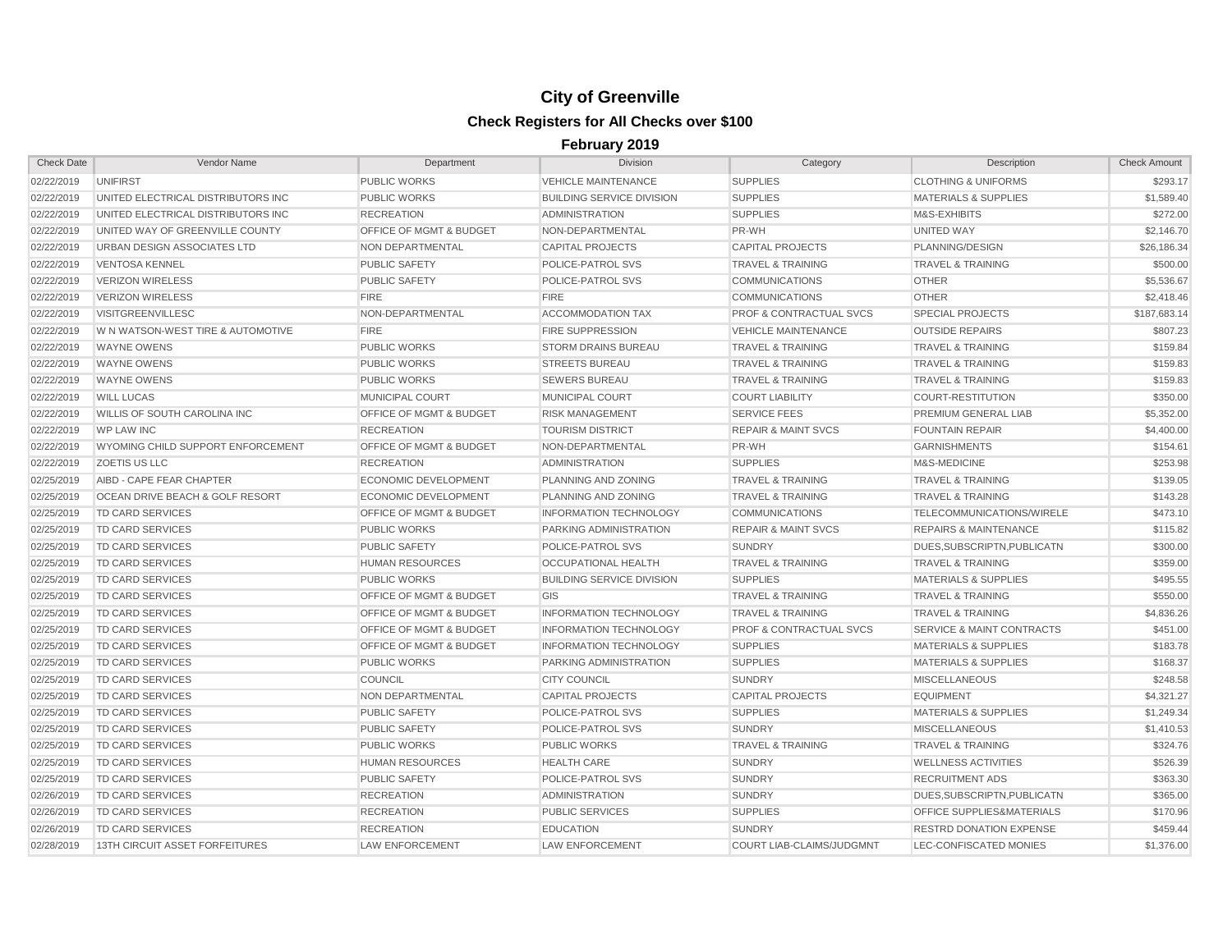# City of Greenville

## Check Registers for All Checks over $100

### February 2019

| Check Date | Vendor Name | Department | Division | Category | Description | Check Amount |
|---|---|---|---|---|---|---|
| 02/22/2019 | UNIFIRST | PUBLIC WORKS | VEHICLE MAINTENANCE | SUPPLIES | CLOTHING & UNIFORMS | $293.17 |
| 02/22/2019 | UNITED ELECTRICAL DISTRIBUTORS INC | PUBLIC WORKS | BUILDING SERVICE DIVISION | SUPPLIES | MATERIALS & SUPPLIES | $1,589.40 |
| 02/22/2019 | UNITED ELECTRICAL DISTRIBUTORS INC | RECREATION | ADMINISTRATION | SUPPLIES | M&S-EXHIBITS | $272.00 |
| 02/22/2019 | UNITED WAY OF GREENVILLE COUNTY | OFFICE OF MGMT & BUDGET | NON-DEPARTMENTAL | PR-WH | UNITED WAY | $2,146.70 |
| 02/22/2019 | URBAN DESIGN ASSOCIATES LTD | NON DEPARTMENTAL | CAPITAL PROJECTS | CAPITAL PROJECTS | PLANNING/DESIGN | $26,186.34 |
| 02/22/2019 | VENTOSA KENNEL | PUBLIC SAFETY | POLICE-PATROL SVS | TRAVEL & TRAINING | TRAVEL & TRAINING | $500.00 |
| 02/22/2019 | VERIZON WIRELESS | PUBLIC SAFETY | POLICE-PATROL SVS | COMMUNICATIONS | OTHER | $5,536.67 |
| 02/22/2019 | VERIZON WIRELESS | FIRE | FIRE | COMMUNICATIONS | OTHER | $2,418.46 |
| 02/22/2019 | VISITGREENVILLESC | NON-DEPARTMENTAL | ACCOMMODATION TAX | PROF & CONTRACTUAL SVCS | SPECIAL PROJECTS | $187,683.14 |
| 02/22/2019 | W N WATSON-WEST TIRE & AUTOMOTIVE | FIRE | FIRE SUPPRESSION | VEHICLE MAINTENANCE | OUTSIDE REPAIRS | $807.23 |
| 02/22/2019 | WAYNE OWENS | PUBLIC WORKS | STORM DRAINS BUREAU | TRAVEL & TRAINING | TRAVEL & TRAINING | $159.84 |
| 02/22/2019 | WAYNE OWENS | PUBLIC WORKS | STREETS BUREAU | TRAVEL & TRAINING | TRAVEL & TRAINING | $159.83 |
| 02/22/2019 | WAYNE OWENS | PUBLIC WORKS | SEWERS BUREAU | TRAVEL & TRAINING | TRAVEL & TRAINING | $159.83 |
| 02/22/2019 | WILL LUCAS | MUNICIPAL COURT | MUNICIPAL COURT | COURT LIABILITY | COURT-RESTITUTION | $350.00 |
| 02/22/2019 | WILLIS OF SOUTH CAROLINA INC | OFFICE OF MGMT & BUDGET | RISK MANAGEMENT | SERVICE FEES | PREMIUM GENERAL LIAB | $5,352.00 |
| 02/22/2019 | WP LAW INC | RECREATION | TOURISM DISTRICT | REPAIR & MAINT SVCS | FOUNTAIN REPAIR | $4,400.00 |
| 02/22/2019 | WYOMING CHILD SUPPORT ENFORCEMENT | OFFICE OF MGMT & BUDGET | NON-DEPARTMENTAL | PR-WH | GARNISHMENTS | $154.61 |
| 02/22/2019 | ZOETIS US LLC | RECREATION | ADMINISTRATION | SUPPLIES | M&S-MEDICINE | $253.98 |
| 02/25/2019 | AIBD - CAPE FEAR CHAPTER | ECONOMIC DEVELOPMENT | PLANNING AND ZONING | TRAVEL & TRAINING | TRAVEL & TRAINING | $139.05 |
| 02/25/2019 | OCEAN DRIVE BEACH & GOLF RESORT | ECONOMIC DEVELOPMENT | PLANNING AND ZONING | TRAVEL & TRAINING | TRAVEL & TRAINING | $143.28 |
| 02/25/2019 | TD CARD SERVICES | OFFICE OF MGMT & BUDGET | INFORMATION TECHNOLOGY | COMMUNICATIONS | TELECOMMUNICATIONS/WIRELE | $473.10 |
| 02/25/2019 | TD CARD SERVICES | PUBLIC WORKS | PARKING ADMINISTRATION | REPAIR & MAINT SVCS | REPAIRS & MAINTENANCE | $115.82 |
| 02/25/2019 | TD CARD SERVICES | PUBLIC SAFETY | POLICE-PATROL SVS | SUNDRY | DUES,SUBSCRIPTN,PUBLICATN | $300.00 |
| 02/25/2019 | TD CARD SERVICES | HUMAN RESOURCES | OCCUPATIONAL HEALTH | TRAVEL & TRAINING | TRAVEL & TRAINING | $359.00 |
| 02/25/2019 | TD CARD SERVICES | PUBLIC WORKS | BUILDING SERVICE DIVISION | SUPPLIES | MATERIALS & SUPPLIES | $495.55 |
| 02/25/2019 | TD CARD SERVICES | OFFICE OF MGMT & BUDGET | GIS | TRAVEL & TRAINING | TRAVEL & TRAINING | $550.00 |
| 02/25/2019 | TD CARD SERVICES | OFFICE OF MGMT & BUDGET | INFORMATION TECHNOLOGY | TRAVEL & TRAINING | TRAVEL & TRAINING | $4,836.26 |
| 02/25/2019 | TD CARD SERVICES | OFFICE OF MGMT & BUDGET | INFORMATION TECHNOLOGY | PROF & CONTRACTUAL SVCS | SERVICE & MAINT CONTRACTS | $451.00 |
| 02/25/2019 | TD CARD SERVICES | OFFICE OF MGMT & BUDGET | INFORMATION TECHNOLOGY | SUPPLIES | MATERIALS & SUPPLIES | $183.78 |
| 02/25/2019 | TD CARD SERVICES | PUBLIC WORKS | PARKING ADMINISTRATION | SUPPLIES | MATERIALS & SUPPLIES | $168.37 |
| 02/25/2019 | TD CARD SERVICES | COUNCIL | CITY COUNCIL | SUNDRY | MISCELLANEOUS | $248.58 |
| 02/25/2019 | TD CARD SERVICES | NON DEPARTMENTAL | CAPITAL PROJECTS | CAPITAL PROJECTS | EQUIPMENT | $4,321.27 |
| 02/25/2019 | TD CARD SERVICES | PUBLIC SAFETY | POLICE-PATROL SVS | SUPPLIES | MATERIALS & SUPPLIES | $1,249.34 |
| 02/25/2019 | TD CARD SERVICES | PUBLIC SAFETY | POLICE-PATROL SVS | SUNDRY | MISCELLANEOUS | $1,410.53 |
| 02/25/2019 | TD CARD SERVICES | PUBLIC WORKS | PUBLIC WORKS | TRAVEL & TRAINING | TRAVEL & TRAINING | $324.76 |
| 02/25/2019 | TD CARD SERVICES | HUMAN RESOURCES | HEALTH CARE | SUNDRY | WELLNESS ACTIVITIES | $526.39 |
| 02/25/2019 | TD CARD SERVICES | PUBLIC SAFETY | POLICE-PATROL SVS | SUNDRY | RECRUITMENT ADS | $363.30 |
| 02/26/2019 | TD CARD SERVICES | RECREATION | ADMINISTRATION | SUNDRY | DUES,SUBSCRIPTN,PUBLICATN | $365.00 |
| 02/26/2019 | TD CARD SERVICES | RECREATION | PUBLIC SERVICES | SUPPLIES | OFFICE SUPPLIES&MATERIALS | $170.96 |
| 02/26/2019 | TD CARD SERVICES | RECREATION | EDUCATION | SUNDRY | RESTRD DONATION EXPENSE | $459.44 |
| 02/28/2019 | 13TH CIRCUIT ASSET FORFEITURES | LAW ENFORCEMENT | LAW ENFORCEMENT | COURT LIAB-CLAIMS/JUDGMNT | LEC-CONFISCATED MONIES | $1,376.00 |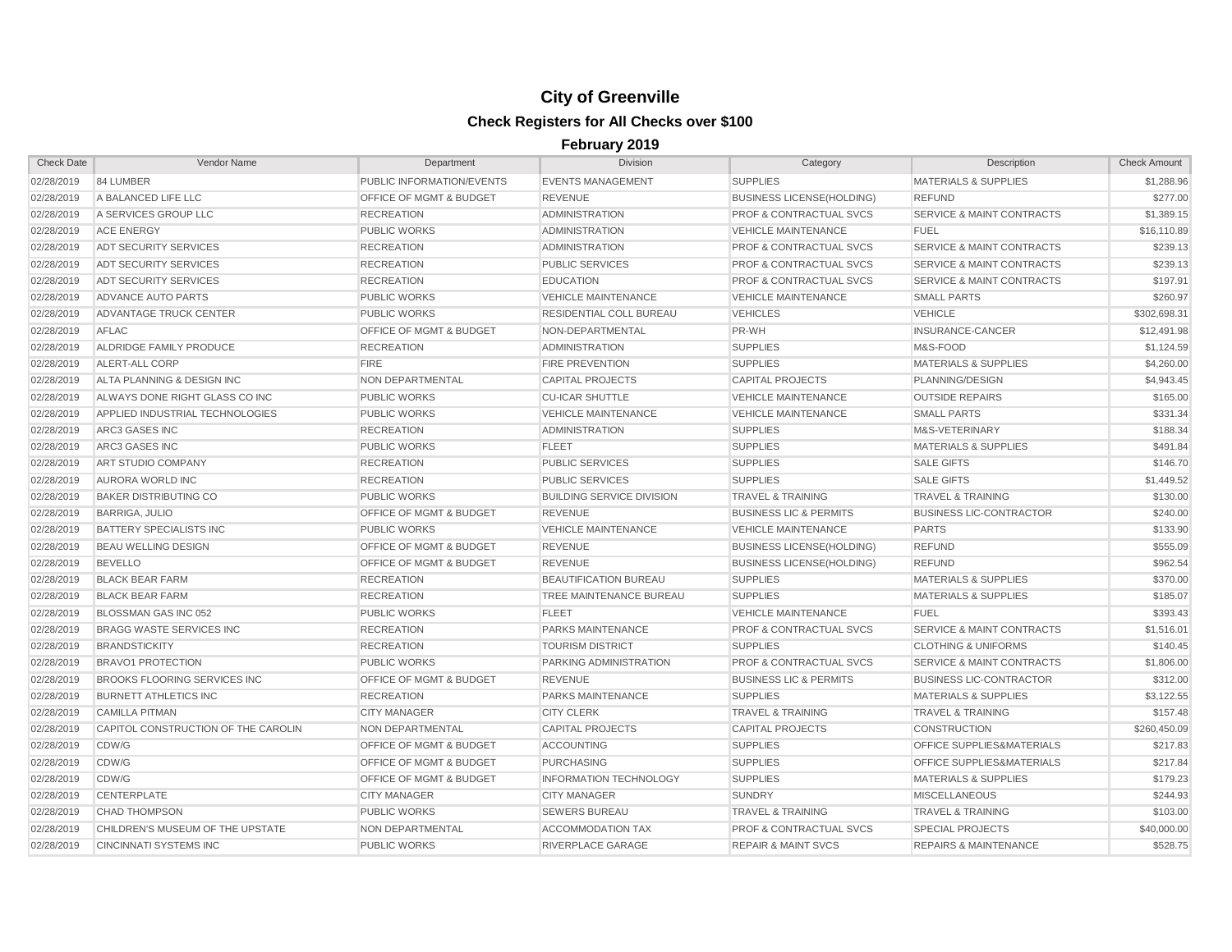# City of Greenville

## Check Registers for All Checks over $100

### February 2019

| Check Date | Vendor Name | Department | Division | Category | Description | Check Amount |
|---|---|---|---|---|---|---|
| 02/28/2019 | 84 LUMBER | PUBLIC INFORMATION/EVENTS | EVENTS MANAGEMENT | SUPPLIES | MATERIALS & SUPPLIES | $1,288.96 |
| 02/28/2019 | A BALANCED LIFE LLC | OFFICE OF MGMT & BUDGET | REVENUE | BUSINESS LICENSE(HOLDING) | REFUND | $277.00 |
| 02/28/2019 | A SERVICES GROUP LLC | RECREATION | ADMINISTRATION | PROF & CONTRACTUAL SVCS | SERVICE & MAINT CONTRACTS | $1,389.15 |
| 02/28/2019 | ACE ENERGY | PUBLIC WORKS | ADMINISTRATION | VEHICLE MAINTENANCE | FUEL | $16,110.89 |
| 02/28/2019 | ADT SECURITY SERVICES | RECREATION | ADMINISTRATION | PROF & CONTRACTUAL SVCS | SERVICE & MAINT CONTRACTS | $239.13 |
| 02/28/2019 | ADT SECURITY SERVICES | RECREATION | PUBLIC SERVICES | PROF & CONTRACTUAL SVCS | SERVICE & MAINT CONTRACTS | $239.13 |
| 02/28/2019 | ADT SECURITY SERVICES | RECREATION | EDUCATION | PROF & CONTRACTUAL SVCS | SERVICE & MAINT CONTRACTS | $197.91 |
| 02/28/2019 | ADVANCE AUTO PARTS | PUBLIC WORKS | VEHICLE MAINTENANCE | VEHICLE MAINTENANCE | SMALL PARTS | $260.97 |
| 02/28/2019 | ADVANTAGE TRUCK CENTER | PUBLIC WORKS | RESIDENTIAL COLL BUREAU | VEHICLES | VEHICLE | $302,698.31 |
| 02/28/2019 | AFLAC | OFFICE OF MGMT & BUDGET | NON-DEPARTMENTAL | PR-WH | INSURANCE-CANCER | $12,491.98 |
| 02/28/2019 | ALDRIDGE FAMILY PRODUCE | RECREATION | ADMINISTRATION | SUPPLIES | M&S-FOOD | $1,124.59 |
| 02/28/2019 | ALERT-ALL CORP | FIRE | FIRE PREVENTION | SUPPLIES | MATERIALS & SUPPLIES | $4,260.00 |
| 02/28/2019 | ALTA PLANNING & DESIGN INC | NON DEPARTMENTAL | CAPITAL PROJECTS | CAPITAL PROJECTS | PLANNING/DESIGN | $4,943.45 |
| 02/28/2019 | ALWAYS DONE RIGHT GLASS CO INC | PUBLIC WORKS | CU-ICAR SHUTTLE | VEHICLE MAINTENANCE | OUTSIDE REPAIRS | $165.00 |
| 02/28/2019 | APPLIED INDUSTRIAL TECHNOLOGIES | PUBLIC WORKS | VEHICLE MAINTENANCE | VEHICLE MAINTENANCE | SMALL PARTS | $331.34 |
| 02/28/2019 | ARC3 GASES INC | RECREATION | ADMINISTRATION | SUPPLIES | M&S-VETERINARY | $188.34 |
| 02/28/2019 | ARC3 GASES INC | PUBLIC WORKS | FLEET | SUPPLIES | MATERIALS & SUPPLIES | $491.84 |
| 02/28/2019 | ART STUDIO COMPANY | RECREATION | PUBLIC SERVICES | SUPPLIES | SALE GIFTS | $146.70 |
| 02/28/2019 | AURORA WORLD INC | RECREATION | PUBLIC SERVICES | SUPPLIES | SALE GIFTS | $1,449.52 |
| 02/28/2019 | BAKER DISTRIBUTING CO | PUBLIC WORKS | BUILDING SERVICE DIVISION | TRAVEL & TRAINING | TRAVEL & TRAINING | $130.00 |
| 02/28/2019 | BARRIGA, JULIO | OFFICE OF MGMT & BUDGET | REVENUE | BUSINESS LIC & PERMITS | BUSINESS LIC-CONTRACTOR | $240.00 |
| 02/28/2019 | BATTERY SPECIALISTS INC | PUBLIC WORKS | VEHICLE MAINTENANCE | VEHICLE MAINTENANCE | PARTS | $133.90 |
| 02/28/2019 | BEAU WELLING DESIGN | OFFICE OF MGMT & BUDGET | REVENUE | BUSINESS LICENSE(HOLDING) | REFUND | $555.09 |
| 02/28/2019 | BEVELLO | OFFICE OF MGMT & BUDGET | REVENUE | BUSINESS LICENSE(HOLDING) | REFUND | $962.54 |
| 02/28/2019 | BLACK BEAR FARM | RECREATION | BEAUTIFICATION BUREAU | SUPPLIES | MATERIALS & SUPPLIES | $370.00 |
| 02/28/2019 | BLACK BEAR FARM | RECREATION | TREE MAINTENANCE BUREAU | SUPPLIES | MATERIALS & SUPPLIES | $185.07 |
| 02/28/2019 | BLOSSMAN GAS INC 052 | PUBLIC WORKS | FLEET | VEHICLE MAINTENANCE | FUEL | $393.43 |
| 02/28/2019 | BRAGG WASTE SERVICES INC | RECREATION | PARKS MAINTENANCE | PROF & CONTRACTUAL SVCS | SERVICE & MAINT CONTRACTS | $1,516.01 |
| 02/28/2019 | BRANDSTICKITY | RECREATION | TOURISM DISTRICT | SUPPLIES | CLOTHING & UNIFORMS | $140.45 |
| 02/28/2019 | BRAVO1 PROTECTION | PUBLIC WORKS | PARKING ADMINISTRATION | PROF & CONTRACTUAL SVCS | SERVICE & MAINT CONTRACTS | $1,806.00 |
| 02/28/2019 | BROOKS FLOORING SERVICES INC | OFFICE OF MGMT & BUDGET | REVENUE | BUSINESS LIC & PERMITS | BUSINESS LIC-CONTRACTOR | $312.00 |
| 02/28/2019 | BURNETT ATHLETICS INC | RECREATION | PARKS MAINTENANCE | SUPPLIES | MATERIALS & SUPPLIES | $3,122.55 |
| 02/28/2019 | CAMILLA PITMAN | CITY MANAGER | CITY CLERK | TRAVEL & TRAINING | TRAVEL & TRAINING | $157.48 |
| 02/28/2019 | CAPITOL CONSTRUCTION OF THE CAROLIN | NON DEPARTMENTAL | CAPITAL PROJECTS | CAPITAL PROJECTS | CONSTRUCTION | $260,450.09 |
| 02/28/2019 | CDW/G | OFFICE OF MGMT & BUDGET | ACCOUNTING | SUPPLIES | OFFICE SUPPLIES&MATERIALS | $217.83 |
| 02/28/2019 | CDW/G | OFFICE OF MGMT & BUDGET | PURCHASING | SUPPLIES | OFFICE SUPPLIES&MATERIALS | $217.84 |
| 02/28/2019 | CDW/G | OFFICE OF MGMT & BUDGET | INFORMATION TECHNOLOGY | SUPPLIES | MATERIALS & SUPPLIES | $179.23 |
| 02/28/2019 | CENTERPLATE | CITY MANAGER | CITY MANAGER | SUNDRY | MISCELLANEOUS | $244.93 |
| 02/28/2019 | CHAD THOMPSON | PUBLIC WORKS | SEWERS BUREAU | TRAVEL & TRAINING | TRAVEL & TRAINING | $103.00 |
| 02/28/2019 | CHILDREN'S MUSEUM OF THE UPSTATE | NON DEPARTMENTAL | ACCOMMODATION TAX | PROF & CONTRACTUAL SVCS | SPECIAL PROJECTS | $40,000.00 |
| 02/28/2019 | CINCINNATI SYSTEMS INC | PUBLIC WORKS | RIVERPLACE GARAGE | REPAIR & MAINT SVCS | REPAIRS & MAINTENANCE | $528.75 |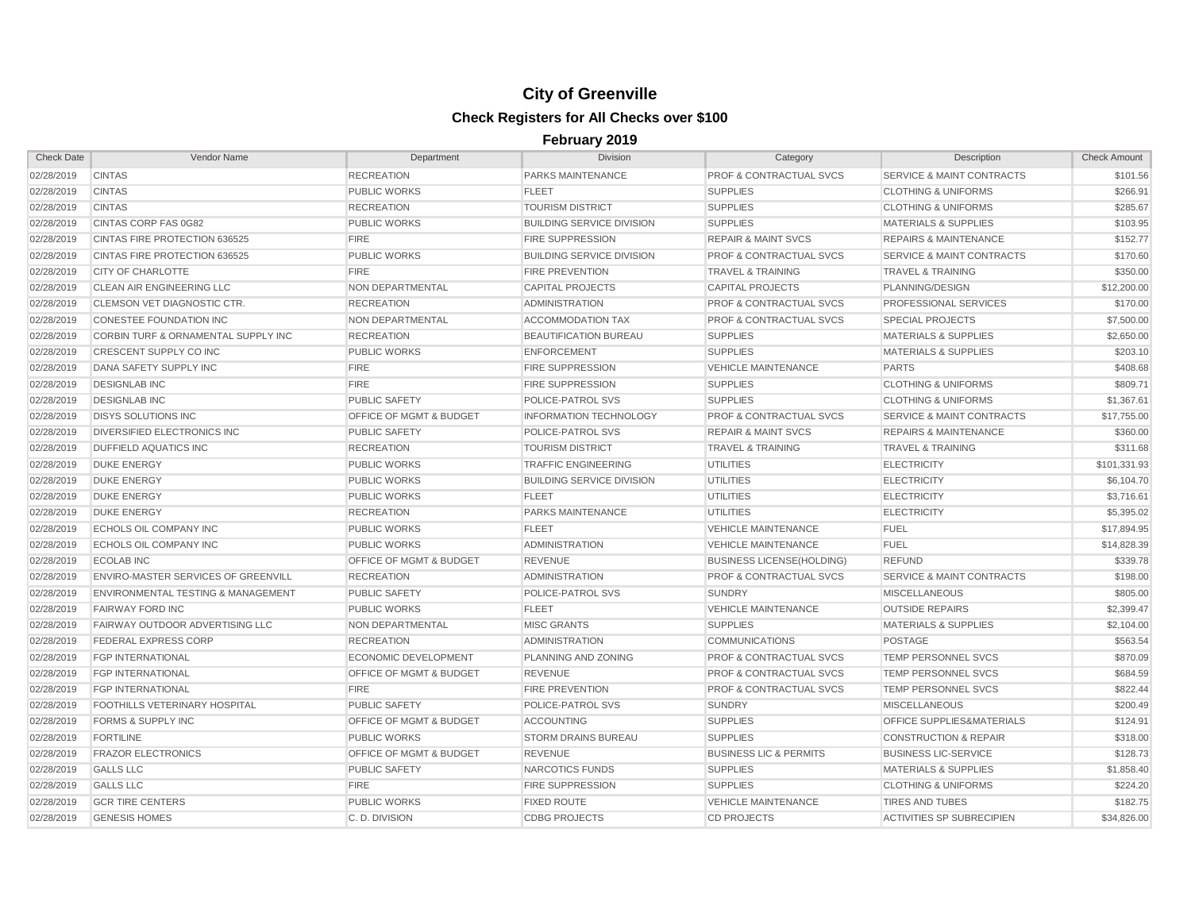# City of Greenville

## Check Registers for All Checks over $100

### February 2019

| Check Date | Vendor Name | Department | Division | Category | Description | Check Amount |
|---|---|---|---|---|---|---|
| 02/28/2019 | CINTAS | RECREATION | PARKS MAINTENANCE | PROF & CONTRACTUAL SVCS | SERVICE & MAINT CONTRACTS | $101.56 |
| 02/28/2019 | CINTAS | PUBLIC WORKS | FLEET | SUPPLIES | CLOTHING & UNIFORMS | $266.91 |
| 02/28/2019 | CINTAS | RECREATION | TOURISM DISTRICT | SUPPLIES | CLOTHING & UNIFORMS | $285.67 |
| 02/28/2019 | CINTAS CORP FAS 0G82 | PUBLIC WORKS | BUILDING SERVICE DIVISION | SUPPLIES | MATERIALS & SUPPLIES | $103.95 |
| 02/28/2019 | CINTAS FIRE PROTECTION 636525 | FIRE | FIRE SUPPRESSION | REPAIR & MAINT SVCS | REPAIRS & MAINTENANCE | $152.77 |
| 02/28/2019 | CINTAS FIRE PROTECTION 636525 | PUBLIC WORKS | BUILDING SERVICE DIVISION | PROF & CONTRACTUAL SVCS | SERVICE & MAINT CONTRACTS | $170.60 |
| 02/28/2019 | CITY OF CHARLOTTE | FIRE | FIRE PREVENTION | TRAVEL & TRAINING | TRAVEL & TRAINING | $350.00 |
| 02/28/2019 | CLEAN AIR ENGINEERING LLC | NON DEPARTMENTAL | CAPITAL PROJECTS | CAPITAL PROJECTS | PLANNING/DESIGN | $12,200.00 |
| 02/28/2019 | CLEMSON VET DIAGNOSTIC CTR. | RECREATION | ADMINISTRATION | PROF & CONTRACTUAL SVCS | PROFESSIONAL SERVICES | $170.00 |
| 02/28/2019 | CONESTEE FOUNDATION INC | NON DEPARTMENTAL | ACCOMMODATION TAX | PROF & CONTRACTUAL SVCS | SPECIAL PROJECTS | $7,500.00 |
| 02/28/2019 | CORBIN TURF & ORNAMENTAL SUPPLY INC | RECREATION | BEAUTIFICATION BUREAU | SUPPLIES | MATERIALS & SUPPLIES | $2,650.00 |
| 02/28/2019 | CRESCENT SUPPLY CO INC | PUBLIC WORKS | ENFORCEMENT | SUPPLIES | MATERIALS & SUPPLIES | $203.10 |
| 02/28/2019 | DANA SAFETY SUPPLY INC | FIRE | FIRE SUPPRESSION | VEHICLE MAINTENANCE | PARTS | $408.68 |
| 02/28/2019 | DESIGNLAB INC | FIRE | FIRE SUPPRESSION | SUPPLIES | CLOTHING & UNIFORMS | $809.71 |
| 02/28/2019 | DESIGNLAB INC | PUBLIC SAFETY | POLICE-PATROL SVS | SUPPLIES | CLOTHING & UNIFORMS | $1,367.61 |
| 02/28/2019 | DISYS SOLUTIONS INC | OFFICE OF MGMT & BUDGET | INFORMATION TECHNOLOGY | PROF & CONTRACTUAL SVCS | SERVICE & MAINT CONTRACTS | $17,755.00 |
| 02/28/2019 | DIVERSIFIED ELECTRONICS INC | PUBLIC SAFETY | POLICE-PATROL SVS | REPAIR & MAINT SVCS | REPAIRS & MAINTENANCE | $360.00 |
| 02/28/2019 | DUFFIELD AQUATICS INC | RECREATION | TOURISM DISTRICT | TRAVEL & TRAINING | TRAVEL & TRAINING | $311.68 |
| 02/28/2019 | DUKE ENERGY | PUBLIC WORKS | TRAFFIC ENGINEERING | UTILITIES | ELECTRICITY | $101,331.93 |
| 02/28/2019 | DUKE ENERGY | PUBLIC WORKS | BUILDING SERVICE DIVISION | UTILITIES | ELECTRICITY | $6,104.70 |
| 02/28/2019 | DUKE ENERGY | PUBLIC WORKS | FLEET | UTILITIES | ELECTRICITY | $3,716.61 |
| 02/28/2019 | DUKE ENERGY | RECREATION | PARKS MAINTENANCE | UTILITIES | ELECTRICITY | $5,395.02 |
| 02/28/2019 | ECHOLS OIL COMPANY INC | PUBLIC WORKS | FLEET | VEHICLE MAINTENANCE | FUEL | $17,894.95 |
| 02/28/2019 | ECHOLS OIL COMPANY INC | PUBLIC WORKS | ADMINISTRATION | VEHICLE MAINTENANCE | FUEL | $14,828.39 |
| 02/28/2019 | ECOLAB INC | OFFICE OF MGMT & BUDGET | REVENUE | BUSINESS LICENSE(HOLDING) | REFUND | $339.78 |
| 02/28/2019 | ENVIRO-MASTER SERVICES OF GREENVILL | RECREATION | ADMINISTRATION | PROF & CONTRACTUAL SVCS | SERVICE & MAINT CONTRACTS | $198.00 |
| 02/28/2019 | ENVIRONMENTAL TESTING & MANAGEMENT | PUBLIC SAFETY | POLICE-PATROL SVS | SUNDRY | MISCELLANEOUS | $805.00 |
| 02/28/2019 | FAIRWAY FORD INC | PUBLIC WORKS | FLEET | VEHICLE MAINTENANCE | OUTSIDE REPAIRS | $2,399.47 |
| 02/28/2019 | FAIRWAY OUTDOOR ADVERTISING LLC | NON DEPARTMENTAL | MISC GRANTS | SUPPLIES | MATERIALS & SUPPLIES | $2,104.00 |
| 02/28/2019 | FEDERAL EXPRESS CORP | RECREATION | ADMINISTRATION | COMMUNICATIONS | POSTAGE | $563.54 |
| 02/28/2019 | FGP INTERNATIONAL | ECONOMIC DEVELOPMENT | PLANNING AND ZONING | PROF & CONTRACTUAL SVCS | TEMP PERSONNEL SVCS | $870.09 |
| 02/28/2019 | FGP INTERNATIONAL | OFFICE OF MGMT & BUDGET | REVENUE | PROF & CONTRACTUAL SVCS | TEMP PERSONNEL SVCS | $684.59 |
| 02/28/2019 | FGP INTERNATIONAL | FIRE | FIRE PREVENTION | PROF & CONTRACTUAL SVCS | TEMP PERSONNEL SVCS | $822.44 |
| 02/28/2019 | FOOTHILLS VETERINARY HOSPITAL | PUBLIC SAFETY | POLICE-PATROL SVS | SUNDRY | MISCELLANEOUS | $200.49 |
| 02/28/2019 | FORMS & SUPPLY INC | OFFICE OF MGMT & BUDGET | ACCOUNTING | SUPPLIES | OFFICE SUPPLIES&MATERIALS | $124.91 |
| 02/28/2019 | FORTILINE | PUBLIC WORKS | STORM DRAINS BUREAU | SUPPLIES | CONSTRUCTION & REPAIR | $318.00 |
| 02/28/2019 | FRAZOR ELECTRONICS | OFFICE OF MGMT & BUDGET | REVENUE | BUSINESS LIC & PERMITS | BUSINESS LIC-SERVICE | $128.73 |
| 02/28/2019 | GALLS LLC | PUBLIC SAFETY | NARCOTICS FUNDS | SUPPLIES | MATERIALS & SUPPLIES | $1,858.40 |
| 02/28/2019 | GALLS LLC | FIRE | FIRE SUPPRESSION | SUPPLIES | CLOTHING & UNIFORMS | $224.20 |
| 02/28/2019 | GCR TIRE CENTERS | PUBLIC WORKS | FIXED ROUTE | VEHICLE MAINTENANCE | TIRES AND TUBES | $182.75 |
| 02/28/2019 | GENESIS HOMES | C. D. DIVISION | CDBG PROJECTS | CD PROJECTS | ACTIVITIES SP SUBRECIPIEN | $34,826.00 |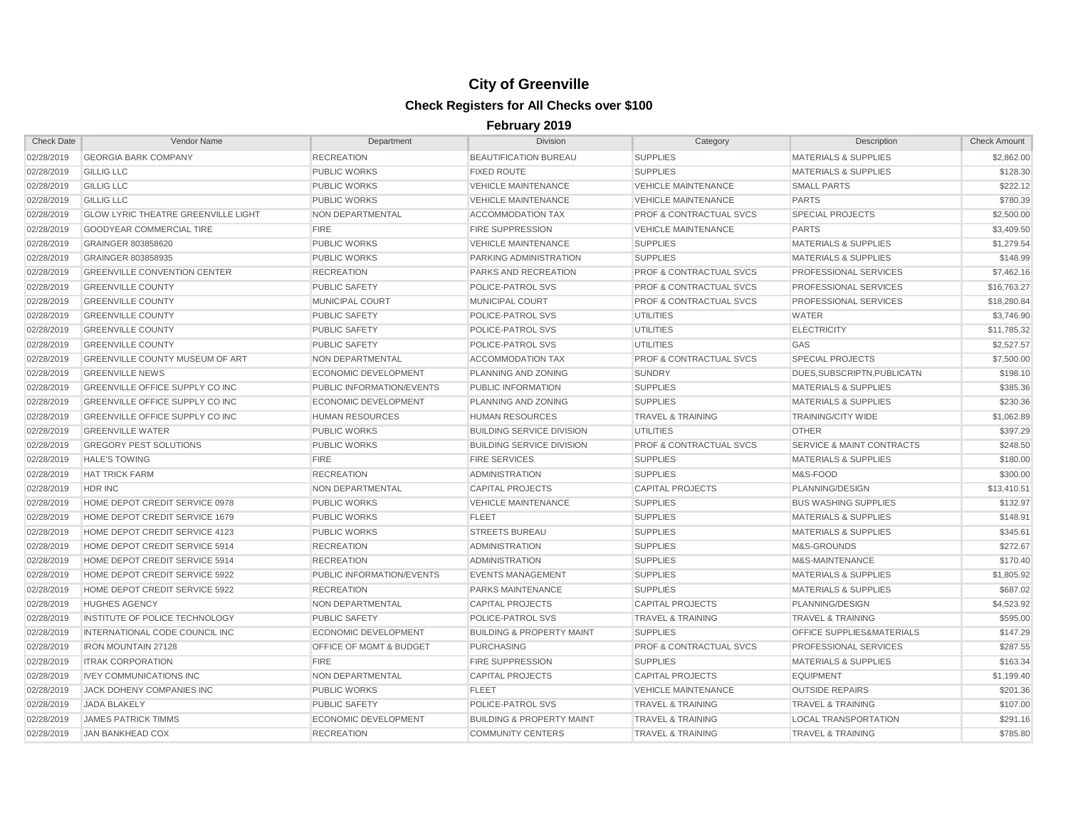# City of Greenville

## Check Registers for All Checks over $100

### February 2019

| Check Date | Vendor Name | Department | Division | Category | Description | Check Amount |
|---|---|---|---|---|---|---|
| 02/28/2019 | GEORGIA BARK COMPANY | RECREATION | BEAUTIFICATION BUREAU | SUPPLIES | MATERIALS & SUPPLIES | $2,862.00 |
| 02/28/2019 | GILLIG LLC | PUBLIC WORKS | FIXED ROUTE | SUPPLIES | MATERIALS & SUPPLIES | $128.30 |
| 02/28/2019 | GILLIG LLC | PUBLIC WORKS | VEHICLE MAINTENANCE | VEHICLE MAINTENANCE | SMALL PARTS | $222.12 |
| 02/28/2019 | GILLIG LLC | PUBLIC WORKS | VEHICLE MAINTENANCE | VEHICLE MAINTENANCE | PARTS | $780.39 |
| 02/28/2019 | GLOW LYRIC THEATRE GREENVILLE LIGHT | NON DEPARTMENTAL | ACCOMMODATION TAX | PROF & CONTRACTUAL SVCS | SPECIAL PROJECTS | $2,500.00 |
| 02/28/2019 | GOODYEAR COMMERCIAL TIRE | FIRE | FIRE SUPPRESSION | VEHICLE MAINTENANCE | PARTS | $3,409.50 |
| 02/28/2019 | GRAINGER 803858620 | PUBLIC WORKS | VEHICLE MAINTENANCE | SUPPLIES | MATERIALS & SUPPLIES | $1,279.54 |
| 02/28/2019 | GRAINGER 803858935 | PUBLIC WORKS | PARKING ADMINISTRATION | SUPPLIES | MATERIALS & SUPPLIES | $148.99 |
| 02/28/2019 | GREENVILLE CONVENTION CENTER | RECREATION | PARKS AND RECREATION | PROF & CONTRACTUAL SVCS | PROFESSIONAL SERVICES | $7,462.16 |
| 02/28/2019 | GREENVILLE COUNTY | PUBLIC SAFETY | POLICE-PATROL SVS | PROF & CONTRACTUAL SVCS | PROFESSIONAL SERVICES | $16,763.27 |
| 02/28/2019 | GREENVILLE COUNTY | MUNICIPAL COURT | MUNICIPAL COURT | PROF & CONTRACTUAL SVCS | PROFESSIONAL SERVICES | $18,280.84 |
| 02/28/2019 | GREENVILLE COUNTY | PUBLIC SAFETY | POLICE-PATROL SVS | UTILITIES | WATER | $3,746.90 |
| 02/28/2019 | GREENVILLE COUNTY | PUBLIC SAFETY | POLICE-PATROL SVS | UTILITIES | ELECTRICITY | $11,785.32 |
| 02/28/2019 | GREENVILLE COUNTY | PUBLIC SAFETY | POLICE-PATROL SVS | UTILITIES | GAS | $2,527.57 |
| 02/28/2019 | GREENVILLE COUNTY MUSEUM OF ART | NON DEPARTMENTAL | ACCOMMODATION TAX | PROF & CONTRACTUAL SVCS | SPECIAL PROJECTS | $7,500.00 |
| 02/28/2019 | GREENVILLE NEWS | ECONOMIC DEVELOPMENT | PLANNING AND ZONING | SUNDRY | DUES,SUBSCRIPTN,PUBLICATN | $198.10 |
| 02/28/2019 | GREENVILLE OFFICE SUPPLY CO INC | PUBLIC INFORMATION/EVENTS | PUBLIC INFORMATION | SUPPLIES | MATERIALS & SUPPLIES | $385.36 |
| 02/28/2019 | GREENVILLE OFFICE SUPPLY CO INC | ECONOMIC DEVELOPMENT | PLANNING AND ZONING | SUPPLIES | MATERIALS & SUPPLIES | $230.36 |
| 02/28/2019 | GREENVILLE OFFICE SUPPLY CO INC | HUMAN RESOURCES | HUMAN RESOURCES | TRAVEL & TRAINING | TRAINING/CITY WIDE | $1,062.89 |
| 02/28/2019 | GREENVILLE WATER | PUBLIC WORKS | BUILDING SERVICE DIVISION | UTILITIES | OTHER | $397.29 |
| 02/28/2019 | GREGORY PEST SOLUTIONS | PUBLIC WORKS | BUILDING SERVICE DIVISION | PROF & CONTRACTUAL SVCS | SERVICE & MAINT CONTRACTS | $248.50 |
| 02/28/2019 | HALE'S TOWING | FIRE | FIRE SERVICES | SUPPLIES | MATERIALS & SUPPLIES | $180.00 |
| 02/28/2019 | HAT TRICK FARM | RECREATION | ADMINISTRATION | SUPPLIES | M&S-FOOD | $300.00 |
| 02/28/2019 | HDR INC | NON DEPARTMENTAL | CAPITAL PROJECTS | CAPITAL PROJECTS | PLANNING/DESIGN | $13,410.51 |
| 02/28/2019 | HOME DEPOT CREDIT SERVICE 0978 | PUBLIC WORKS | VEHICLE MAINTENANCE | SUPPLIES | BUS WASHING SUPPLIES | $132.97 |
| 02/28/2019 | HOME DEPOT CREDIT SERVICE 1679 | PUBLIC WORKS | FLEET | SUPPLIES | MATERIALS & SUPPLIES | $148.91 |
| 02/28/2019 | HOME DEPOT CREDIT SERVICE 4123 | PUBLIC WORKS | STREETS BUREAU | SUPPLIES | MATERIALS & SUPPLIES | $345.61 |
| 02/28/2019 | HOME DEPOT CREDIT SERVICE 5914 | RECREATION | ADMINISTRATION | SUPPLIES | M&S-GROUNDS | $272.67 |
| 02/28/2019 | HOME DEPOT CREDIT SERVICE 5914 | RECREATION | ADMINISTRATION | SUPPLIES | M&S-MAINTENANCE | $170.40 |
| 02/28/2019 | HOME DEPOT CREDIT SERVICE 5922 | PUBLIC INFORMATION/EVENTS | EVENTS MANAGEMENT | SUPPLIES | MATERIALS & SUPPLIES | $1,805.92 |
| 02/28/2019 | HOME DEPOT CREDIT SERVICE 5922 | RECREATION | PARKS MAINTENANCE | SUPPLIES | MATERIALS & SUPPLIES | $687.02 |
| 02/28/2019 | HUGHES AGENCY | NON DEPARTMENTAL | CAPITAL PROJECTS | CAPITAL PROJECTS | PLANNING/DESIGN | $4,523.92 |
| 02/28/2019 | INSTITUTE OF POLICE TECHNOLOGY | PUBLIC SAFETY | POLICE-PATROL SVS | TRAVEL & TRAINING | TRAVEL & TRAINING | $595.00 |
| 02/28/2019 | INTERNATIONAL CODE COUNCIL INC | ECONOMIC DEVELOPMENT | BUILDING & PROPERTY MAINT | SUPPLIES | OFFICE SUPPLIES&MATERIALS | $147.29 |
| 02/28/2019 | IRON MOUNTAIN 27128 | OFFICE OF MGMT & BUDGET | PURCHASING | PROF & CONTRACTUAL SVCS | PROFESSIONAL SERVICES | $287.55 |
| 02/28/2019 | ITRAK CORPORATION | FIRE | FIRE SUPPRESSION | SUPPLIES | MATERIALS & SUPPLIES | $163.34 |
| 02/28/2019 | IVEY COMMUNICATIONS INC | NON DEPARTMENTAL | CAPITAL PROJECTS | CAPITAL PROJECTS | EQUIPMENT | $1,199.40 |
| 02/28/2019 | JACK DOHENY COMPANIES INC | PUBLIC WORKS | FLEET | VEHICLE MAINTENANCE | OUTSIDE REPAIRS | $201.36 |
| 02/28/2019 | JADA BLAKELY | PUBLIC SAFETY | POLICE-PATROL SVS | TRAVEL & TRAINING | TRAVEL & TRAINING | $107.00 |
| 02/28/2019 | JAMES PATRICK TIMMS | ECONOMIC DEVELOPMENT | BUILDING & PROPERTY MAINT | TRAVEL & TRAINING | LOCAL TRANSPORTATION | $291.16 |
| 02/28/2019 | JAN BANKHEAD COX | RECREATION | COMMUNITY CENTERS | TRAVEL & TRAINING | TRAVEL & TRAINING | $785.80 |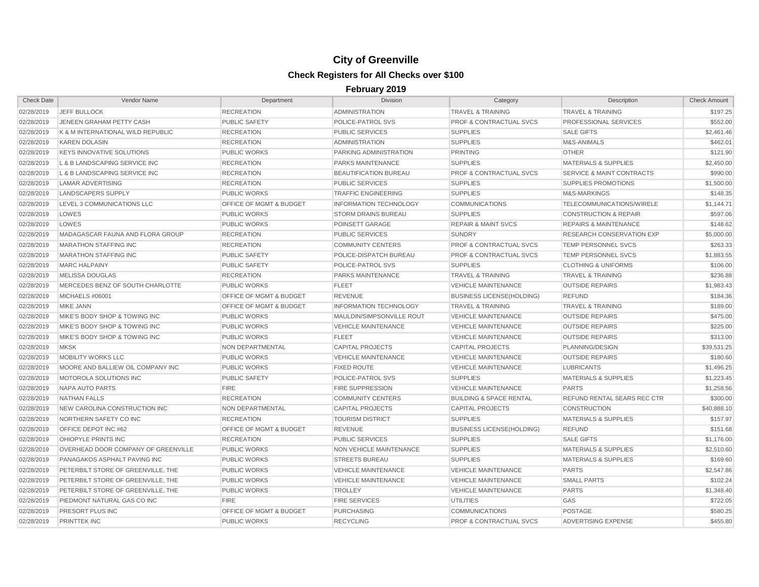# City of Greenville

## Check Registers for All Checks over $100

### February 2019

| Check Date | Vendor Name | Department | Division | Category | Description | Check Amount |
|---|---|---|---|---|---|---|
| 02/28/2019 | JEFF BULLOCK | RECREATION | ADMINISTRATION | TRAVEL & TRAINING | TRAVEL & TRAINING | $197.25 |
| 02/28/2019 | JENEEN GRAHAM PETTY CASH | PUBLIC SAFETY | POLICE-PATROL SVS | PROF & CONTRACTUAL SVCS | PROFESSIONAL SERVICES | $552.00 |
| 02/28/2019 | K & M INTERNATIONAL WILD REPUBLIC | RECREATION | PUBLIC SERVICES | SUPPLIES | SALE GIFTS | $2,461.46 |
| 02/28/2019 | KAREN DOLASIN | RECREATION | ADMINISTRATION | SUPPLIES | M&S-ANIMALS | $462.01 |
| 02/28/2019 | KEYS INNOVATIVE SOLUTIONS | PUBLIC WORKS | PARKING ADMINISTRATION | PRINTING | OTHER | $121.90 |
| 02/28/2019 | L & B LANDSCAPING SERVICE INC | RECREATION | PARKS MAINTENANCE | SUPPLIES | MATERIALS & SUPPLIES | $2,450.00 |
| 02/28/2019 | L & B LANDSCAPING SERVICE INC | RECREATION | BEAUTIFICATION BUREAU | PROF & CONTRACTUAL SVCS | SERVICE & MAINT CONTRACTS | $990.00 |
| 02/28/2019 | LAMAR ADVERTISING | RECREATION | PUBLIC SERVICES | SUPPLIES | SUPPLIES PROMOTIONS | $1,500.00 |
| 02/28/2019 | LANDSCAPERS SUPPLY | PUBLIC WORKS | TRAFFIC ENGINEERING | SUPPLIES | M&S-MARKINGS | $148.35 |
| 02/28/2019 | LEVEL 3 COMMUNICATIONS LLC | OFFICE OF MGMT & BUDGET | INFORMATION TECHNOLOGY | COMMUNICATIONS | TELECOMMUNICATIONS/WIRELE | $1,144.71 |
| 02/28/2019 | LOWES | PUBLIC WORKS | STORM DRAINS BUREAU | SUPPLIES | CONSTRUCTION & REPAIR | $597.06 |
| 02/28/2019 | LOWES | PUBLIC WORKS | POINSETT GARAGE | REPAIR & MAINT SVCS | REPAIRS & MAINTENANCE | $148.62 |
| 02/28/2019 | MADAGASCAR FAUNA AND FLORA GROUP | RECREATION | PUBLIC SERVICES | SUNDRY | RESEARCH CONSERVATION EXP | $5,000.00 |
| 02/28/2019 | MARATHON STAFFING INC | RECREATION | COMMUNITY CENTERS | PROF & CONTRACTUAL SVCS | TEMP PERSONNEL SVCS | $263.33 |
| 02/28/2019 | MARATHON STAFFING INC | PUBLIC SAFETY | POLICE-DISPATCH BUREAU | PROF & CONTRACTUAL SVCS | TEMP PERSONNEL SVCS | $1,883.55 |
| 02/28/2019 | MARC HALPAINY | PUBLIC SAFETY | POLICE-PATROL SVS | SUPPLIES | CLOTHING & UNIFORMS | $106.00 |
| 02/28/2019 | MELISSA DOUGLAS | RECREATION | PARKS MAINTENANCE | TRAVEL & TRAINING | TRAVEL & TRAINING | $236.88 |
| 02/28/2019 | MERCEDES BENZ OF SOUTH CHARLOTTE | PUBLIC WORKS | FLEET | VEHICLE MAINTENANCE | OUTSIDE REPAIRS | $1,983.43 |
| 02/28/2019 | MICHAELS #06001 | OFFICE OF MGMT & BUDGET | REVENUE | BUSINESS LICENSE(HOLDING) | REFUND | $184.36 |
| 02/28/2019 | MIKE JANN | OFFICE OF MGMT & BUDGET | INFORMATION TECHNOLOGY | TRAVEL & TRAINING | TRAVEL & TRAINING | $189.00 |
| 02/28/2019 | MIKE'S BODY SHOP & TOWING INC | PUBLIC WORKS | MAULDIN/SIMPSONVILLE ROUT | VEHICLE MAINTENANCE | OUTSIDE REPAIRS | $475.00 |
| 02/28/2019 | MIKE'S BODY SHOP & TOWING INC | PUBLIC WORKS | VEHICLE MAINTENANCE | VEHICLE MAINTENANCE | OUTSIDE REPAIRS | $225.00 |
| 02/28/2019 | MIKE'S BODY SHOP & TOWING INC | PUBLIC WORKS | FLEET | VEHICLE MAINTENANCE | OUTSIDE REPAIRS | $313.00 |
| 02/28/2019 | MKSK | NON DEPARTMENTAL | CAPITAL PROJECTS | CAPITAL PROJECTS | PLANNING/DESIGN | $39,531.25 |
| 02/28/2019 | MOBILITY WORKS LLC | PUBLIC WORKS | VEHICLE MAINTENANCE | VEHICLE MAINTENANCE | OUTSIDE REPAIRS | $180.60 |
| 02/28/2019 | MOORE AND BALLIEW OIL COMPANY INC | PUBLIC WORKS | FIXED ROUTE | VEHICLE MAINTENANCE | LUBRICANTS | $1,496.25 |
| 02/28/2019 | MOTOROLA SOLUTIONS INC | PUBLIC SAFETY | POLICE-PATROL SVS | SUPPLIES | MATERIALS & SUPPLIES | $1,223.45 |
| 02/28/2019 | NAPA AUTO PARTS | FIRE | FIRE SUPPRESSION | VEHICLE MAINTENANCE | PARTS | $1,258.56 |
| 02/28/2019 | NATHAN FALLS | RECREATION | COMMUNITY CENTERS | BUILDING & SPACE RENTAL | REFUND RENTAL SEARS REC CTR | $300.00 |
| 02/28/2019 | NEW CAROLINA CONSTRUCTION INC | NON DEPARTMENTAL | CAPITAL PROJECTS | CAPITAL PROJECTS | CONSTRUCTION | $40,888.10 |
| 02/28/2019 | NORTHERN SAFETY CO INC | RECREATION | TOURISM DISTRICT | SUPPLIES | MATERIALS & SUPPLIES | $157.97 |
| 02/28/2019 | OFFICE DEPOT INC #62 | OFFICE OF MGMT & BUDGET | REVENUE | BUSINESS LICENSE(HOLDING) | REFUND | $151.68 |
| 02/28/2019 | OHIOPYLE PRINTS INC | RECREATION | PUBLIC SERVICES | SUPPLIES | SALE GIFTS | $1,176.00 |
| 02/28/2019 | OVERHEAD DOOR COMPANY OF GREENVILLE | PUBLIC WORKS | NON VEHICLE MAINTENANCE | SUPPLIES | MATERIALS & SUPPLIES | $2,510.60 |
| 02/28/2019 | PANAGAKOS ASPHALT PAVING INC | PUBLIC WORKS | STREETS BUREAU | SUPPLIES | MATERIALS & SUPPLIES | $169.60 |
| 02/28/2019 | PETERBILT STORE OF GREENVILLE, THE | PUBLIC WORKS | VEHICLE MAINTENANCE | VEHICLE MAINTENANCE | PARTS | $2,547.86 |
| 02/28/2019 | PETERBILT STORE OF GREENVILLE, THE | PUBLIC WORKS | VEHICLE MAINTENANCE | VEHICLE MAINTENANCE | SMALL PARTS | $102.24 |
| 02/28/2019 | PETERBILT STORE OF GREENVILLE, THE | PUBLIC WORKS | TROLLEY | VEHICLE MAINTENANCE | PARTS | $1,348.40 |
| 02/28/2019 | PIEDMONT NATURAL GAS CO INC | FIRE | FIRE SERVICES | UTILITIES | GAS | $722.05 |
| 02/28/2019 | PRESORT PLUS INC | OFFICE OF MGMT & BUDGET | PURCHASING | COMMUNICATIONS | POSTAGE | $580.25 |
| 02/28/2019 | PRINTTEK INC | PUBLIC WORKS | RECYCLING | PROF & CONTRACTUAL SVCS | ADVERTISING EXPENSE | $455.80 |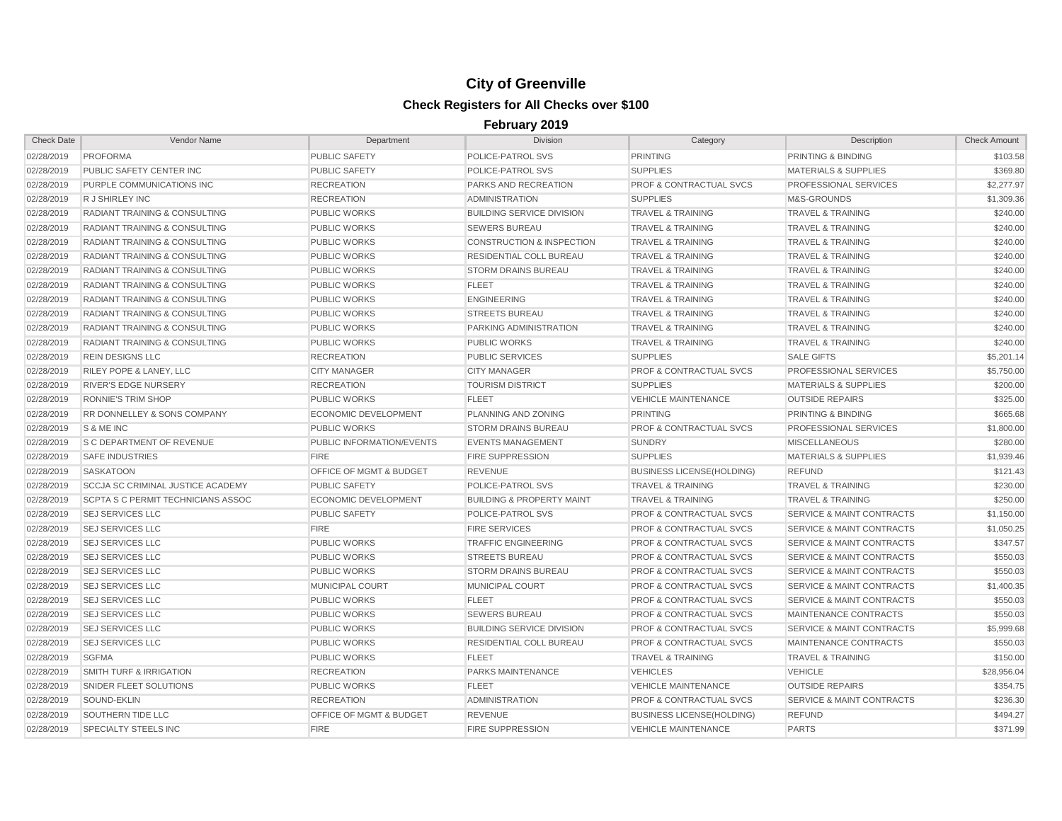# City of Greenville

## Check Registers for All Checks over $100

### February 2019

| Check Date | Vendor Name | Department | Division | Category | Description | Check Amount |
|---|---|---|---|---|---|---|
| 02/28/2019 | PROFORMA | PUBLIC SAFETY | POLICE-PATROL SVS | PRINTING | PRINTING & BINDING | $103.58 |
| 02/28/2019 | PUBLIC SAFETY CENTER INC | PUBLIC SAFETY | POLICE-PATROL SVS | SUPPLIES | MATERIALS & SUPPLIES | $369.80 |
| 02/28/2019 | PURPLE COMMUNICATIONS INC | RECREATION | PARKS AND RECREATION | PROF & CONTRACTUAL SVCS | PROFESSIONAL SERVICES | $2,277.97 |
| 02/28/2019 | R J SHIRLEY INC | RECREATION | ADMINISTRATION | SUPPLIES | M&S-GROUNDS | $1,309.36 |
| 02/28/2019 | RADIANT TRAINING & CONSULTING | PUBLIC WORKS | BUILDING SERVICE DIVISION | TRAVEL & TRAINING | TRAVEL & TRAINING | $240.00 |
| 02/28/2019 | RADIANT TRAINING & CONSULTING | PUBLIC WORKS | SEWERS BUREAU | TRAVEL & TRAINING | TRAVEL & TRAINING | $240.00 |
| 02/28/2019 | RADIANT TRAINING & CONSULTING | PUBLIC WORKS | CONSTRUCTION & INSPECTION | TRAVEL & TRAINING | TRAVEL & TRAINING | $240.00 |
| 02/28/2019 | RADIANT TRAINING & CONSULTING | PUBLIC WORKS | RESIDENTIAL COLL BUREAU | TRAVEL & TRAINING | TRAVEL & TRAINING | $240.00 |
| 02/28/2019 | RADIANT TRAINING & CONSULTING | PUBLIC WORKS | STORM DRAINS BUREAU | TRAVEL & TRAINING | TRAVEL & TRAINING | $240.00 |
| 02/28/2019 | RADIANT TRAINING & CONSULTING | PUBLIC WORKS | FLEET | TRAVEL & TRAINING | TRAVEL & TRAINING | $240.00 |
| 02/28/2019 | RADIANT TRAINING & CONSULTING | PUBLIC WORKS | ENGINEERING | TRAVEL & TRAINING | TRAVEL & TRAINING | $240.00 |
| 02/28/2019 | RADIANT TRAINING & CONSULTING | PUBLIC WORKS | STREETS BUREAU | TRAVEL & TRAINING | TRAVEL & TRAINING | $240.00 |
| 02/28/2019 | RADIANT TRAINING & CONSULTING | PUBLIC WORKS | PARKING ADMINISTRATION | TRAVEL & TRAINING | TRAVEL & TRAINING | $240.00 |
| 02/28/2019 | RADIANT TRAINING & CONSULTING | PUBLIC WORKS | PUBLIC WORKS | TRAVEL & TRAINING | TRAVEL & TRAINING | $240.00 |
| 02/28/2019 | REIN DESIGNS LLC | RECREATION | PUBLIC SERVICES | SUPPLIES | SALE GIFTS | $5,201.14 |
| 02/28/2019 | RILEY POPE & LANEY, LLC | CITY MANAGER | CITY MANAGER | PROF & CONTRACTUAL SVCS | PROFESSIONAL SERVICES | $5,750.00 |
| 02/28/2019 | RIVER'S EDGE NURSERY | RECREATION | TOURISM DISTRICT | SUPPLIES | MATERIALS & SUPPLIES | $200.00 |
| 02/28/2019 | RONNIE'S TRIM SHOP | PUBLIC WORKS | FLEET | VEHICLE MAINTENANCE | OUTSIDE REPAIRS | $325.00 |
| 02/28/2019 | RR DONNELLEY & SONS COMPANY | ECONOMIC DEVELOPMENT | PLANNING AND ZONING | PRINTING | PRINTING & BINDING | $665.68 |
| 02/28/2019 | S & ME INC | PUBLIC WORKS | STORM DRAINS BUREAU | PROF & CONTRACTUAL SVCS | PROFESSIONAL SERVICES | $1,800.00 |
| 02/28/2019 | S C DEPARTMENT OF REVENUE | PUBLIC INFORMATION/EVENTS | EVENTS MANAGEMENT | SUNDRY | MISCELLANEOUS | $280.00 |
| 02/28/2019 | SAFE INDUSTRIES | FIRE | FIRE SUPPRESSION | SUPPLIES | MATERIALS & SUPPLIES | $1,939.46 |
| 02/28/2019 | SASKATOON | OFFICE OF MGMT & BUDGET | REVENUE | BUSINESS LICENSE(HOLDING) | REFUND | $121.43 |
| 02/28/2019 | SCCJA SC CRIMINAL JUSTICE ACADEMY | PUBLIC SAFETY | POLICE-PATROL SVS | TRAVEL & TRAINING | TRAVEL & TRAINING | $230.00 |
| 02/28/2019 | SCPTA S C PERMIT TECHNICIANS ASSOC | ECONOMIC DEVELOPMENT | BUILDING & PROPERTY MAINT | TRAVEL & TRAINING | TRAVEL & TRAINING | $250.00 |
| 02/28/2019 | SEJ SERVICES LLC | PUBLIC SAFETY | POLICE-PATROL SVS | PROF & CONTRACTUAL SVCS | SERVICE & MAINT CONTRACTS | $1,150.00 |
| 02/28/2019 | SEJ SERVICES LLC | FIRE | FIRE SERVICES | PROF & CONTRACTUAL SVCS | SERVICE & MAINT CONTRACTS | $1,050.25 |
| 02/28/2019 | SEJ SERVICES LLC | PUBLIC WORKS | TRAFFIC ENGINEERING | PROF & CONTRACTUAL SVCS | SERVICE & MAINT CONTRACTS | $347.57 |
| 02/28/2019 | SEJ SERVICES LLC | PUBLIC WORKS | STREETS BUREAU | PROF & CONTRACTUAL SVCS | SERVICE & MAINT CONTRACTS | $550.03 |
| 02/28/2019 | SEJ SERVICES LLC | PUBLIC WORKS | STORM DRAINS BUREAU | PROF & CONTRACTUAL SVCS | SERVICE & MAINT CONTRACTS | $550.03 |
| 02/28/2019 | SEJ SERVICES LLC | MUNICIPAL COURT | MUNICIPAL COURT | PROF & CONTRACTUAL SVCS | SERVICE & MAINT CONTRACTS | $1,400.35 |
| 02/28/2019 | SEJ SERVICES LLC | PUBLIC WORKS | FLEET | PROF & CONTRACTUAL SVCS | SERVICE & MAINT CONTRACTS | $550.03 |
| 02/28/2019 | SEJ SERVICES LLC | PUBLIC WORKS | SEWERS BUREAU | PROF & CONTRACTUAL SVCS | MAINTENANCE CONTRACTS | $550.03 |
| 02/28/2019 | SEJ SERVICES LLC | PUBLIC WORKS | BUILDING SERVICE DIVISION | PROF & CONTRACTUAL SVCS | SERVICE & MAINT CONTRACTS | $5,999.68 |
| 02/28/2019 | SEJ SERVICES LLC | PUBLIC WORKS | RESIDENTIAL COLL BUREAU | PROF & CONTRACTUAL SVCS | MAINTENANCE CONTRACTS | $550.03 |
| 02/28/2019 | SGFMA | PUBLIC WORKS | FLEET | TRAVEL & TRAINING | TRAVEL & TRAINING | $150.00 |
| 02/28/2019 | SMITH TURF & IRRIGATION | RECREATION | PARKS MAINTENANCE | VEHICLES | VEHICLE | $28,956.04 |
| 02/28/2019 | SNIDER FLEET SOLUTIONS | PUBLIC WORKS | FLEET | VEHICLE MAINTENANCE | OUTSIDE REPAIRS | $354.75 |
| 02/28/2019 | SOUND-EKLIN | RECREATION | ADMINISTRATION | PROF & CONTRACTUAL SVCS | SERVICE & MAINT CONTRACTS | $236.30 |
| 02/28/2019 | SOUTHERN TIDE LLC | OFFICE OF MGMT & BUDGET | REVENUE | BUSINESS LICENSE(HOLDING) | REFUND | $494.27 |
| 02/28/2019 | SPECIALTY STEELS INC | FIRE | FIRE SUPPRESSION | VEHICLE MAINTENANCE | PARTS | $371.99 |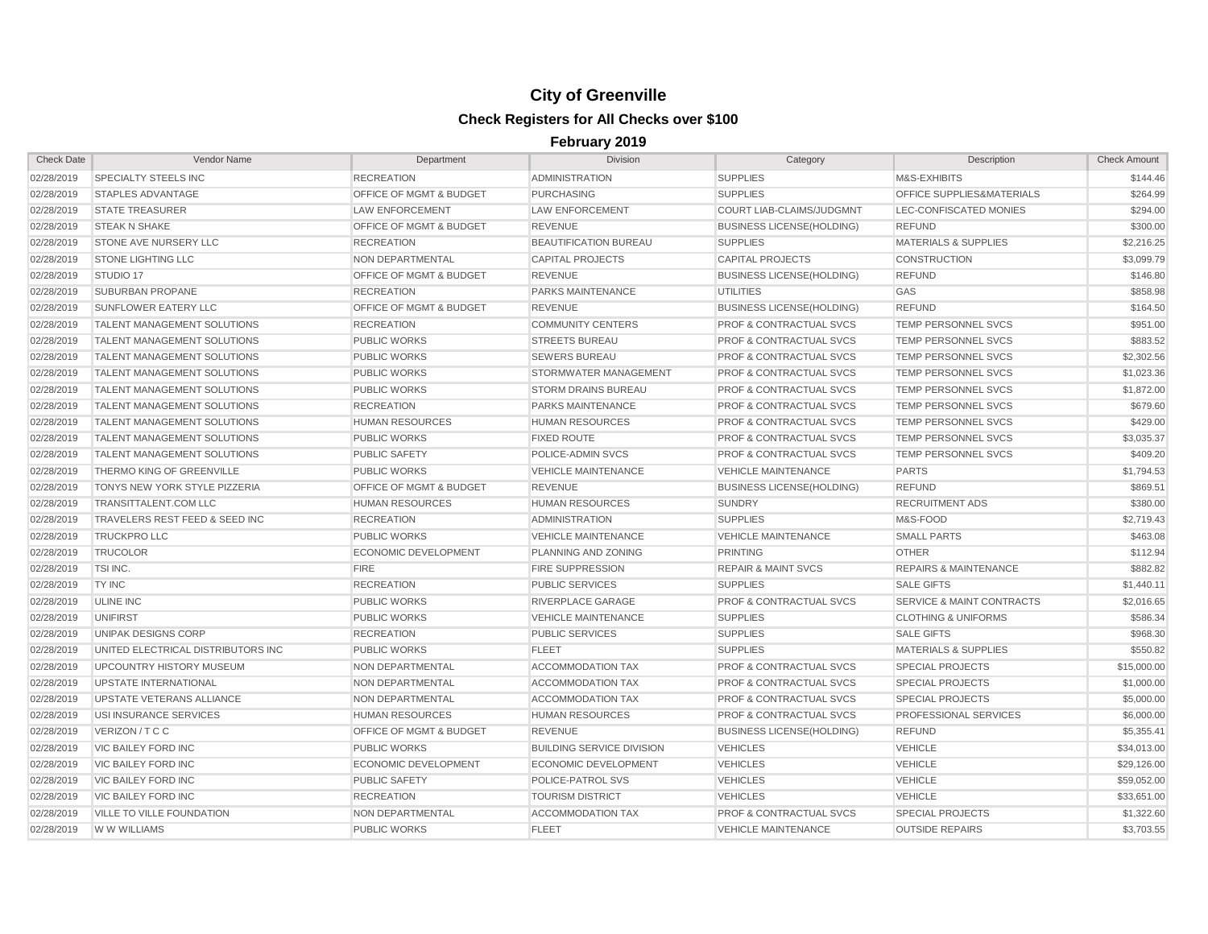# City of Greenville

## Check Registers for All Checks over $100

### February 2019

| Check Date | Vendor Name | Department | Division | Category | Description | Check Amount |
|---|---|---|---|---|---|---|
| 02/28/2019 | SPECIALTY STEELS INC | RECREATION | ADMINISTRATION | SUPPLIES | M&S-EXHIBITS | $144.46 |
| 02/28/2019 | STAPLES ADVANTAGE | OFFICE OF MGMT & BUDGET | PURCHASING | SUPPLIES | OFFICE SUPPLIES&MATERIALS | $264.99 |
| 02/28/2019 | STATE TREASURER | LAW ENFORCEMENT | LAW ENFORCEMENT | COURT LIAB-CLAIMS/JUDGMNT | LEC-CONFISCATED MONIES | $294.00 |
| 02/28/2019 | STEAK N SHAKE | OFFICE OF MGMT & BUDGET | REVENUE | BUSINESS LICENSE(HOLDING) | REFUND | $300.00 |
| 02/28/2019 | STONE AVE NURSERY LLC | RECREATION | BEAUTIFICATION BUREAU | SUPPLIES | MATERIALS & SUPPLIES | $2,216.25 |
| 02/28/2019 | STONE LIGHTING LLC | NON DEPARTMENTAL | CAPITAL PROJECTS | CAPITAL PROJECTS | CONSTRUCTION | $3,099.79 |
| 02/28/2019 | STUDIO 17 | OFFICE OF MGMT & BUDGET | REVENUE | BUSINESS LICENSE(HOLDING) | REFUND | $146.80 |
| 02/28/2019 | SUBURBAN PROPANE | RECREATION | PARKS MAINTENANCE | UTILITIES | GAS | $858.98 |
| 02/28/2019 | SUNFLOWER EATERY LLC | OFFICE OF MGMT & BUDGET | REVENUE | BUSINESS LICENSE(HOLDING) | REFUND | $164.50 |
| 02/28/2019 | TALENT MANAGEMENT SOLUTIONS | RECREATION | COMMUNITY CENTERS | PROF & CONTRACTUAL SVCS | TEMP PERSONNEL SVCS | $951.00 |
| 02/28/2019 | TALENT MANAGEMENT SOLUTIONS | PUBLIC WORKS | STREETS BUREAU | PROF & CONTRACTUAL SVCS | TEMP PERSONNEL SVCS | $883.52 |
| 02/28/2019 | TALENT MANAGEMENT SOLUTIONS | PUBLIC WORKS | SEWERS BUREAU | PROF & CONTRACTUAL SVCS | TEMP PERSONNEL SVCS | $2,302.56 |
| 02/28/2019 | TALENT MANAGEMENT SOLUTIONS | PUBLIC WORKS | STORMWATER MANAGEMENT | PROF & CONTRACTUAL SVCS | TEMP PERSONNEL SVCS | $1,023.36 |
| 02/28/2019 | TALENT MANAGEMENT SOLUTIONS | PUBLIC WORKS | STORM DRAINS BUREAU | PROF & CONTRACTUAL SVCS | TEMP PERSONNEL SVCS | $1,872.00 |
| 02/28/2019 | TALENT MANAGEMENT SOLUTIONS | RECREATION | PARKS MAINTENANCE | PROF & CONTRACTUAL SVCS | TEMP PERSONNEL SVCS | $679.60 |
| 02/28/2019 | TALENT MANAGEMENT SOLUTIONS | HUMAN RESOURCES | HUMAN RESOURCES | PROF & CONTRACTUAL SVCS | TEMP PERSONNEL SVCS | $429.00 |
| 02/28/2019 | TALENT MANAGEMENT SOLUTIONS | PUBLIC WORKS | FIXED ROUTE | PROF & CONTRACTUAL SVCS | TEMP PERSONNEL SVCS | $3,035.37 |
| 02/28/2019 | TALENT MANAGEMENT SOLUTIONS | PUBLIC SAFETY | POLICE-ADMIN SVCS | PROF & CONTRACTUAL SVCS | TEMP PERSONNEL SVCS | $409.20 |
| 02/28/2019 | THERMO KING OF GREENVILLE | PUBLIC WORKS | VEHICLE MAINTENANCE | VEHICLE MAINTENANCE | PARTS | $1,794.53 |
| 02/28/2019 | TONYS NEW YORK STYLE PIZZERIA | OFFICE OF MGMT & BUDGET | REVENUE | BUSINESS LICENSE(HOLDING) | REFUND | $869.51 |
| 02/28/2019 | TRANSITTALENT.COM LLC | HUMAN RESOURCES | HUMAN RESOURCES | SUNDRY | RECRUITMENT ADS | $380.00 |
| 02/28/2019 | TRAVELERS REST FEED & SEED INC | RECREATION | ADMINISTRATION | SUPPLIES | M&S-FOOD | $2,719.43 |
| 02/28/2019 | TRUCKPRO LLC | PUBLIC WORKS | VEHICLE MAINTENANCE | VEHICLE MAINTENANCE | SMALL PARTS | $463.08 |
| 02/28/2019 | TRUCOLOR | ECONOMIC DEVELOPMENT | PLANNING AND ZONING | PRINTING | OTHER | $112.94 |
| 02/28/2019 | TSI INC. | FIRE | FIRE SUPPRESSION | REPAIR & MAINT SVCS | REPAIRS & MAINTENANCE | $882.82 |
| 02/28/2019 | TY INC | RECREATION | PUBLIC SERVICES | SUPPLIES | SALE GIFTS | $1,440.11 |
| 02/28/2019 | ULINE INC | PUBLIC WORKS | RIVERPLACE GARAGE | PROF & CONTRACTUAL SVCS | SERVICE & MAINT CONTRACTS | $2,016.65 |
| 02/28/2019 | UNIFIRST | PUBLIC WORKS | VEHICLE MAINTENANCE | SUPPLIES | CLOTHING & UNIFORMS | $586.34 |
| 02/28/2019 | UNIPAK DESIGNS CORP | RECREATION | PUBLIC SERVICES | SUPPLIES | SALE GIFTS | $968.30 |
| 02/28/2019 | UNITED ELECTRICAL DISTRIBUTORS INC | PUBLIC WORKS | FLEET | SUPPLIES | MATERIALS & SUPPLIES | $550.82 |
| 02/28/2019 | UPCOUNTRY HISTORY MUSEUM | NON DEPARTMENTAL | ACCOMMODATION TAX | PROF & CONTRACTUAL SVCS | SPECIAL PROJECTS | $15,000.00 |
| 02/28/2019 | UPSTATE INTERNATIONAL | NON DEPARTMENTAL | ACCOMMODATION TAX | PROF & CONTRACTUAL SVCS | SPECIAL PROJECTS | $1,000.00 |
| 02/28/2019 | UPSTATE VETERANS ALLIANCE | NON DEPARTMENTAL | ACCOMMODATION TAX | PROF & CONTRACTUAL SVCS | SPECIAL PROJECTS | $5,000.00 |
| 02/28/2019 | USI INSURANCE SERVICES | HUMAN RESOURCES | HUMAN RESOURCES | PROF & CONTRACTUAL SVCS | PROFESSIONAL SERVICES | $6,000.00 |
| 02/28/2019 | VERIZON / T C C | OFFICE OF MGMT & BUDGET | REVENUE | BUSINESS LICENSE(HOLDING) | REFUND | $5,355.41 |
| 02/28/2019 | VIC BAILEY FORD INC | PUBLIC WORKS | BUILDING SERVICE DIVISION | VEHICLES | VEHICLE | $34,013.00 |
| 02/28/2019 | VIC BAILEY FORD INC | ECONOMIC DEVELOPMENT | ECONOMIC DEVELOPMENT | VEHICLES | VEHICLE | $29,126.00 |
| 02/28/2019 | VIC BAILEY FORD INC | PUBLIC SAFETY | POLICE-PATROL SVS | VEHICLES | VEHICLE | $59,052.00 |
| 02/28/2019 | VIC BAILEY FORD INC | RECREATION | TOURISM DISTRICT | VEHICLES | VEHICLE | $33,651.00 |
| 02/28/2019 | VILLE TO VILLE FOUNDATION | NON DEPARTMENTAL | ACCOMMODATION TAX | PROF & CONTRACTUAL SVCS | SPECIAL PROJECTS | $1,322.60 |
| 02/28/2019 | W W WILLIAMS | PUBLIC WORKS | FLEET | VEHICLE MAINTENANCE | OUTSIDE REPAIRS | $3,703.55 |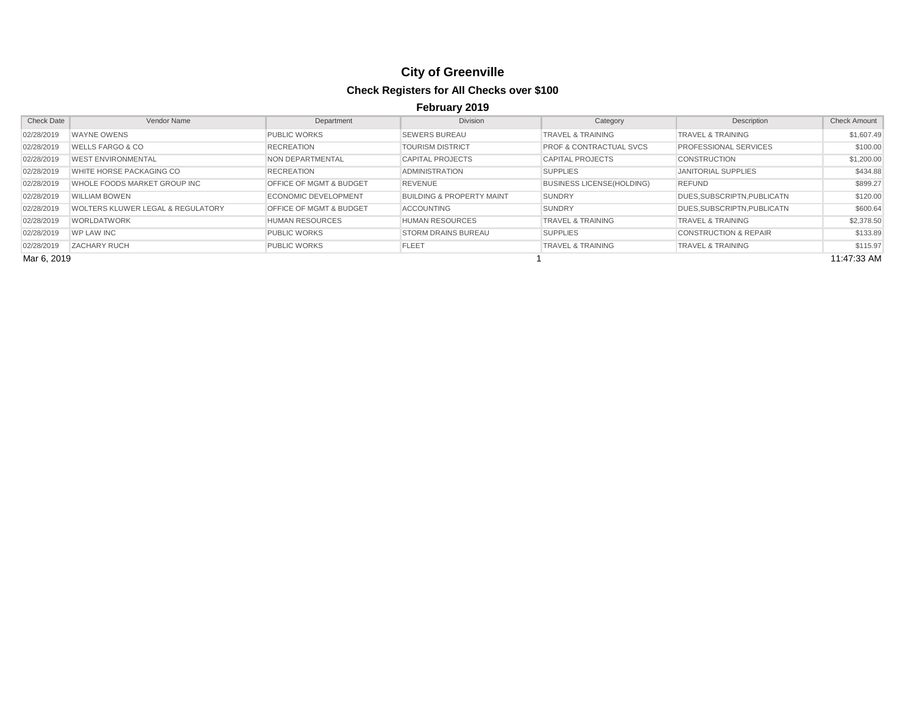# City of Greenville

## Check Registers for All Checks over $100

### February 2019

| Check Date | Vendor Name | Department | Division | Category | Description | Check Amount |
|---|---|---|---|---|---|---|
| 02/28/2019 | WAYNE OWENS | PUBLIC WORKS | SEWERS BUREAU | TRAVEL & TRAINING | TRAVEL & TRAINING | $1,607.49 |
| 02/28/2019 | WELLS FARGO & CO | RECREATION | TOURISM DISTRICT | PROF & CONTRACTUAL SVCS | PROFESSIONAL SERVICES | $100.00 |
| 02/28/2019 | WEST ENVIRONMENTAL | NON DEPARTMENTAL | CAPITAL PROJECTS | CAPITAL PROJECTS | CONSTRUCTION | $1,200.00 |
| 02/28/2019 | WHITE HORSE PACKAGING CO | RECREATION | ADMINISTRATION | SUPPLIES | JANITORIAL SUPPLIES | $434.88 |
| 02/28/2019 | WHOLE FOODS MARKET GROUP INC | OFFICE OF MGMT & BUDGET | REVENUE | BUSINESS LICENSE(HOLDING) | REFUND | $899.27 |
| 02/28/2019 | WILLIAM BOWEN | ECONOMIC DEVELOPMENT | BUILDING & PROPERTY MAINT | SUNDRY | DUES,SUBSCRIPTN,PUBLICATN | $120.00 |
| 02/28/2019 | WOLTERS KLUWER LEGAL & REGULATORY | OFFICE OF MGMT & BUDGET | ACCOUNTING | SUNDRY | DUES,SUBSCRIPTN,PUBLICATN | $600.64 |
| 02/28/2019 | WORLDATWORK | HUMAN RESOURCES | HUMAN RESOURCES | TRAVEL & TRAINING | TRAVEL & TRAINING | $2,378.50 |
| 02/28/2019 | WP LAW INC | PUBLIC WORKS | STORM DRAINS BUREAU | SUPPLIES | CONSTRUCTION & REPAIR | $133.89 |
| 02/28/2019 | ZACHARY RUCH | PUBLIC WORKS | FLEET | TRAVEL & TRAINING | TRAVEL & TRAINING | $115.97 |